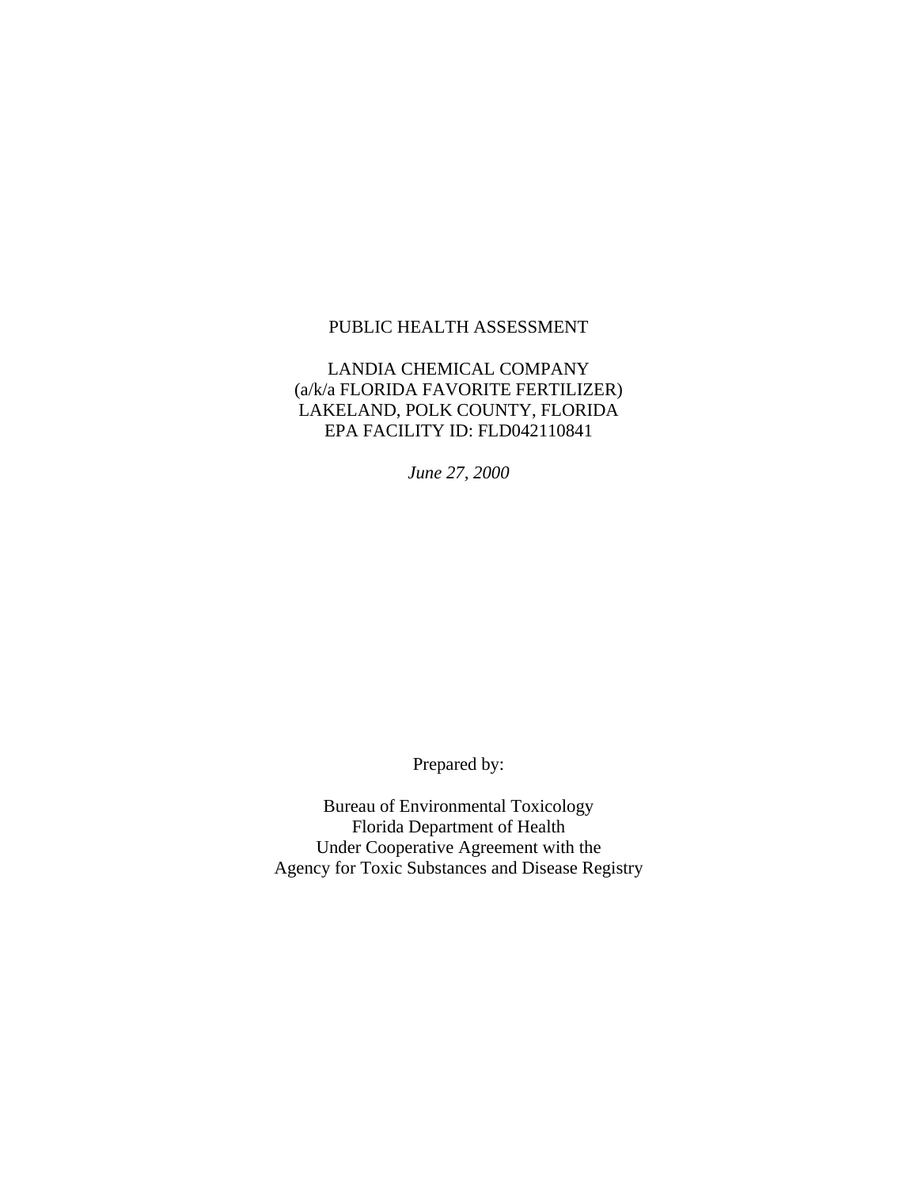# PUBLIC HEALTH ASSESSMENT

LANDIA CHEMICAL COMPANY
(a/k/a FLORIDA FAVORITE FERTILIZER)
LAKELAND, POLK COUNTY, FLORIDA
EPA FACILITY ID: FLD042110841

*June 27, 2000*

Prepared by:

Bureau of Environmental Toxicology
Florida Department of Health
Under Cooperative Agreement with the
Agency for Toxic Substances and Disease Registry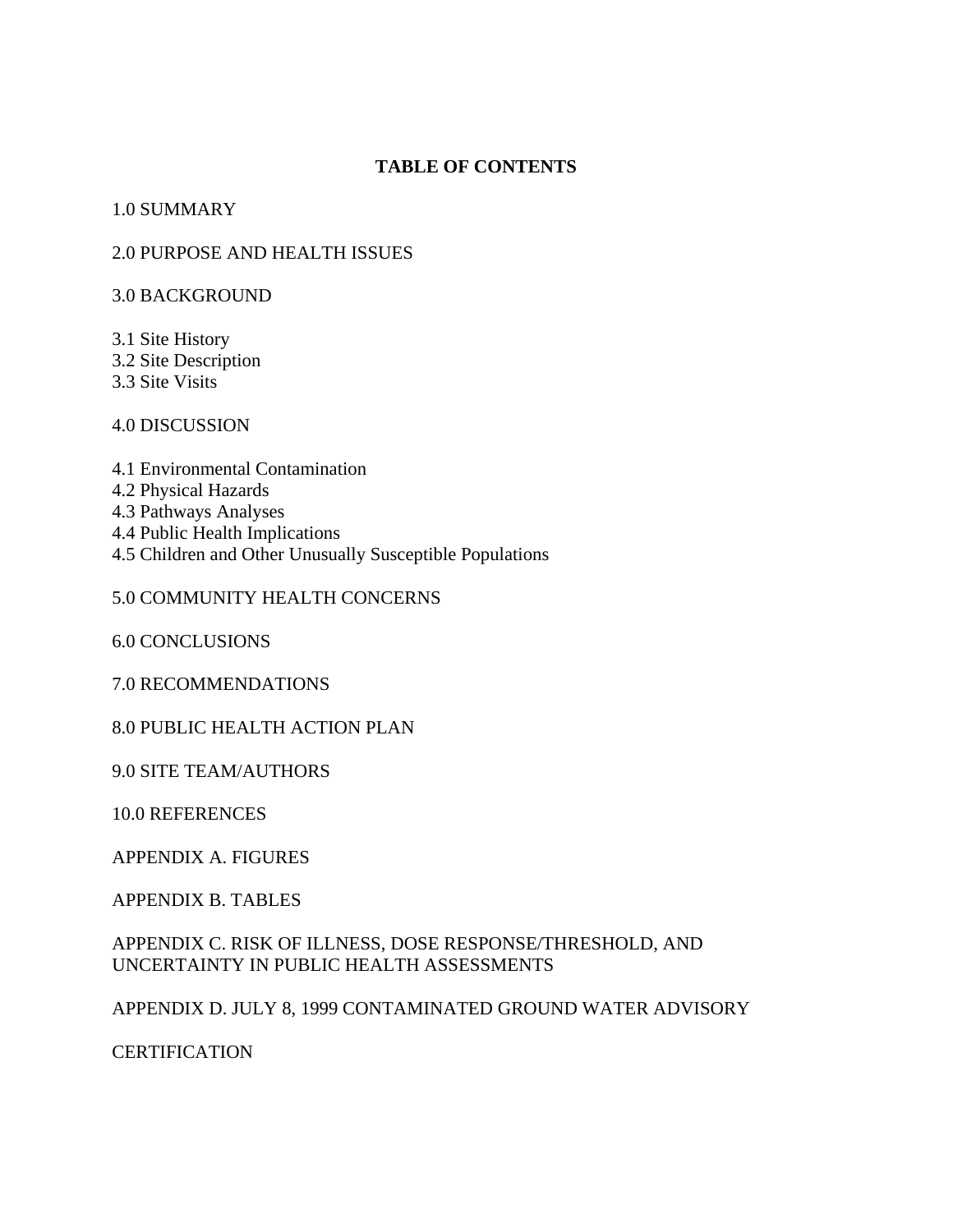# TABLE OF CONTENTS

1.0 SUMMARY

2.0 PURPOSE AND HEALTH ISSUES

3.0 BACKGROUND

3.1 Site History
3.2 Site Description
3.3 Site Visits

4.0 DISCUSSION

4.1 Environmental Contamination
4.2 Physical Hazards
4.3 Pathways Analyses
4.4 Public Health Implications
4.5 Children and Other Unusually Susceptible Populations

5.0 COMMUNITY HEALTH CONCERNS

6.0 CONCLUSIONS

7.0 RECOMMENDATIONS

8.0 PUBLIC HEALTH ACTION PLAN

9.0 SITE TEAM/AUTHORS

10.0 REFERENCES

APPENDIX A. FIGURES

APPENDIX B. TABLES

APPENDIX C. RISK OF ILLNESS, DOSE RESPONSE/THRESHOLD, AND UNCERTAINTY IN PUBLIC HEALTH ASSESSMENTS

APPENDIX D. JULY 8, 1999 CONTAMINATED GROUND WATER ADVISORY

CERTIFICATION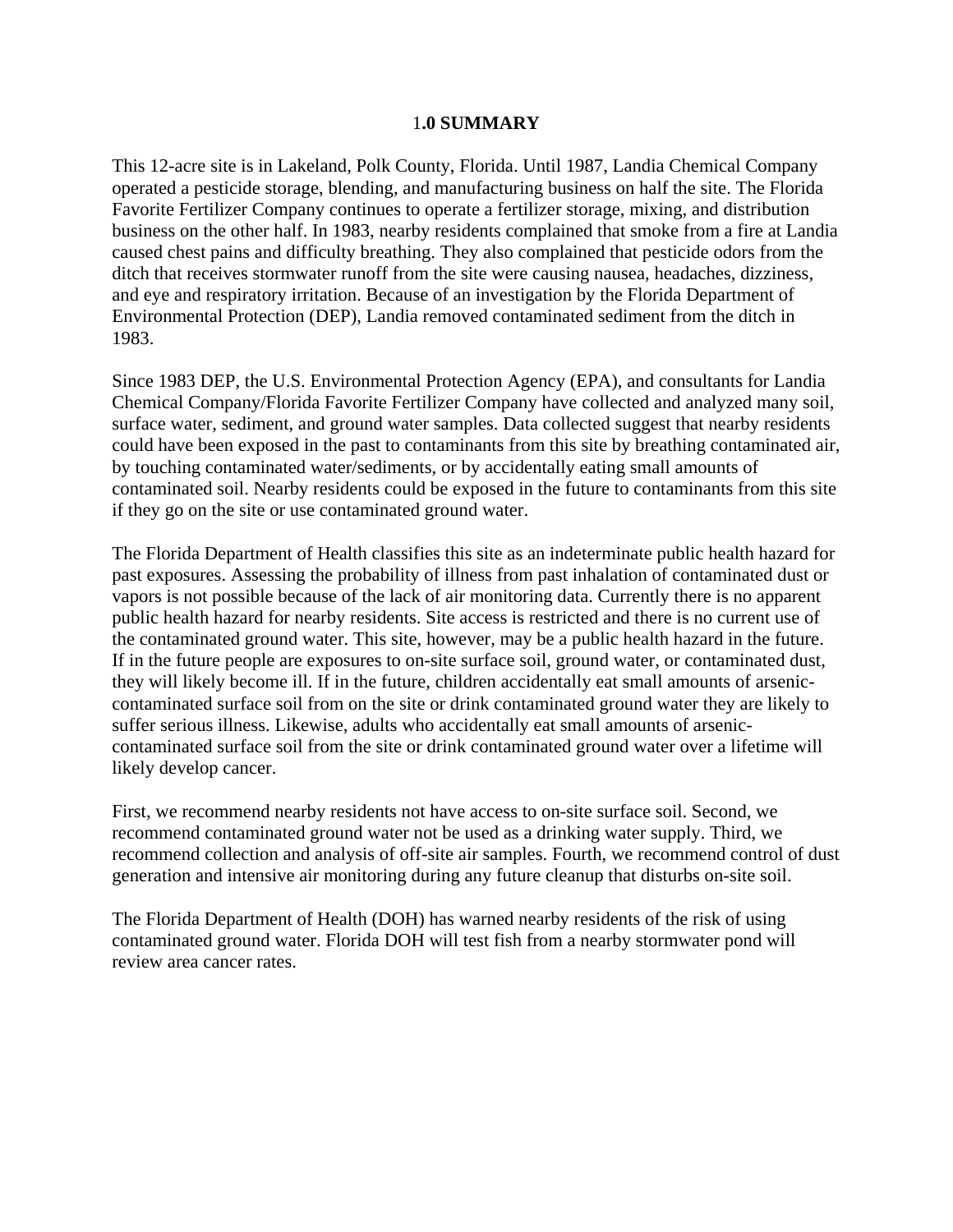# 1.0 SUMMARY

This 12-acre site is in Lakeland, Polk County, Florida. Until 1987, Landia Chemical Company operated a pesticide storage, blending, and manufacturing business on half the site. The Florida Favorite Fertilizer Company continues to operate a fertilizer storage, mixing, and distribution business on the other half. In 1983, nearby residents complained that smoke from a fire at Landia caused chest pains and difficulty breathing. They also complained that pesticide odors from the ditch that receives stormwater runoff from the site were causing nausea, headaches, dizziness, and eye and respiratory irritation. Because of an investigation by the Florida Department of Environmental Protection (DEP), Landia removed contaminated sediment from the ditch in 1983.

Since 1983 DEP, the U.S. Environmental Protection Agency (EPA), and consultants for Landia Chemical Company/Florida Favorite Fertilizer Company have collected and analyzed many soil, surface water, sediment, and ground water samples. Data collected suggest that nearby residents could have been exposed in the past to contaminants from this site by breathing contaminated air, by touching contaminated water/sediments, or by accidentally eating small amounts of contaminated soil. Nearby residents could be exposed in the future to contaminants from this site if they go on the site or use contaminated ground water.

The Florida Department of Health classifies this site as an indeterminate public health hazard for past exposures. Assessing the probability of illness from past inhalation of contaminated dust or vapors is not possible because of the lack of air monitoring data. Currently there is no apparent public health hazard for nearby residents. Site access is restricted and there is no current use of the contaminated ground water. This site, however, may be a public health hazard in the future. If in the future people are exposures to on-site surface soil, ground water, or contaminated dust, they will likely become ill. If in the future, children accidentally eat small amounts of arsenic-contaminated surface soil from on the site or drink contaminated ground water they are likely to suffer serious illness. Likewise, adults who accidentally eat small amounts of arsenic-contaminated surface soil from the site or drink contaminated ground water over a lifetime will likely develop cancer.

First, we recommend nearby residents not have access to on-site surface soil. Second, we recommend contaminated ground water not be used as a drinking water supply. Third, we recommend collection and analysis of off-site air samples. Fourth, we recommend control of dust generation and intensive air monitoring during any future cleanup that disturbs on-site soil.

The Florida Department of Health (DOH) has warned nearby residents of the risk of using contaminated ground water. Florida DOH will test fish from a nearby stormwater pond will review area cancer rates.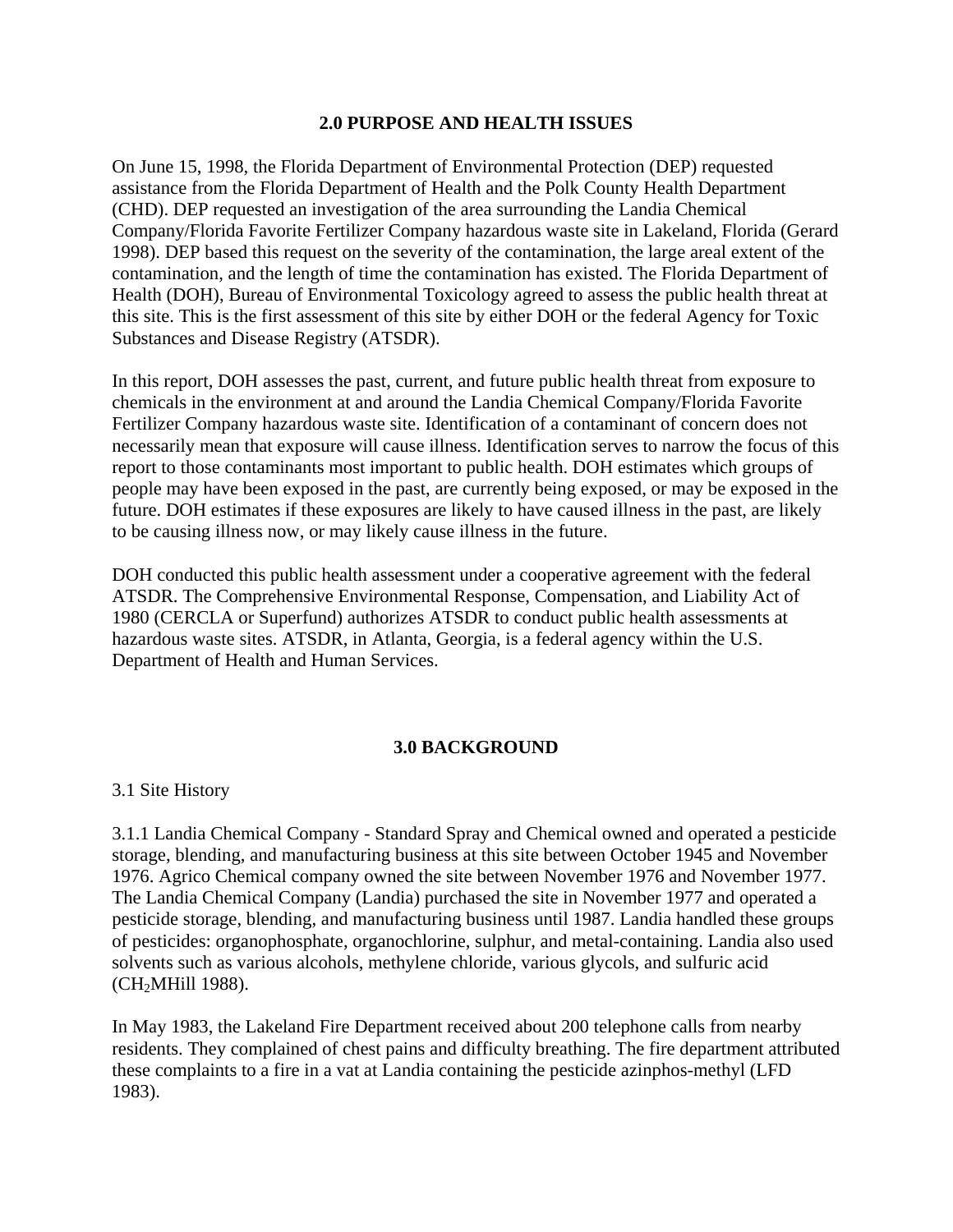## 2.0 PURPOSE AND HEALTH ISSUES

On June 15, 1998, the Florida Department of Environmental Protection (DEP) requested assistance from the Florida Department of Health and the Polk County Health Department (CHD). DEP requested an investigation of the area surrounding the Landia Chemical Company/Florida Favorite Fertilizer Company hazardous waste site in Lakeland, Florida (Gerard 1998). DEP based this request on the severity of the contamination, the large areal extent of the contamination, and the length of time the contamination has existed. The Florida Department of Health (DOH), Bureau of Environmental Toxicology agreed to assess the public health threat at this site. This is the first assessment of this site by either DOH or the federal Agency for Toxic Substances and Disease Registry (ATSDR).

In this report, DOH assesses the past, current, and future public health threat from exposure to chemicals in the environment at and around the Landia Chemical Company/Florida Favorite Fertilizer Company hazardous waste site. Identification of a contaminant of concern does not necessarily mean that exposure will cause illness. Identification serves to narrow the focus of this report to those contaminants most important to public health. DOH estimates which groups of people may have been exposed in the past, are currently being exposed, or may be exposed in the future. DOH estimates if these exposures are likely to have caused illness in the past, are likely to be causing illness now, or may likely cause illness in the future.

DOH conducted this public health assessment under a cooperative agreement with the federal ATSDR. The Comprehensive Environmental Response, Compensation, and Liability Act of 1980 (CERCLA or Superfund) authorizes ATSDR to conduct public health assessments at hazardous waste sites. ATSDR, in Atlanta, Georgia, is a federal agency within the U.S. Department of Health and Human Services.

## 3.0 BACKGROUND

### 3.1 Site History

3.1.1 Landia Chemical Company - Standard Spray and Chemical owned and operated a pesticide storage, blending, and manufacturing business at this site between October 1945 and November 1976. Agrico Chemical company owned the site between November 1976 and November 1977. The Landia Chemical Company (Landia) purchased the site in November 1977 and operated a pesticide storage, blending, and manufacturing business until 1987. Landia handled these groups of pesticides: organophosphate, organochlorine, sulphur, and metal-containing. Landia also used solvents such as various alcohols, methylene chloride, various glycols, and sulfuric acid ($CH_2$MHill 1988).

In May 1983, the Lakeland Fire Department received about 200 telephone calls from nearby residents. They complained of chest pains and difficulty breathing. The fire department attributed these complaints to a fire in a vat at Landia containing the pesticide azinphos-methyl (LFD 1983).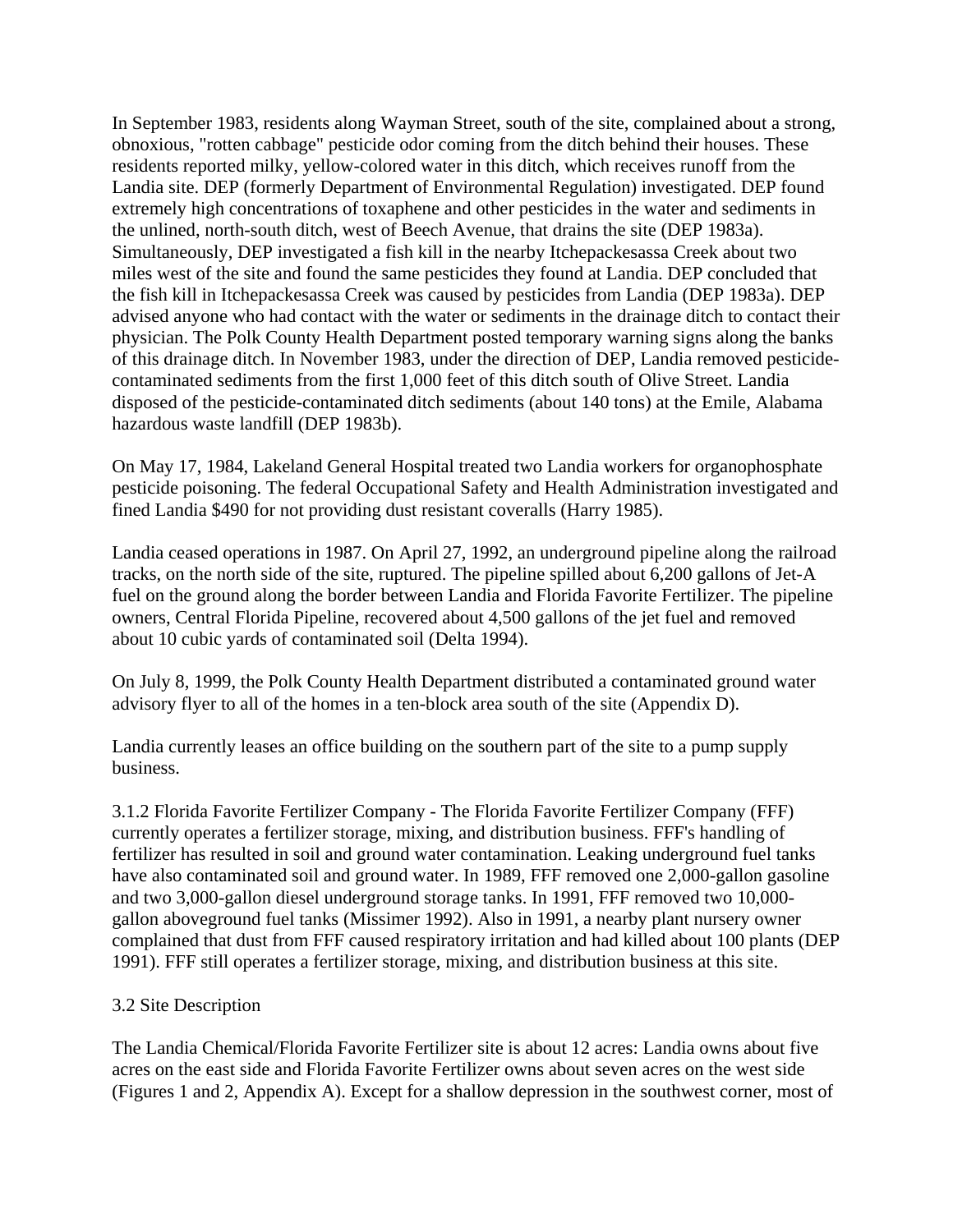In September 1983, residents along Wayman Street, south of the site, complained about a strong, obnoxious, "rotten cabbage" pesticide odor coming from the ditch behind their houses. These residents reported milky, yellow-colored water in this ditch, which receives runoff from the Landia site. DEP (formerly Department of Environmental Regulation) investigated. DEP found extremely high concentrations of toxaphene and other pesticides in the water and sediments in the unlined, north-south ditch, west of Beech Avenue, that drains the site (DEP 1983a). Simultaneously, DEP investigated a fish kill in the nearby Itchepackesassa Creek about two miles west of the site and found the same pesticides they found at Landia. DEP concluded that the fish kill in Itchepackesassa Creek was caused by pesticides from Landia (DEP 1983a). DEP advised anyone who had contact with the water or sediments in the drainage ditch to contact their physician. The Polk County Health Department posted temporary warning signs along the banks of this drainage ditch. In November 1983, under the direction of DEP, Landia removed pesticide-contaminated sediments from the first 1,000 feet of this ditch south of Olive Street. Landia disposed of the pesticide-contaminated ditch sediments (about 140 tons) at the Emile, Alabama hazardous waste landfill (DEP 1983b).

On May 17, 1984, Lakeland General Hospital treated two Landia workers for organophosphate pesticide poisoning. The federal Occupational Safety and Health Administration investigated and fined Landia $490 for not providing dust resistant coveralls (Harry 1985).

Landia ceased operations in 1987. On April 27, 1992, an underground pipeline along the railroad tracks, on the north side of the site, ruptured. The pipeline spilled about 6,200 gallons of Jet-A fuel on the ground along the border between Landia and Florida Favorite Fertilizer. The pipeline owners, Central Florida Pipeline, recovered about 4,500 gallons of the jet fuel and removed about 10 cubic yards of contaminated soil (Delta 1994).

On July 8, 1999, the Polk County Health Department distributed a contaminated ground water advisory flyer to all of the homes in a ten-block area south of the site (Appendix D).

Landia currently leases an office building on the southern part of the site to a pump supply business.

3.1.2 Florida Favorite Fertilizer Company - The Florida Favorite Fertilizer Company (FFF) currently operates a fertilizer storage, mixing, and distribution business. FFF's handling of fertilizer has resulted in soil and ground water contamination. Leaking underground fuel tanks have also contaminated soil and ground water. In 1989, FFF removed one 2,000-gallon gasoline and two 3,000-gallon diesel underground storage tanks. In 1991, FFF removed two 10,000-gallon aboveground fuel tanks (Missimer 1992). Also in 1991, a nearby plant nursery owner complained that dust from FFF caused respiratory irritation and had killed about 100 plants (DEP 1991). FFF still operates a fertilizer storage, mixing, and distribution business at this site.

### 3.2 Site Description

The Landia Chemical/Florida Favorite Fertilizer site is about 12 acres: Landia owns about five acres on the east side and Florida Favorite Fertilizer owns about seven acres on the west side (Figures 1 and 2, Appendix A). Except for a shallow depression in the southwest corner, most of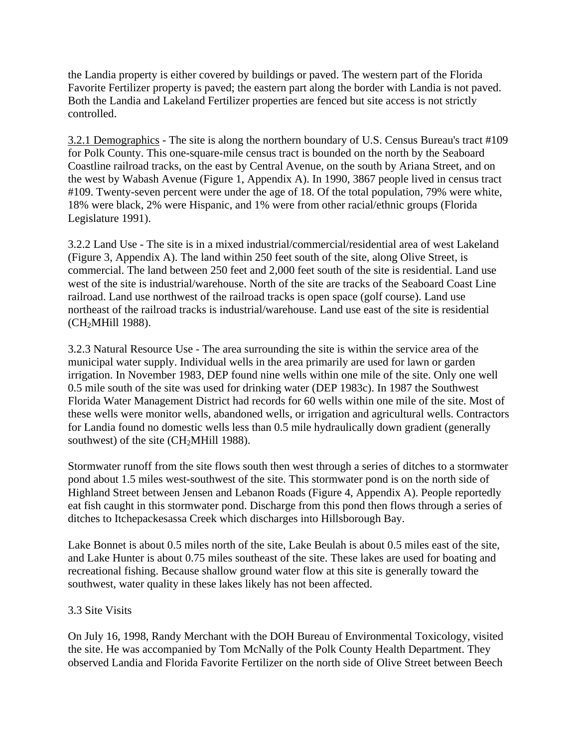the Landia property is either covered by buildings or paved. The western part of the Florida Favorite Fertilizer property is paved; the eastern part along the border with Landia is not paved. Both the Landia and Lakeland Fertilizer properties are fenced but site access is not strictly controlled.

3.2.1 Demographics - The site is along the northern boundary of U.S. Census Bureau's tract #109 for Polk County. This one-square-mile census tract is bounded on the north by the Seaboard Coastline railroad tracks, on the east by Central Avenue, on the south by Ariana Street, and on the west by Wabash Avenue (Figure 1, Appendix A). In 1990, 3867 people lived in census tract #109. Twenty-seven percent were under the age of 18. Of the total population, 79% were white, 18% were black, 2% were Hispanic, and 1% were from other racial/ethnic groups (Florida Legislature 1991).

3.2.2 Land Use - The site is in a mixed industrial/commercial/residential area of west Lakeland (Figure 3, Appendix A). The land within 250 feet south of the site, along Olive Street, is commercial. The land between 250 feet and 2,000 feet south of the site is residential. Land use west of the site is industrial/warehouse. North of the site are tracks of the Seaboard Coast Line railroad. Land use northwest of the railroad tracks is open space (golf course). Land use northeast of the railroad tracks is industrial/warehouse. Land use east of the site is residential ($CH_2$MHill 1988).

3.2.3 Natural Resource Use - The area surrounding the site is within the service area of the municipal water supply. Individual wells in the area primarily are used for lawn or garden irrigation. In November 1983, DEP found nine wells within one mile of the site. Only one well 0.5 mile south of the site was used for drinking water (DEP 1983c). In 1987 the Southwest Florida Water Management District had records for 60 wells within one mile of the site. Most of these wells were monitor wells, abandoned wells, or irrigation and agricultural wells. Contractors for Landia found no domestic wells less than 0.5 mile hydraulically down gradient (generally southwest) of the site ($CH_2$MHill 1988).

Stormwater runoff from the site flows south then west through a series of ditches to a stormwater pond about 1.5 miles west-southwest of the site. This stormwater pond is on the north side of Highland Street between Jensen and Lebanon Roads (Figure 4, Appendix A). People reportedly eat fish caught in this stormwater pond. Discharge from this pond then flows through a series of ditches to Itchepackesassa Creek which discharges into Hillsborough Bay.

Lake Bonnet is about 0.5 miles north of the site, Lake Beulah is about 0.5 miles east of the site, and Lake Hunter is about 0.75 miles southeast of the site. These lakes are used for boating and recreational fishing. Because shallow ground water flow at this site is generally toward the southwest, water quality in these lakes likely has not been affected.

3.3 Site Visits

On July 16, 1998, Randy Merchant with the DOH Bureau of Environmental Toxicology, visited the site. He was accompanied by Tom McNally of the Polk County Health Department. They observed Landia and Florida Favorite Fertilizer on the north side of Olive Street between Beech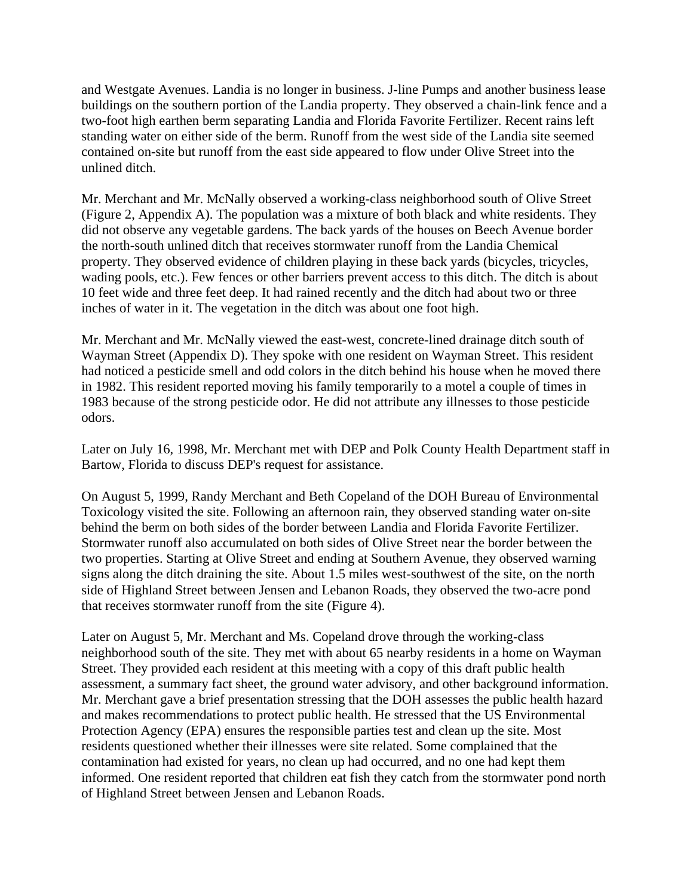and Westgate Avenues. Landia is no longer in business. J-line Pumps and another business lease buildings on the southern portion of the Landia property. They observed a chain-link fence and a two-foot high earthen berm separating Landia and Florida Favorite Fertilizer. Recent rains left standing water on either side of the berm. Runoff from the west side of the Landia site seemed contained on-site but runoff from the east side appeared to flow under Olive Street into the unlined ditch.

Mr. Merchant and Mr. McNally observed a working-class neighborhood south of Olive Street (Figure 2, Appendix A). The population was a mixture of both black and white residents. They did not observe any vegetable gardens. The back yards of the houses on Beech Avenue border the north-south unlined ditch that receives stormwater runoff from the Landia Chemical property. They observed evidence of children playing in these back yards (bicycles, tricycles, wading pools, etc.). Few fences or other barriers prevent access to this ditch. The ditch is about 10 feet wide and three feet deep. It had rained recently and the ditch had about two or three inches of water in it. The vegetation in the ditch was about one foot high.

Mr. Merchant and Mr. McNally viewed the east-west, concrete-lined drainage ditch south of Wayman Street (Appendix D). They spoke with one resident on Wayman Street. This resident had noticed a pesticide smell and odd colors in the ditch behind his house when he moved there in 1982. This resident reported moving his family temporarily to a motel a couple of times in 1983 because of the strong pesticide odor. He did not attribute any illnesses to those pesticide odors.

Later on July 16, 1998, Mr. Merchant met with DEP and Polk County Health Department staff in Bartow, Florida to discuss DEP's request for assistance.

On August 5, 1999, Randy Merchant and Beth Copeland of the DOH Bureau of Environmental Toxicology visited the site. Following an afternoon rain, they observed standing water on-site behind the berm on both sides of the border between Landia and Florida Favorite Fertilizer. Stormwater runoff also accumulated on both sides of Olive Street near the border between the two properties. Starting at Olive Street and ending at Southern Avenue, they observed warning signs along the ditch draining the site. About 1.5 miles west-southwest of the site, on the north side of Highland Street between Jensen and Lebanon Roads, they observed the two-acre pond that receives stormwater runoff from the site (Figure 4).

Later on August 5, Mr. Merchant and Ms. Copeland drove through the working-class neighborhood south of the site. They met with about 65 nearby residents in a home on Wayman Street. They provided each resident at this meeting with a copy of this draft public health assessment, a summary fact sheet, the ground water advisory, and other background information. Mr. Merchant gave a brief presentation stressing that the DOH assesses the public health hazard and makes recommendations to protect public health. He stressed that the US Environmental Protection Agency (EPA) ensures the responsible parties test and clean up the site. Most residents questioned whether their illnesses were site related. Some complained that the contamination had existed for years, no clean up had occurred, and no one had kept them informed. One resident reported that children eat fish they catch from the stormwater pond north of Highland Street between Jensen and Lebanon Roads.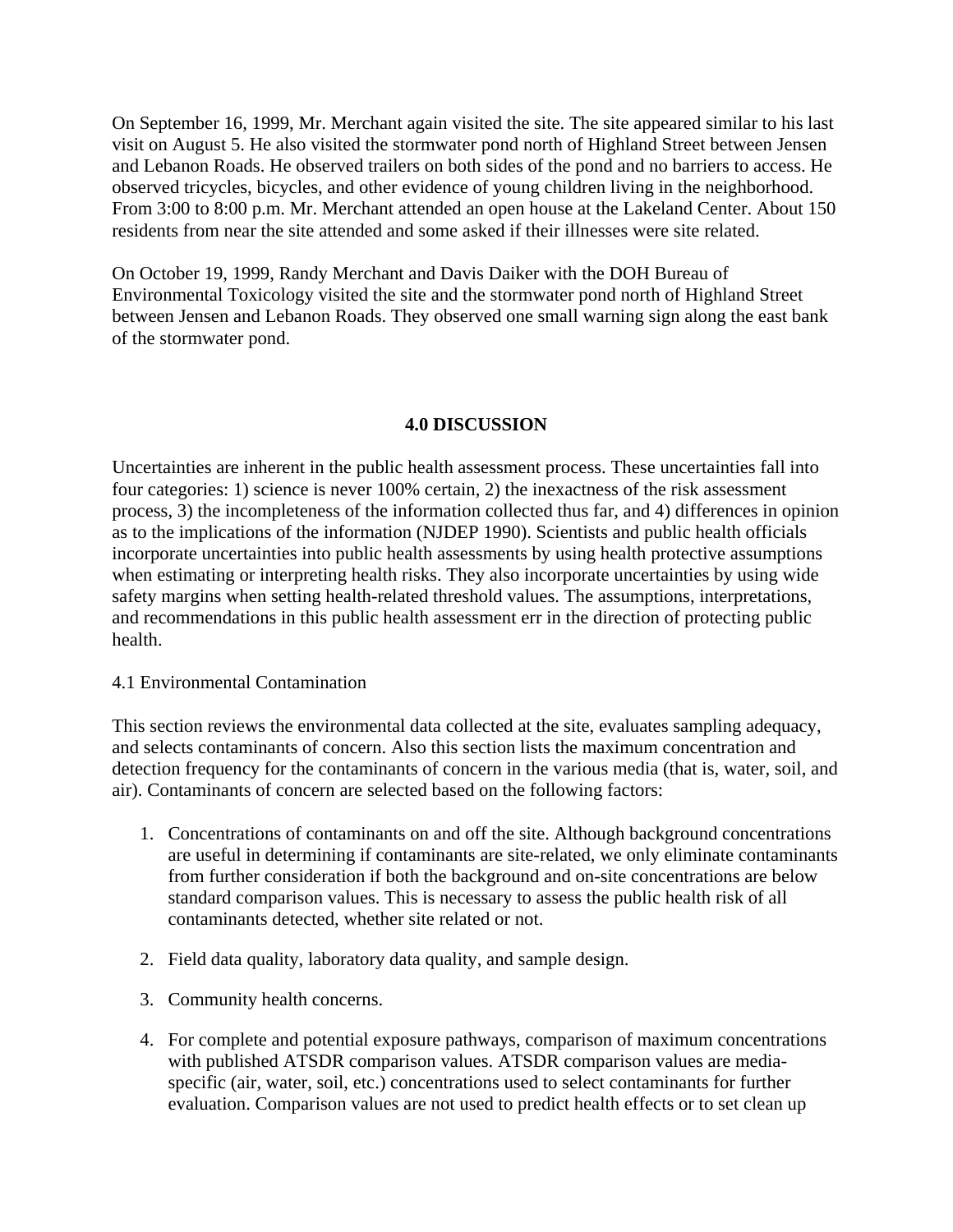On September 16, 1999, Mr. Merchant again visited the site. The site appeared similar to his last visit on August 5. He also visited the stormwater pond north of Highland Street between Jensen and Lebanon Roads. He observed trailers on both sides of the pond and no barriers to access. He observed tricycles, bicycles, and other evidence of young children living in the neighborhood. From 3:00 to 8:00 p.m. Mr. Merchant attended an open house at the Lakeland Center. About 150 residents from near the site attended and some asked if their illnesses were site related.

On October 19, 1999, Randy Merchant and Davis Daiker with the DOH Bureau of Environmental Toxicology visited the site and the stormwater pond north of Highland Street between Jensen and Lebanon Roads. They observed one small warning sign along the east bank of the stormwater pond.

## 4.0 DISCUSSION

Uncertainties are inherent in the public health assessment process. These uncertainties fall into four categories: 1) science is never 100% certain, 2) the inexactness of the risk assessment process, 3) the incompleteness of the information collected thus far, and 4) differences in opinion as to the implications of the information (NJDEP 1990). Scientists and public health officials incorporate uncertainties into public health assessments by using health protective assumptions when estimating or interpreting health risks. They also incorporate uncertainties by using wide safety margins when setting health-related threshold values. The assumptions, interpretations, and recommendations in this public health assessment err in the direction of protecting public health.

### 4.1 Environmental Contamination

This section reviews the environmental data collected at the site, evaluates sampling adequacy, and selects contaminants of concern. Also this section lists the maximum concentration and detection frequency for the contaminants of concern in the various media (that is, water, soil, and air). Contaminants of concern are selected based on the following factors:

1. Concentrations of contaminants on and off the site. Although background concentrations are useful in determining if contaminants are site-related, we only eliminate contaminants from further consideration if both the background and on-site concentrations are below standard comparison values. This is necessary to assess the public health risk of all contaminants detected, whether site related or not.

2. Field data quality, laboratory data quality, and sample design.

3. Community health concerns.

4. For complete and potential exposure pathways, comparison of maximum concentrations with published ATSDR comparison values. ATSDR comparison values are media-specific (air, water, soil, etc.) concentrations used to select contaminants for further evaluation. Comparison values are not used to predict health effects or to set clean up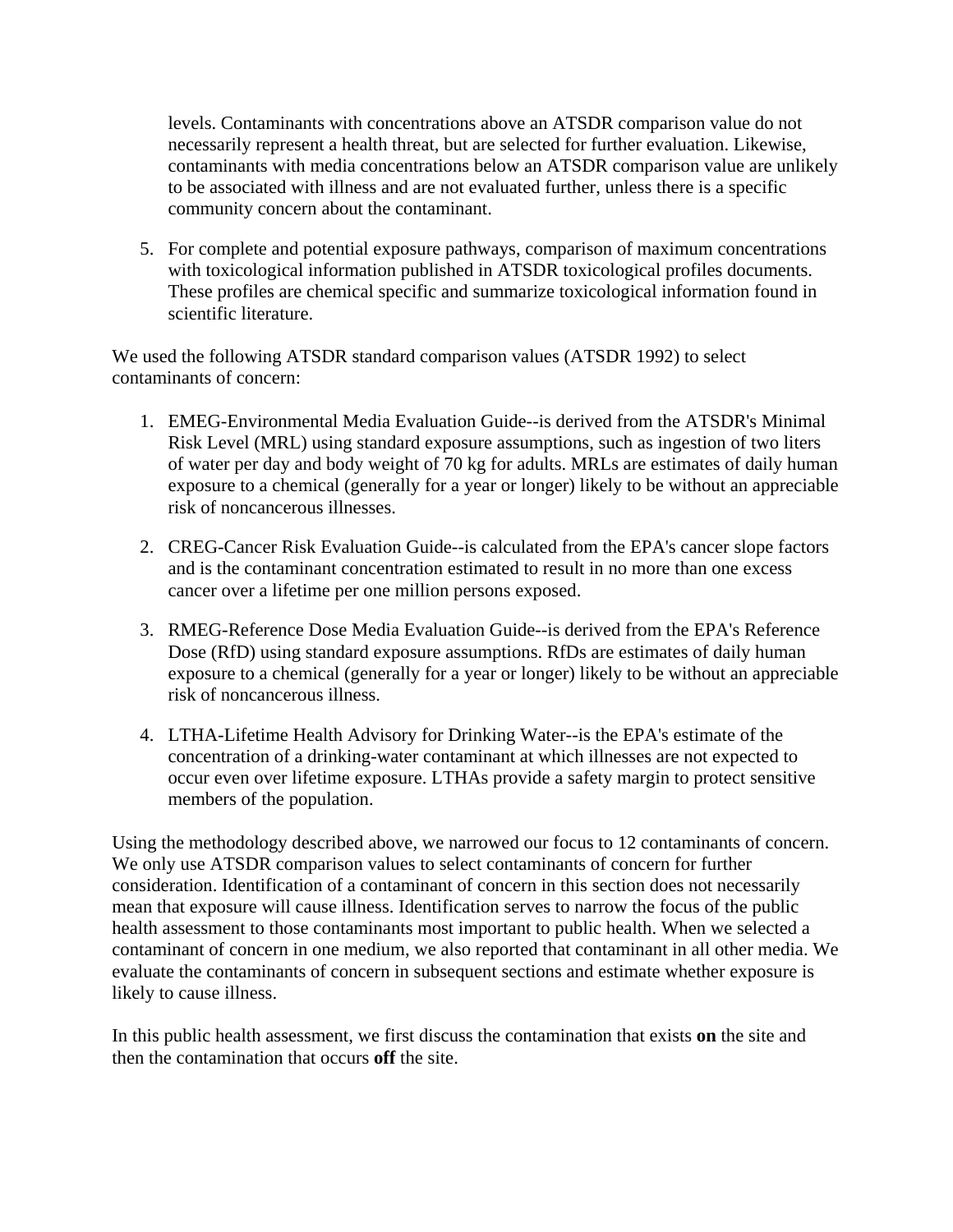levels. Contaminants with concentrations above an ATSDR comparison value do not necessarily represent a health threat, but are selected for further evaluation. Likewise, contaminants with media concentrations below an ATSDR comparison value are unlikely to be associated with illness and are not evaluated further, unless there is a specific community concern about the contaminant.

5. For complete and potential exposure pathways, comparison of maximum concentrations with toxicological information published in ATSDR toxicological profiles documents. These profiles are chemical specific and summarize toxicological information found in scientific literature.

We used the following ATSDR standard comparison values (ATSDR 1992) to select contaminants of concern:

1. EMEG-Environmental Media Evaluation Guide--is derived from the ATSDR's Minimal Risk Level (MRL) using standard exposure assumptions, such as ingestion of two liters of water per day and body weight of 70 kg for adults. MRLs are estimates of daily human exposure to a chemical (generally for a year or longer) likely to be without an appreciable risk of noncancerous illnesses.

2. CREG-Cancer Risk Evaluation Guide--is calculated from the EPA's cancer slope factors and is the contaminant concentration estimated to result in no more than one excess cancer over a lifetime per one million persons exposed.

3. RMEG-Reference Dose Media Evaluation Guide--is derived from the EPA's Reference Dose (RfD) using standard exposure assumptions. RfDs are estimates of daily human exposure to a chemical (generally for a year or longer) likely to be without an appreciable risk of noncancerous illness.

4. LTHA-Lifetime Health Advisory for Drinking Water--is the EPA's estimate of the concentration of a drinking-water contaminant at which illnesses are not expected to occur even over lifetime exposure. LTHAs provide a safety margin to protect sensitive members of the population.

Using the methodology described above, we narrowed our focus to 12 contaminants of concern. We only use ATSDR comparison values to select contaminants of concern for further consideration. Identification of a contaminant of concern in this section does not necessarily mean that exposure will cause illness. Identification serves to narrow the focus of the public health assessment to those contaminants most important to public health. When we selected a contaminant of concern in one medium, we also reported that contaminant in all other media. We evaluate the contaminants of concern in subsequent sections and estimate whether exposure is likely to cause illness.

In this public health assessment, we first discuss the contamination that exists **on** the site and then the contamination that occurs **off** the site.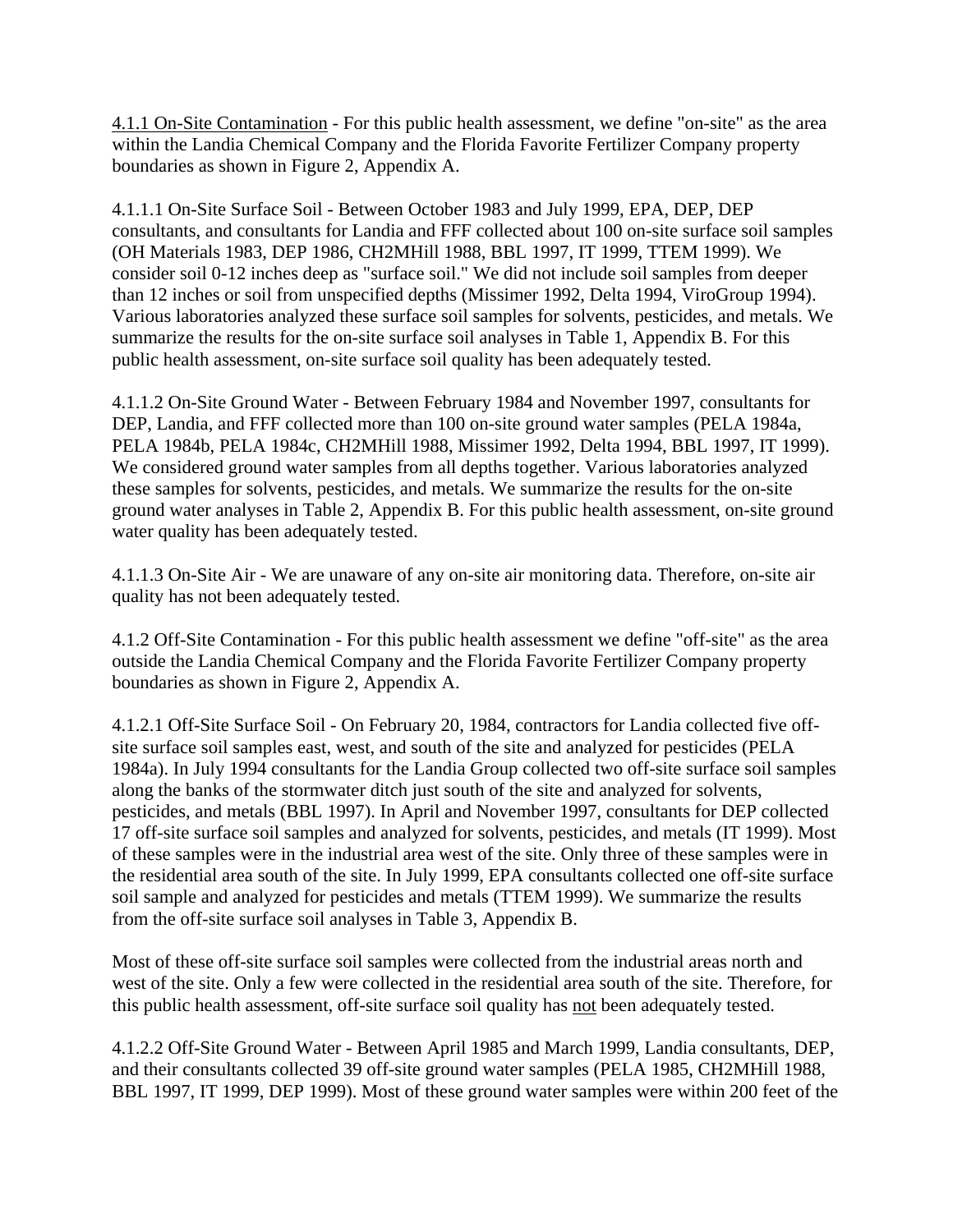4.1.1 On-Site Contamination - For this public health assessment, we define "on-site" as the area within the Landia Chemical Company and the Florida Favorite Fertilizer Company property boundaries as shown in Figure 2, Appendix A.

4.1.1.1 On-Site Surface Soil - Between October 1983 and July 1999, EPA, DEP, DEP consultants, and consultants for Landia and FFF collected about 100 on-site surface soil samples (OH Materials 1983, DEP 1986, CH2MHill 1988, BBL 1997, IT 1999, TTEM 1999). We consider soil 0-12 inches deep as "surface soil." We did not include soil samples from deeper than 12 inches or soil from unspecified depths (Missimer 1992, Delta 1994, ViroGroup 1994). Various laboratories analyzed these surface soil samples for solvents, pesticides, and metals. We summarize the results for the on-site surface soil analyses in Table 1, Appendix B. For this public health assessment, on-site surface soil quality has been adequately tested.

4.1.1.2 On-Site Ground Water - Between February 1984 and November 1997, consultants for DEP, Landia, and FFF collected more than 100 on-site ground water samples (PELA 1984a, PELA 1984b, PELA 1984c, CH2MHill 1988, Missimer 1992, Delta 1994, BBL 1997, IT 1999). We considered ground water samples from all depths together. Various laboratories analyzed these samples for solvents, pesticides, and metals. We summarize the results for the on-site ground water analyses in Table 2, Appendix B. For this public health assessment, on-site ground water quality has been adequately tested.

4.1.1.3 On-Site Air - We are unaware of any on-site air monitoring data. Therefore, on-site air quality has not been adequately tested.

4.1.2 Off-Site Contamination - For this public health assessment we define "off-site" as the area outside the Landia Chemical Company and the Florida Favorite Fertilizer Company property boundaries as shown in Figure 2, Appendix A.

4.1.2.1 Off-Site Surface Soil - On February 20, 1984, contractors for Landia collected five off-site surface soil samples east, west, and south of the site and analyzed for pesticides (PELA 1984a). In July 1994 consultants for the Landia Group collected two off-site surface soil samples along the banks of the stormwater ditch just south of the site and analyzed for solvents, pesticides, and metals (BBL 1997). In April and November 1997, consultants for DEP collected 17 off-site surface soil samples and analyzed for solvents, pesticides, and metals (IT 1999). Most of these samples were in the industrial area west of the site. Only three of these samples were in the residential area south of the site. In July 1999, EPA consultants collected one off-site surface soil sample and analyzed for pesticides and metals (TTEM 1999). We summarize the results from the off-site surface soil analyses in Table 3, Appendix B.

Most of these off-site surface soil samples were collected from the industrial areas north and west of the site. Only a few were collected in the residential area south of the site. Therefore, for this public health assessment, off-site surface soil quality has not been adequately tested.

4.1.2.2 Off-Site Ground Water - Between April 1985 and March 1999, Landia consultants, DEP, and their consultants collected 39 off-site ground water samples (PELA 1985, CH2MHill 1988, BBL 1997, IT 1999, DEP 1999). Most of these ground water samples were within 200 feet of the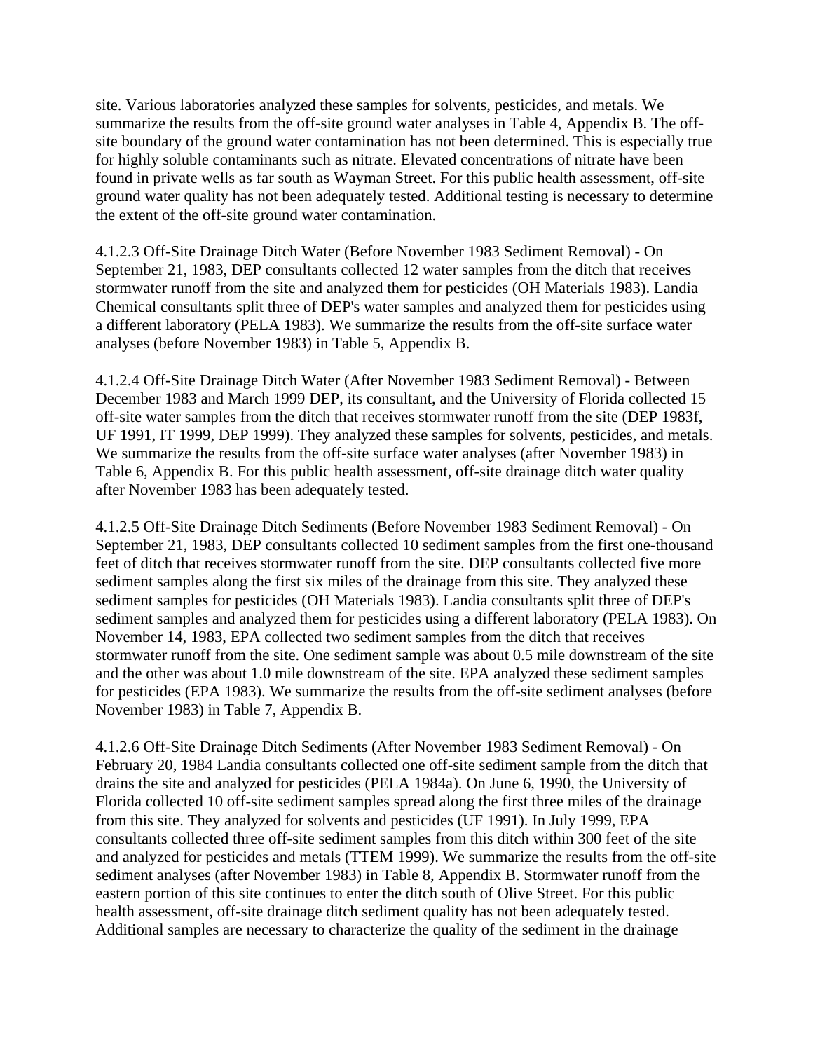site. Various laboratories analyzed these samples for solvents, pesticides, and metals. We summarize the results from the off-site ground water analyses in Table 4, Appendix B. The off-site boundary of the ground water contamination has not been determined. This is especially true for highly soluble contaminants such as nitrate. Elevated concentrations of nitrate have been found in private wells as far south as Wayman Street. For this public health assessment, off-site ground water quality has not been adequately tested. Additional testing is necessary to determine the extent of the off-site ground water contamination.

4.1.2.3 Off-Site Drainage Ditch Water (Before November 1983 Sediment Removal) - On September 21, 1983, DEP consultants collected 12 water samples from the ditch that receives stormwater runoff from the site and analyzed them for pesticides (OH Materials 1983). Landia Chemical consultants split three of DEP's water samples and analyzed them for pesticides using a different laboratory (PELA 1983). We summarize the results from the off-site surface water analyses (before November 1983) in Table 5, Appendix B.

4.1.2.4 Off-Site Drainage Ditch Water (After November 1983 Sediment Removal) - Between December 1983 and March 1999 DEP, its consultant, and the University of Florida collected 15 off-site water samples from the ditch that receives stormwater runoff from the site (DEP 1983f, UF 1991, IT 1999, DEP 1999). They analyzed these samples for solvents, pesticides, and metals. We summarize the results from the off-site surface water analyses (after November 1983) in Table 6, Appendix B. For this public health assessment, off-site drainage ditch water quality after November 1983 has been adequately tested.

4.1.2.5 Off-Site Drainage Ditch Sediments (Before November 1983 Sediment Removal) - On September 21, 1983, DEP consultants collected 10 sediment samples from the first one-thousand feet of ditch that receives stormwater runoff from the site. DEP consultants collected five more sediment samples along the first six miles of the drainage from this site. They analyzed these sediment samples for pesticides (OH Materials 1983). Landia consultants split three of DEP's sediment samples and analyzed them for pesticides using a different laboratory (PELA 1983). On November 14, 1983, EPA collected two sediment samples from the ditch that receives stormwater runoff from the site. One sediment sample was about 0.5 mile downstream of the site and the other was about 1.0 mile downstream of the site. EPA analyzed these sediment samples for pesticides (EPA 1983). We summarize the results from the off-site sediment analyses (before November 1983) in Table 7, Appendix B.

4.1.2.6 Off-Site Drainage Ditch Sediments (After November 1983 Sediment Removal) - On February 20, 1984 Landia consultants collected one off-site sediment sample from the ditch that drains the site and analyzed for pesticides (PELA 1984a). On June 6, 1990, the University of Florida collected 10 off-site sediment samples spread along the first three miles of the drainage from this site. They analyzed for solvents and pesticides (UF 1991). In July 1999, EPA consultants collected three off-site sediment samples from this ditch within 300 feet of the site and analyzed for pesticides and metals (TTEM 1999). We summarize the results from the off-site sediment analyses (after November 1983) in Table 8, Appendix B. Stormwater runoff from the eastern portion of this site continues to enter the ditch south of Olive Street. For this public health assessment, off-site drainage ditch sediment quality has <u>not</u> been adequately tested. Additional samples are necessary to characterize the quality of the sediment in the drainage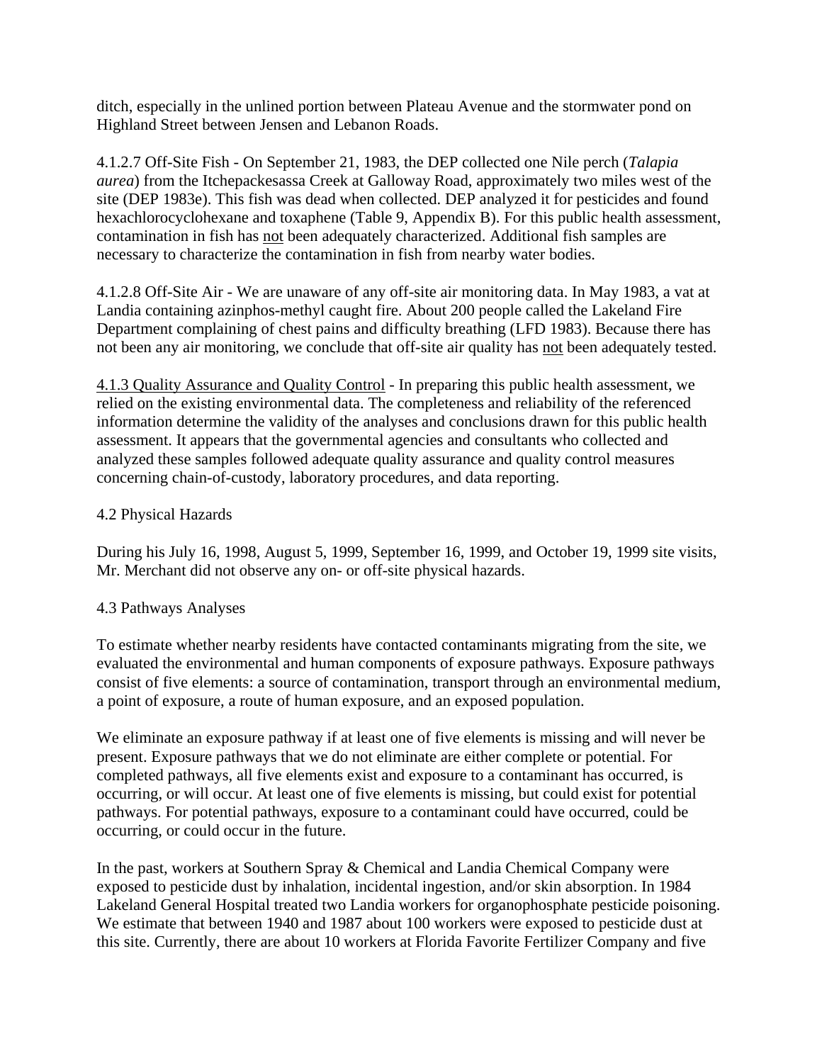ditch, especially in the unlined portion between Plateau Avenue and the stormwater pond on Highland Street between Jensen and Lebanon Roads.

4.1.2.7 Off-Site Fish - On September 21, 1983, the DEP collected one Nile perch (*Talapia aurea*) from the Itchepackesassa Creek at Galloway Road, approximately two miles west of the site (DEP 1983e). This fish was dead when collected. DEP analyzed it for pesticides and found hexachlorocyclohexane and toxaphene (Table 9, Appendix B). For this public health assessment, contamination in fish has not been adequately characterized. Additional fish samples are necessary to characterize the contamination in fish from nearby water bodies.

4.1.2.8 Off-Site Air - We are unaware of any off-site air monitoring data. In May 1983, a vat at Landia containing azinphos-methyl caught fire. About 200 people called the Lakeland Fire Department complaining of chest pains and difficulty breathing (LFD 1983). Because there has not been any air monitoring, we conclude that off-site air quality has not been adequately tested.

4.1.3 Quality Assurance and Quality Control - In preparing this public health assessment, we relied on the existing environmental data. The completeness and reliability of the referenced information determine the validity of the analyses and conclusions drawn for this public health assessment. It appears that the governmental agencies and consultants who collected and analyzed these samples followed adequate quality assurance and quality control measures concerning chain-of-custody, laboratory procedures, and data reporting.

4.2 Physical Hazards

During his July 16, 1998, August 5, 1999, September 16, 1999, and October 19, 1999 site visits, Mr. Merchant did not observe any on- or off-site physical hazards.

4.3 Pathways Analyses

To estimate whether nearby residents have contacted contaminants migrating from the site, we evaluated the environmental and human components of exposure pathways. Exposure pathways consist of five elements: a source of contamination, transport through an environmental medium, a point of exposure, a route of human exposure, and an exposed population.

We eliminate an exposure pathway if at least one of five elements is missing and will never be present. Exposure pathways that we do not eliminate are either complete or potential. For completed pathways, all five elements exist and exposure to a contaminant has occurred, is occurring, or will occur. At least one of five elements is missing, but could exist for potential pathways. For potential pathways, exposure to a contaminant could have occurred, could be occurring, or could occur in the future.

In the past, workers at Southern Spray & Chemical and Landia Chemical Company were exposed to pesticide dust by inhalation, incidental ingestion, and/or skin absorption. In 1984 Lakeland General Hospital treated two Landia workers for organophosphate pesticide poisoning. We estimate that between 1940 and 1987 about 100 workers were exposed to pesticide dust at this site. Currently, there are about 10 workers at Florida Favorite Fertilizer Company and five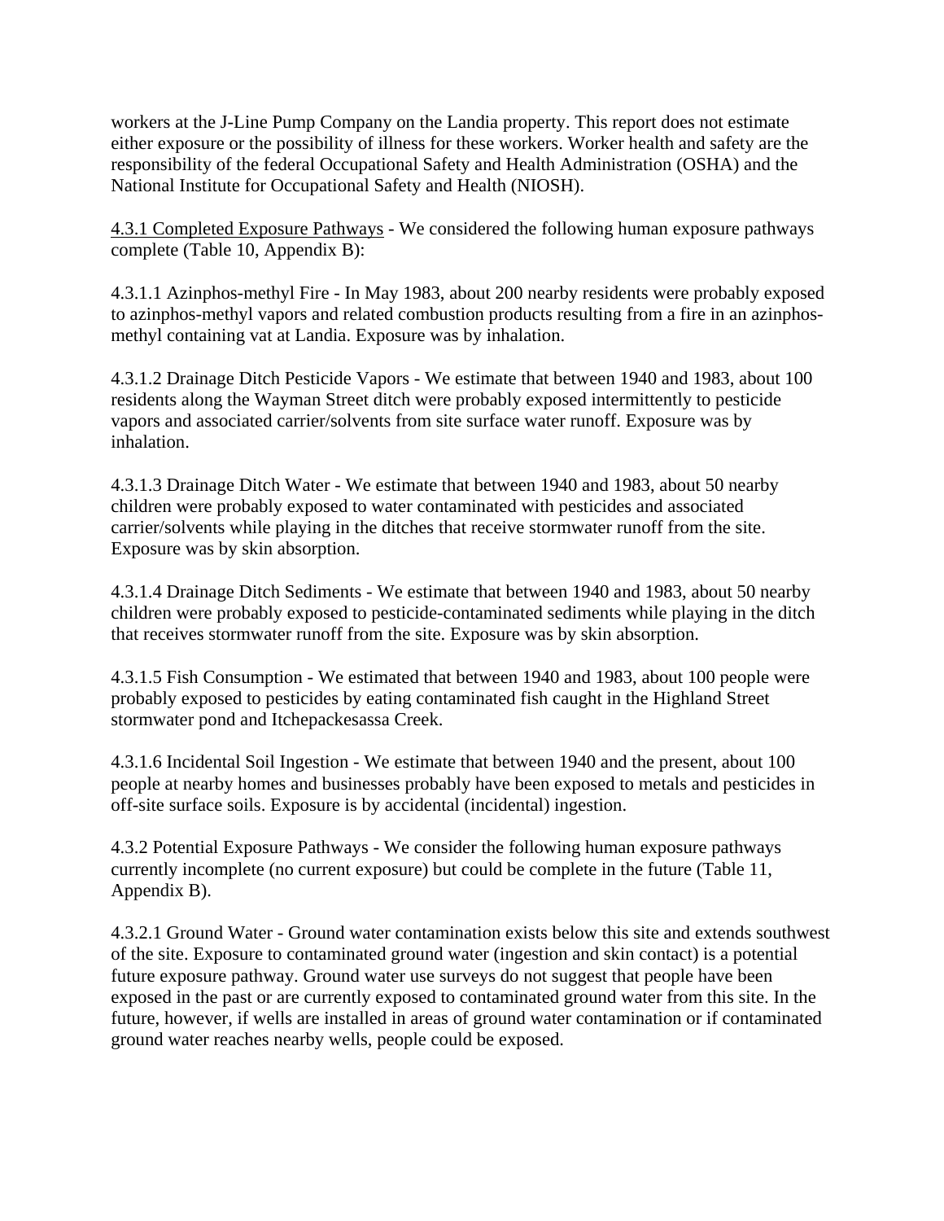workers at the J-Line Pump Company on the Landia property. This report does not estimate either exposure or the possibility of illness for these workers. Worker health and safety are the responsibility of the federal Occupational Safety and Health Administration (OSHA) and the National Institute for Occupational Safety and Health (NIOSH).

4.3.1 Completed Exposure Pathways - We considered the following human exposure pathways complete (Table 10, Appendix B):

4.3.1.1 Azinphos-methyl Fire - In May 1983, about 200 nearby residents were probably exposed to azinphos-methyl vapors and related combustion products resulting from a fire in an azinphos-methyl containing vat at Landia. Exposure was by inhalation.

4.3.1.2 Drainage Ditch Pesticide Vapors - We estimate that between 1940 and 1983, about 100 residents along the Wayman Street ditch were probably exposed intermittently to pesticide vapors and associated carrier/solvents from site surface water runoff. Exposure was by inhalation.

4.3.1.3 Drainage Ditch Water - We estimate that between 1940 and 1983, about 50 nearby children were probably exposed to water contaminated with pesticides and associated carrier/solvents while playing in the ditches that receive stormwater runoff from the site. Exposure was by skin absorption.

4.3.1.4 Drainage Ditch Sediments - We estimate that between 1940 and 1983, about 50 nearby children were probably exposed to pesticide-contaminated sediments while playing in the ditch that receives stormwater runoff from the site. Exposure was by skin absorption.

4.3.1.5 Fish Consumption - We estimated that between 1940 and 1983, about 100 people were probably exposed to pesticides by eating contaminated fish caught in the Highland Street stormwater pond and Itchepackesassa Creek.

4.3.1.6 Incidental Soil Ingestion - We estimate that between 1940 and the present, about 100 people at nearby homes and businesses probably have been exposed to metals and pesticides in off-site surface soils. Exposure is by accidental (incidental) ingestion.

4.3.2 Potential Exposure Pathways - We consider the following human exposure pathways currently incomplete (no current exposure) but could be complete in the future (Table 11, Appendix B).

4.3.2.1 Ground Water - Ground water contamination exists below this site and extends southwest of the site. Exposure to contaminated ground water (ingestion and skin contact) is a potential future exposure pathway. Ground water use surveys do not suggest that people have been exposed in the past or are currently exposed to contaminated ground water from this site. In the future, however, if wells are installed in areas of ground water contamination or if contaminated ground water reaches nearby wells, people could be exposed.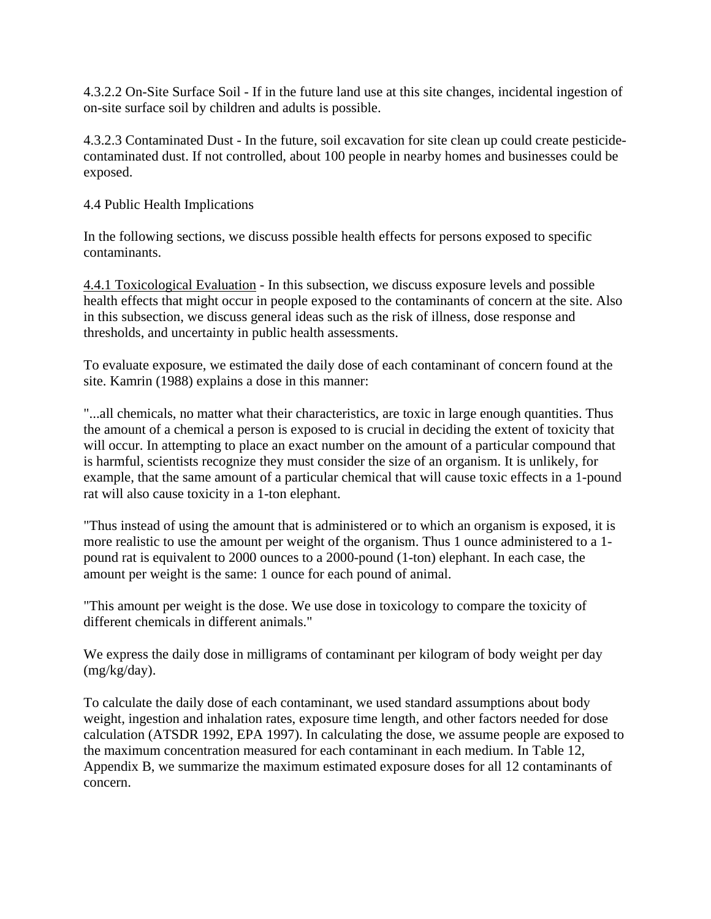4.3.2.2 On-Site Surface Soil - If in the future land use at this site changes, incidental ingestion of on-site surface soil by children and adults is possible.

4.3.2.3 Contaminated Dust - In the future, soil excavation for site clean up could create pesticide-contaminated dust. If not controlled, about 100 people in nearby homes and businesses could be exposed.

4.4 Public Health Implications

In the following sections, we discuss possible health effects for persons exposed to specific contaminants.

4.4.1 Toxicological Evaluation - In this subsection, we discuss exposure levels and possible health effects that might occur in people exposed to the contaminants of concern at the site. Also in this subsection, we discuss general ideas such as the risk of illness, dose response and thresholds, and uncertainty in public health assessments.

To evaluate exposure, we estimated the daily dose of each contaminant of concern found at the site. Kamrin (1988) explains a dose in this manner:

"...all chemicals, no matter what their characteristics, are toxic in large enough quantities. Thus the amount of a chemical a person is exposed to is crucial in deciding the extent of toxicity that will occur. In attempting to place an exact number on the amount of a particular compound that is harmful, scientists recognize they must consider the size of an organism. It is unlikely, for example, that the same amount of a particular chemical that will cause toxic effects in a 1-pound rat will also cause toxicity in a 1-ton elephant.

"Thus instead of using the amount that is administered or to which an organism is exposed, it is more realistic to use the amount per weight of the organism. Thus 1 ounce administered to a 1-pound rat is equivalent to 2000 ounces to a 2000-pound (1-ton) elephant. In each case, the amount per weight is the same: 1 ounce for each pound of animal.

"This amount per weight is the dose. We use dose in toxicology to compare the toxicity of different chemicals in different animals."

We express the daily dose in milligrams of contaminant per kilogram of body weight per day (mg/kg/day).

To calculate the daily dose of each contaminant, we used standard assumptions about body weight, ingestion and inhalation rates, exposure time length, and other factors needed for dose calculation (ATSDR 1992, EPA 1997). In calculating the dose, we assume people are exposed to the maximum concentration measured for each contaminant in each medium. In Table 12, Appendix B, we summarize the maximum estimated exposure doses for all 12 contaminants of concern.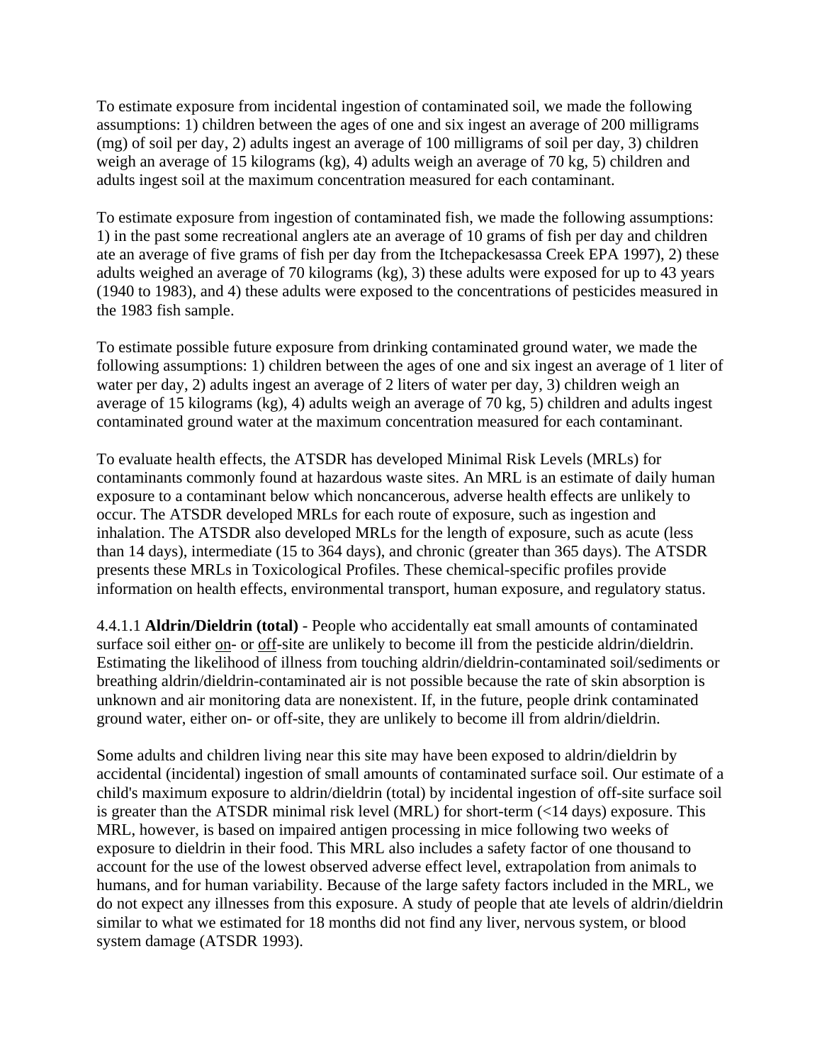To estimate exposure from incidental ingestion of contaminated soil, we made the following assumptions: 1) children between the ages of one and six ingest an average of 200 milligrams (mg) of soil per day, 2) adults ingest an average of 100 milligrams of soil per day, 3) children weigh an average of 15 kilograms (kg), 4) adults weigh an average of 70 kg, 5) children and adults ingest soil at the maximum concentration measured for each contaminant.

To estimate exposure from ingestion of contaminated fish, we made the following assumptions: 1) in the past some recreational anglers ate an average of 10 grams of fish per day and children ate an average of five grams of fish per day from the Itchepackesassa Creek EPA 1997), 2) these adults weighed an average of 70 kilograms (kg), 3) these adults were exposed for up to 43 years (1940 to 1983), and 4) these adults were exposed to the concentrations of pesticides measured in the 1983 fish sample.

To estimate possible future exposure from drinking contaminated ground water, we made the following assumptions: 1) children between the ages of one and six ingest an average of 1 liter of water per day, 2) adults ingest an average of 2 liters of water per day, 3) children weigh an average of 15 kilograms (kg), 4) adults weigh an average of 70 kg, 5) children and adults ingest contaminated ground water at the maximum concentration measured for each contaminant.

To evaluate health effects, the ATSDR has developed Minimal Risk Levels (MRLs) for contaminants commonly found at hazardous waste sites. An MRL is an estimate of daily human exposure to a contaminant below which noncancerous, adverse health effects are unlikely to occur. The ATSDR developed MRLs for each route of exposure, such as ingestion and inhalation. The ATSDR also developed MRLs for the length of exposure, such as acute (less than 14 days), intermediate (15 to 364 days), and chronic (greater than 365 days). The ATSDR presents these MRLs in Toxicological Profiles. These chemical-specific profiles provide information on health effects, environmental transport, human exposure, and regulatory status.

4.4.1.1 **Aldrin/Dieldrin (total)** - People who accidentally eat small amounts of contaminated surface soil either on- or off-site are unlikely to become ill from the pesticide aldrin/dieldrin. Estimating the likelihood of illness from touching aldrin/dieldrin-contaminated soil/sediments or breathing aldrin/dieldrin-contaminated air is not possible because the rate of skin absorption is unknown and air monitoring data are nonexistent. If, in the future, people drink contaminated ground water, either on- or off-site, they are unlikely to become ill from aldrin/dieldrin.

Some adults and children living near this site may have been exposed to aldrin/dieldrin by accidental (incidental) ingestion of small amounts of contaminated surface soil. Our estimate of a child's maximum exposure to aldrin/dieldrin (total) by incidental ingestion of off-site surface soil is greater than the ATSDR minimal risk level (MRL) for short-term (<14 days) exposure. This MRL, however, is based on impaired antigen processing in mice following two weeks of exposure to dieldrin in their food. This MRL also includes a safety factor of one thousand to account for the use of the lowest observed adverse effect level, extrapolation from animals to humans, and for human variability. Because of the large safety factors included in the MRL, we do not expect any illnesses from this exposure. A study of people that ate levels of aldrin/dieldrin similar to what we estimated for 18 months did not find any liver, nervous system, or blood system damage (ATSDR 1993).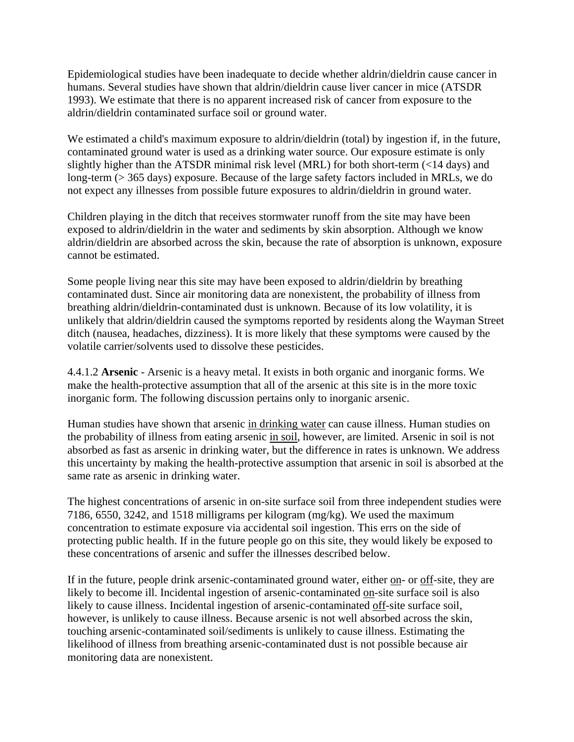Epidemiological studies have been inadequate to decide whether aldrin/dieldrin cause cancer in humans. Several studies have shown that aldrin/dieldrin cause liver cancer in mice (ATSDR 1993). We estimate that there is no apparent increased risk of cancer from exposure to the aldrin/dieldrin contaminated surface soil or ground water.

We estimated a child's maximum exposure to aldrin/dieldrin (total) by ingestion if, in the future, contaminated ground water is used as a drinking water source. Our exposure estimate is only slightly higher than the ATSDR minimal risk level (MRL) for both short-term (<14 days) and long-term (> 365 days) exposure. Because of the large safety factors included in MRLs, we do not expect any illnesses from possible future exposures to aldrin/dieldrin in ground water.

Children playing in the ditch that receives stormwater runoff from the site may have been exposed to aldrin/dieldrin in the water and sediments by skin absorption. Although we know aldrin/dieldrin are absorbed across the skin, because the rate of absorption is unknown, exposure cannot be estimated.

Some people living near this site may have been exposed to aldrin/dieldrin by breathing contaminated dust. Since air monitoring data are nonexistent, the probability of illness from breathing aldrin/dieldrin-contaminated dust is unknown. Because of its low volatility, it is unlikely that aldrin/dieldrin caused the symptoms reported by residents along the Wayman Street ditch (nausea, headaches, dizziness). It is more likely that these symptoms were caused by the volatile carrier/solvents used to dissolve these pesticides.

4.4.1.2 **Arsenic** - Arsenic is a heavy metal. It exists in both organic and inorganic forms. We make the health-protective assumption that all of the arsenic at this site is in the more toxic inorganic form. The following discussion pertains only to inorganic arsenic.

Human studies have shown that arsenic in drinking water can cause illness. Human studies on the probability of illness from eating arsenic in soil, however, are limited. Arsenic in soil is not absorbed as fast as arsenic in drinking water, but the difference in rates is unknown. We address this uncertainty by making the health-protective assumption that arsenic in soil is absorbed at the same rate as arsenic in drinking water.

The highest concentrations of arsenic in on-site surface soil from three independent studies were 7186, 6550, 3242, and 1518 milligrams per kilogram (mg/kg). We used the maximum concentration to estimate exposure via accidental soil ingestion. This errs on the side of protecting public health. If in the future people go on this site, they would likely be exposed to these concentrations of arsenic and suffer the illnesses described below.

If in the future, people drink arsenic-contaminated ground water, either on- or off-site, they are likely to become ill. Incidental ingestion of arsenic-contaminated on-site surface soil is also likely to cause illness. Incidental ingestion of arsenic-contaminated off-site surface soil, however, is unlikely to cause illness. Because arsenic is not well absorbed across the skin, touching arsenic-contaminated soil/sediments is unlikely to cause illness. Estimating the likelihood of illness from breathing arsenic-contaminated dust is not possible because air monitoring data are nonexistent.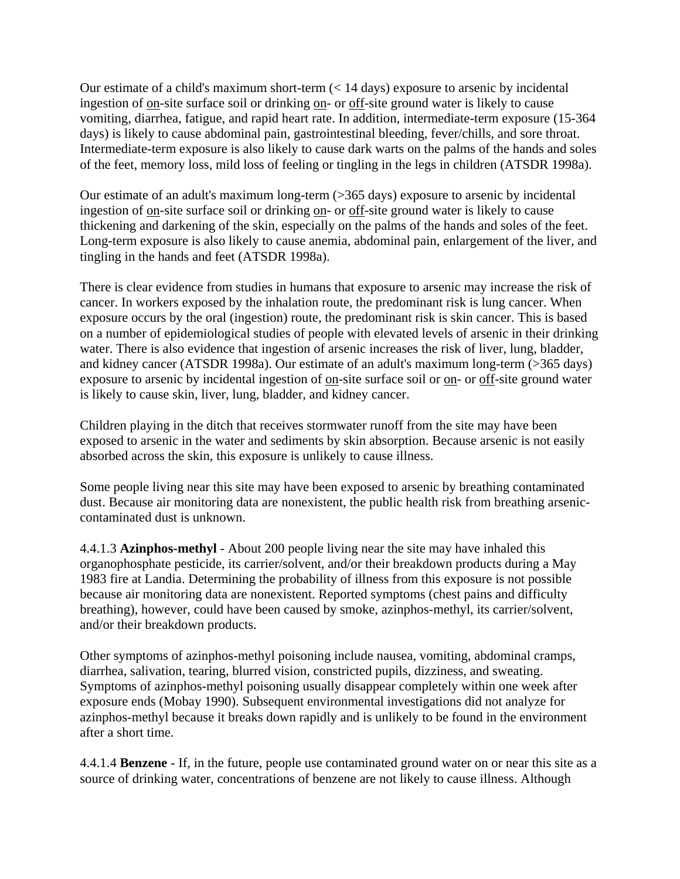Our estimate of a child's maximum short-term (< 14 days) exposure to arsenic by incidental ingestion of on-site surface soil or drinking on- or off-site ground water is likely to cause vomiting, diarrhea, fatigue, and rapid heart rate. In addition, intermediate-term exposure (15-364 days) is likely to cause abdominal pain, gastrointestinal bleeding, fever/chills, and sore throat. Intermediate-term exposure is also likely to cause dark warts on the palms of the hands and soles of the feet, memory loss, mild loss of feeling or tingling in the legs in children (ATSDR 1998a).

Our estimate of an adult's maximum long-term (>365 days) exposure to arsenic by incidental ingestion of on-site surface soil or drinking on- or off-site ground water is likely to cause thickening and darkening of the skin, especially on the palms of the hands and soles of the feet. Long-term exposure is also likely to cause anemia, abdominal pain, enlargement of the liver, and tingling in the hands and feet (ATSDR 1998a).

There is clear evidence from studies in humans that exposure to arsenic may increase the risk of cancer. In workers exposed by the inhalation route, the predominant risk is lung cancer. When exposure occurs by the oral (ingestion) route, the predominant risk is skin cancer. This is based on a number of epidemiological studies of people with elevated levels of arsenic in their drinking water. There is also evidence that ingestion of arsenic increases the risk of liver, lung, bladder, and kidney cancer (ATSDR 1998a). Our estimate of an adult's maximum long-term (>365 days) exposure to arsenic by incidental ingestion of on-site surface soil or on- or off-site ground water is likely to cause skin, liver, lung, bladder, and kidney cancer.

Children playing in the ditch that receives stormwater runoff from the site may have been exposed to arsenic in the water and sediments by skin absorption. Because arsenic is not easily absorbed across the skin, this exposure is unlikely to cause illness.

Some people living near this site may have been exposed to arsenic by breathing contaminated dust. Because air monitoring data are nonexistent, the public health risk from breathing arsenic-contaminated dust is unknown.

4.4.1.3 **Azinphos-methyl** - About 200 people living near the site may have inhaled this organophosphate pesticide, its carrier/solvent, and/or their breakdown products during a May 1983 fire at Landia. Determining the probability of illness from this exposure is not possible because air monitoring data are nonexistent. Reported symptoms (chest pains and difficulty breathing), however, could have been caused by smoke, azinphos-methyl, its carrier/solvent, and/or their breakdown products.

Other symptoms of azinphos-methyl poisoning include nausea, vomiting, abdominal cramps, diarrhea, salivation, tearing, blurred vision, constricted pupils, dizziness, and sweating. Symptoms of azinphos-methyl poisoning usually disappear completely within one week after exposure ends (Mobay 1990). Subsequent environmental investigations did not analyze for azinphos-methyl because it breaks down rapidly and is unlikely to be found in the environment after a short time.

4.4.1.4 **Benzene** - If, in the future, people use contaminated ground water on or near this site as a source of drinking water, concentrations of benzene are not likely to cause illness. Although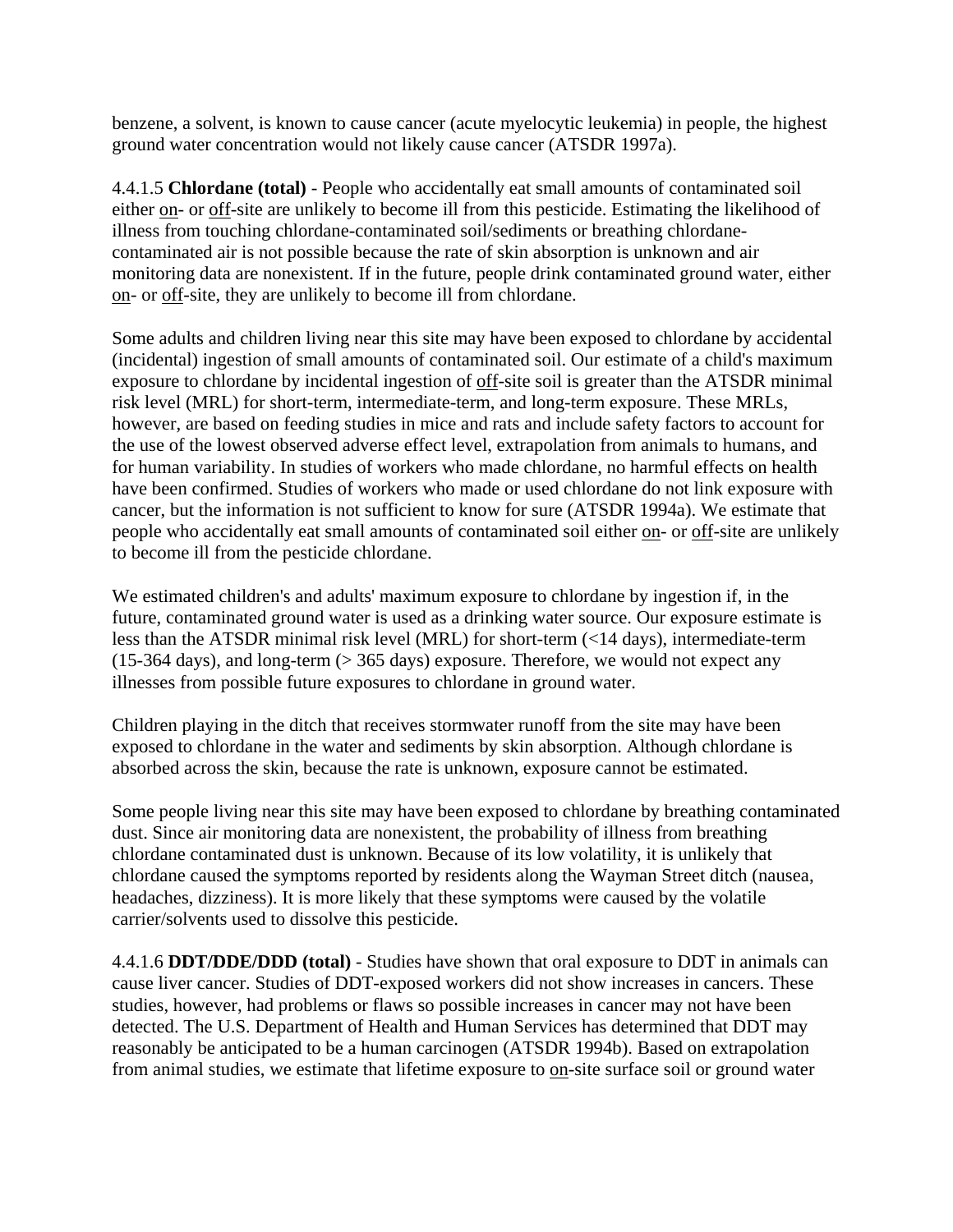benzene, a solvent, is known to cause cancer (acute myelocytic leukemia) in people, the highest ground water concentration would not likely cause cancer (ATSDR 1997a).

4.4.1.5 **Chlordane (total)** - People who accidentally eat small amounts of contaminated soil either on- or off-site are unlikely to become ill from this pesticide. Estimating the likelihood of illness from touching chlordane-contaminated soil/sediments or breathing chlordane-contaminated air is not possible because the rate of skin absorption is unknown and air monitoring data are nonexistent. If in the future, people drink contaminated ground water, either on- or off-site, they are unlikely to become ill from chlordane.

Some adults and children living near this site may have been exposed to chlordane by accidental (incidental) ingestion of small amounts of contaminated soil. Our estimate of a child's maximum exposure to chlordane by incidental ingestion of off-site soil is greater than the ATSDR minimal risk level (MRL) for short-term, intermediate-term, and long-term exposure. These MRLs, however, are based on feeding studies in mice and rats and include safety factors to account for the use of the lowest observed adverse effect level, extrapolation from animals to humans, and for human variability. In studies of workers who made chlordane, no harmful effects on health have been confirmed. Studies of workers who made or used chlordane do not link exposure with cancer, but the information is not sufficient to know for sure (ATSDR 1994a). We estimate that people who accidentally eat small amounts of contaminated soil either on- or off-site are unlikely to become ill from the pesticide chlordane.

We estimated children's and adults' maximum exposure to chlordane by ingestion if, in the future, contaminated ground water is used as a drinking water source. Our exposure estimate is less than the ATSDR minimal risk level (MRL) for short-term (<14 days), intermediate-term (15-364 days), and long-term (> 365 days) exposure. Therefore, we would not expect any illnesses from possible future exposures to chlordane in ground water.

Children playing in the ditch that receives stormwater runoff from the site may have been exposed to chlordane in the water and sediments by skin absorption. Although chlordane is absorbed across the skin, because the rate is unknown, exposure cannot be estimated.

Some people living near this site may have been exposed to chlordane by breathing contaminated dust. Since air monitoring data are nonexistent, the probability of illness from breathing chlordane contaminated dust is unknown. Because of its low volatility, it is unlikely that chlordane caused the symptoms reported by residents along the Wayman Street ditch (nausea, headaches, dizziness). It is more likely that these symptoms were caused by the volatile carrier/solvents used to dissolve this pesticide.

4.4.1.6 **DDT/DDE/DDD (total)** - Studies have shown that oral exposure to DDT in animals can cause liver cancer. Studies of DDT-exposed workers did not show increases in cancers. These studies, however, had problems or flaws so possible increases in cancer may not have been detected. The U.S. Department of Health and Human Services has determined that DDT may reasonably be anticipated to be a human carcinogen (ATSDR 1994b). Based on extrapolation from animal studies, we estimate that lifetime exposure to on-site surface soil or ground water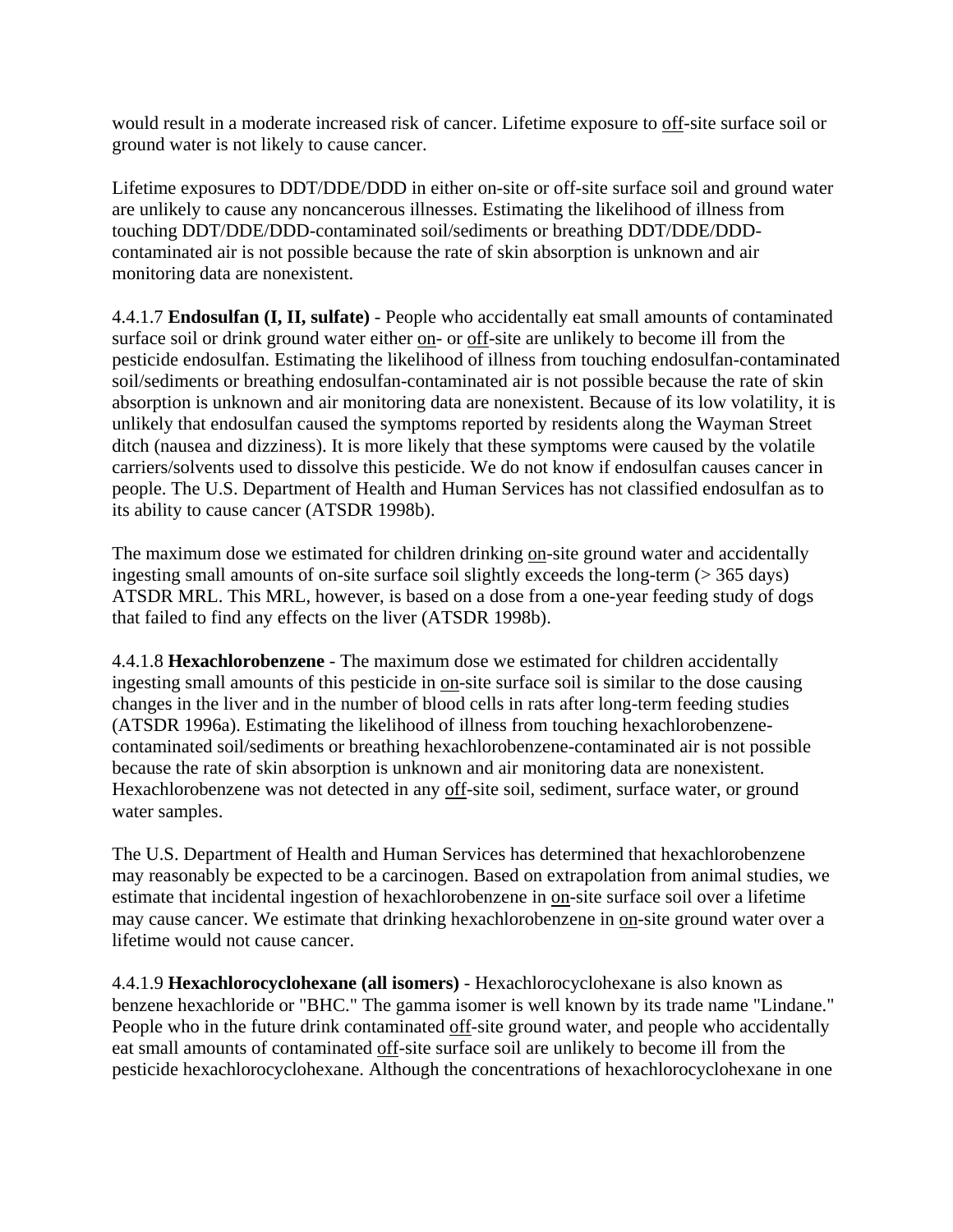would result in a moderate increased risk of cancer. Lifetime exposure to off-site surface soil or ground water is not likely to cause cancer.

Lifetime exposures to DDT/DDE/DDD in either on-site or off-site surface soil and ground water are unlikely to cause any noncancerous illnesses. Estimating the likelihood of illness from touching DDT/DDE/DDD-contaminated soil/sediments or breathing DDT/DDE/DDD-contaminated air is not possible because the rate of skin absorption is unknown and air monitoring data are nonexistent.

4.4.1.7 **Endosulfan (I, II, sulfate)** - People who accidentally eat small amounts of contaminated surface soil or drink ground water either on- or off-site are unlikely to become ill from the pesticide endosulfan. Estimating the likelihood of illness from touching endosulfan-contaminated soil/sediments or breathing endosulfan-contaminated air is not possible because the rate of skin absorption is unknown and air monitoring data are nonexistent. Because of its low volatility, it is unlikely that endosulfan caused the symptoms reported by residents along the Wayman Street ditch (nausea and dizziness). It is more likely that these symptoms were caused by the volatile carriers/solvents used to dissolve this pesticide. We do not know if endosulfan causes cancer in people. The U.S. Department of Health and Human Services has not classified endosulfan as to its ability to cause cancer (ATSDR 1998b).

The maximum dose we estimated for children drinking on-site ground water and accidentally ingesting small amounts of on-site surface soil slightly exceeds the long-term (> 365 days) ATSDR MRL. This MRL, however, is based on a dose from a one-year feeding study of dogs that failed to find any effects on the liver (ATSDR 1998b).

4.4.1.8 **Hexachlorobenzene** - The maximum dose we estimated for children accidentally ingesting small amounts of this pesticide in on-site surface soil is similar to the dose causing changes in the liver and in the number of blood cells in rats after long-term feeding studies (ATSDR 1996a). Estimating the likelihood of illness from touching hexachlorobenzene-contaminated soil/sediments or breathing hexachlorobenzene-contaminated air is not possible because the rate of skin absorption is unknown and air monitoring data are nonexistent. Hexachlorobenzene was not detected in any off-site soil, sediment, surface water, or ground water samples.

The U.S. Department of Health and Human Services has determined that hexachlorobenzene may reasonably be expected to be a carcinogen. Based on extrapolation from animal studies, we estimate that incidental ingestion of hexachlorobenzene in on-site surface soil over a lifetime may cause cancer. We estimate that drinking hexachlorobenzene in on-site ground water over a lifetime would not cause cancer.

4.4.1.9 **Hexachlorocyclohexane (all isomers)** - Hexachlorocyclohexane is also known as benzene hexachloride or "BHC." The gamma isomer is well known by its trade name "Lindane." People who in the future drink contaminated off-site ground water, and people who accidentally eat small amounts of contaminated off-site surface soil are unlikely to become ill from the pesticide hexachlorocyclohexane. Although the concentrations of hexachlorocyclohexane in one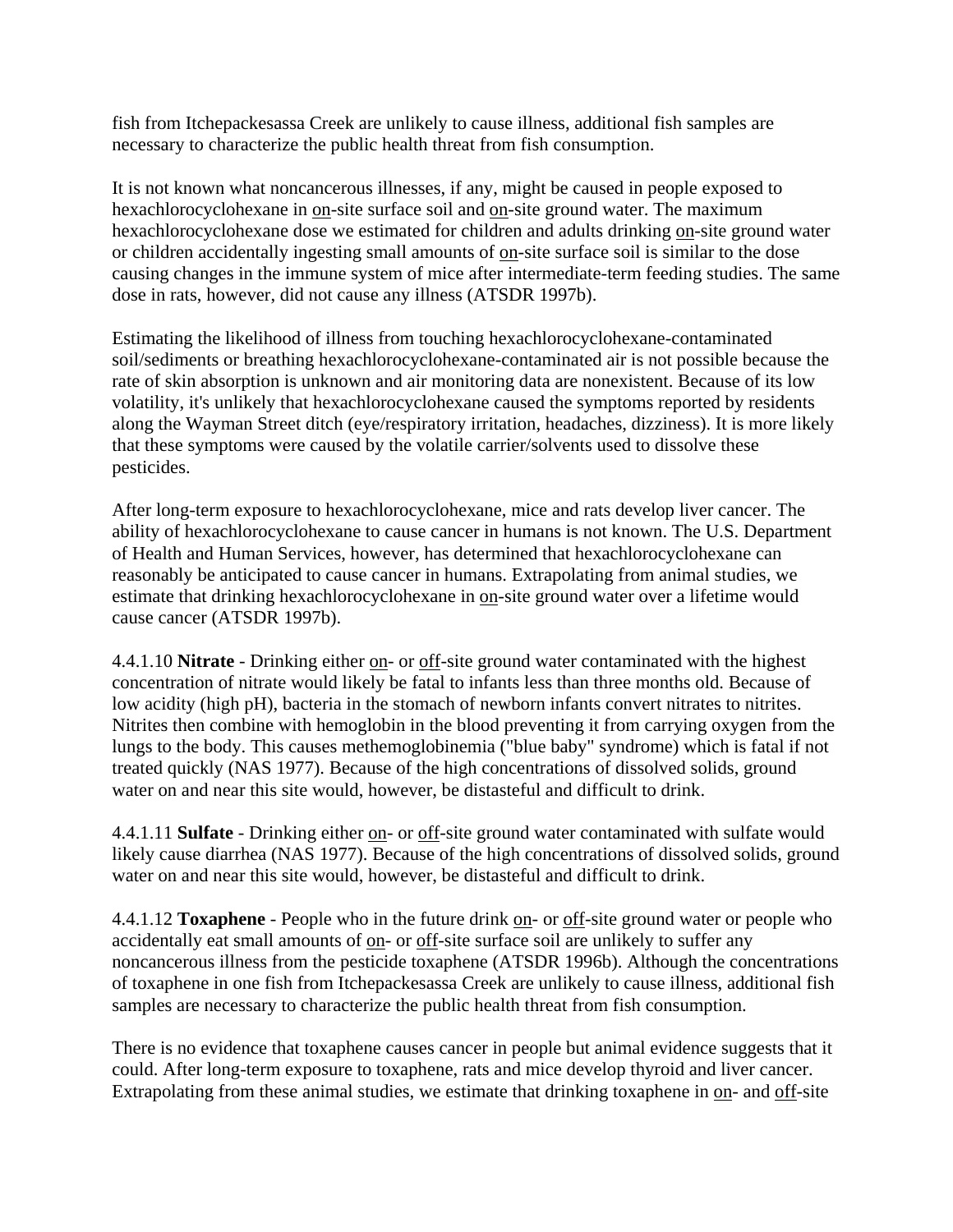fish from Itchepackesassa Creek are unlikely to cause illness, additional fish samples are necessary to characterize the public health threat from fish consumption.

It is not known what noncancerous illnesses, if any, might be caused in people exposed to hexachlorocyclohexane in on-site surface soil and on-site ground water. The maximum hexachlorocyclohexane dose we estimated for children and adults drinking on-site ground water or children accidentally ingesting small amounts of on-site surface soil is similar to the dose causing changes in the immune system of mice after intermediate-term feeding studies. The same dose in rats, however, did not cause any illness (ATSDR 1997b).

Estimating the likelihood of illness from touching hexachlorocyclohexane-contaminated soil/sediments or breathing hexachlorocyclohexane-contaminated air is not possible because the rate of skin absorption is unknown and air monitoring data are nonexistent. Because of its low volatility, it's unlikely that hexachlorocyclohexane caused the symptoms reported by residents along the Wayman Street ditch (eye/respiratory irritation, headaches, dizziness). It is more likely that these symptoms were caused by the volatile carrier/solvents used to dissolve these pesticides.

After long-term exposure to hexachlorocyclohexane, mice and rats develop liver cancer. The ability of hexachlorocyclohexane to cause cancer in humans is not known. The U.S. Department of Health and Human Services, however, has determined that hexachlorocyclohexane can reasonably be anticipated to cause cancer in humans. Extrapolating from animal studies, we estimate that drinking hexachlorocyclohexane in on-site ground water over a lifetime would cause cancer (ATSDR 1997b).

4.4.1.10 **Nitrate** - Drinking either on- or off-site ground water contaminated with the highest concentration of nitrate would likely be fatal to infants less than three months old. Because of low acidity (high pH), bacteria in the stomach of newborn infants convert nitrates to nitrites. Nitrites then combine with hemoglobin in the blood preventing it from carrying oxygen from the lungs to the body. This causes methemoglobinemia ("blue baby" syndrome) which is fatal if not treated quickly (NAS 1977). Because of the high concentrations of dissolved solids, ground water on and near this site would, however, be distasteful and difficult to drink.

4.4.1.11 **Sulfate** - Drinking either on- or off-site ground water contaminated with sulfate would likely cause diarrhea (NAS 1977). Because of the high concentrations of dissolved solids, ground water on and near this site would, however, be distasteful and difficult to drink.

4.4.1.12 **Toxaphene** - People who in the future drink on- or off-site ground water or people who accidentally eat small amounts of on- or off-site surface soil are unlikely to suffer any noncancerous illness from the pesticide toxaphene (ATSDR 1996b). Although the concentrations of toxaphene in one fish from Itchepackesassa Creek are unlikely to cause illness, additional fish samples are necessary to characterize the public health threat from fish consumption.

There is no evidence that toxaphene causes cancer in people but animal evidence suggests that it could. After long-term exposure to toxaphene, rats and mice develop thyroid and liver cancer. Extrapolating from these animal studies, we estimate that drinking toxaphene in on- and off-site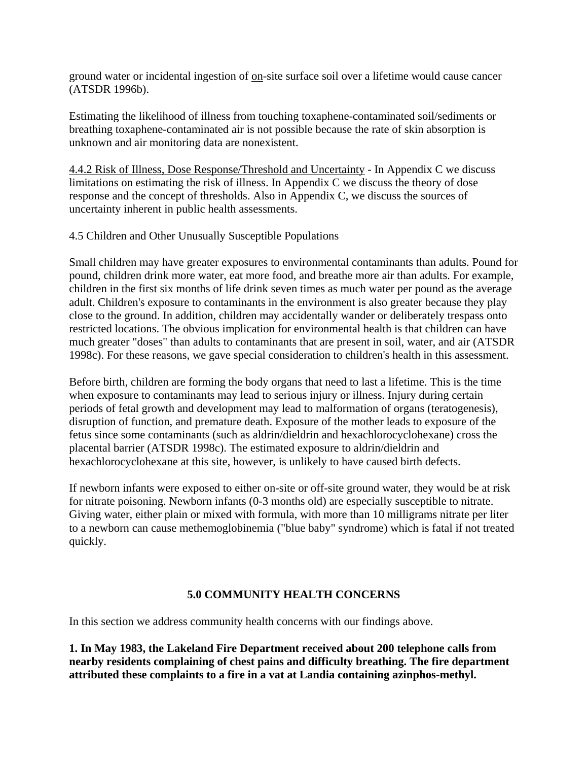ground water or incidental ingestion of <u>on</u>-site surface soil over a lifetime would cause cancer (ATSDR 1996b).

Estimating the likelihood of illness from touching toxaphene-contaminated soil/sediments or breathing toxaphene-contaminated air is not possible because the rate of skin absorption is unknown and air monitoring data are nonexistent.

<u>4.4.2 Risk of Illness, Dose Response/Threshold and Uncertainty</u> - In Appendix C we discuss limitations on estimating the risk of illness. In Appendix C we discuss the theory of dose response and the concept of thresholds. Also in Appendix C, we discuss the sources of uncertainty inherent in public health assessments.

4.5 Children and Other Unusually Susceptible Populations

Small children may have greater exposures to environmental contaminants than adults. Pound for pound, children drink more water, eat more food, and breathe more air than adults. For example, children in the first six months of life drink seven times as much water per pound as the average adult. Children's exposure to contaminants in the environment is also greater because they play close to the ground. In addition, children may accidentally wander or deliberately trespass onto restricted locations. The obvious implication for environmental health is that children can have much greater "doses" than adults to contaminants that are present in soil, water, and air (ATSDR 1998c). For these reasons, we gave special consideration to children's health in this assessment.

Before birth, children are forming the body organs that need to last a lifetime. This is the time when exposure to contaminants may lead to serious injury or illness. Injury during certain periods of fetal growth and development may lead to malformation of organs (teratogenesis), disruption of function, and premature death. Exposure of the mother leads to exposure of the fetus since some contaminants (such as aldrin/dieldrin and hexachlorocyclohexane) cross the placental barrier (ATSDR 1998c). The estimated exposure to aldrin/dieldrin and hexachlorocyclohexane at this site, however, is unlikely to have caused birth defects.

If newborn infants were exposed to either on-site or off-site ground water, they would be at risk for nitrate poisoning. Newborn infants (0-3 months old) are especially susceptible to nitrate. Giving water, either plain or mixed with formula, with more than 10 milligrams nitrate per liter to a newborn can cause methemoglobinemia ("blue baby" syndrome) which is fatal if not treated quickly.

## 5.0 COMMUNITY HEALTH CONCERNS

In this section we address community health concerns with our findings above.

**1. In May 1983, the Lakeland Fire Department received about 200 telephone calls from nearby residents complaining of chest pains and difficulty breathing. The fire department attributed these complaints to a fire in a vat at Landia containing azinphos-methyl.**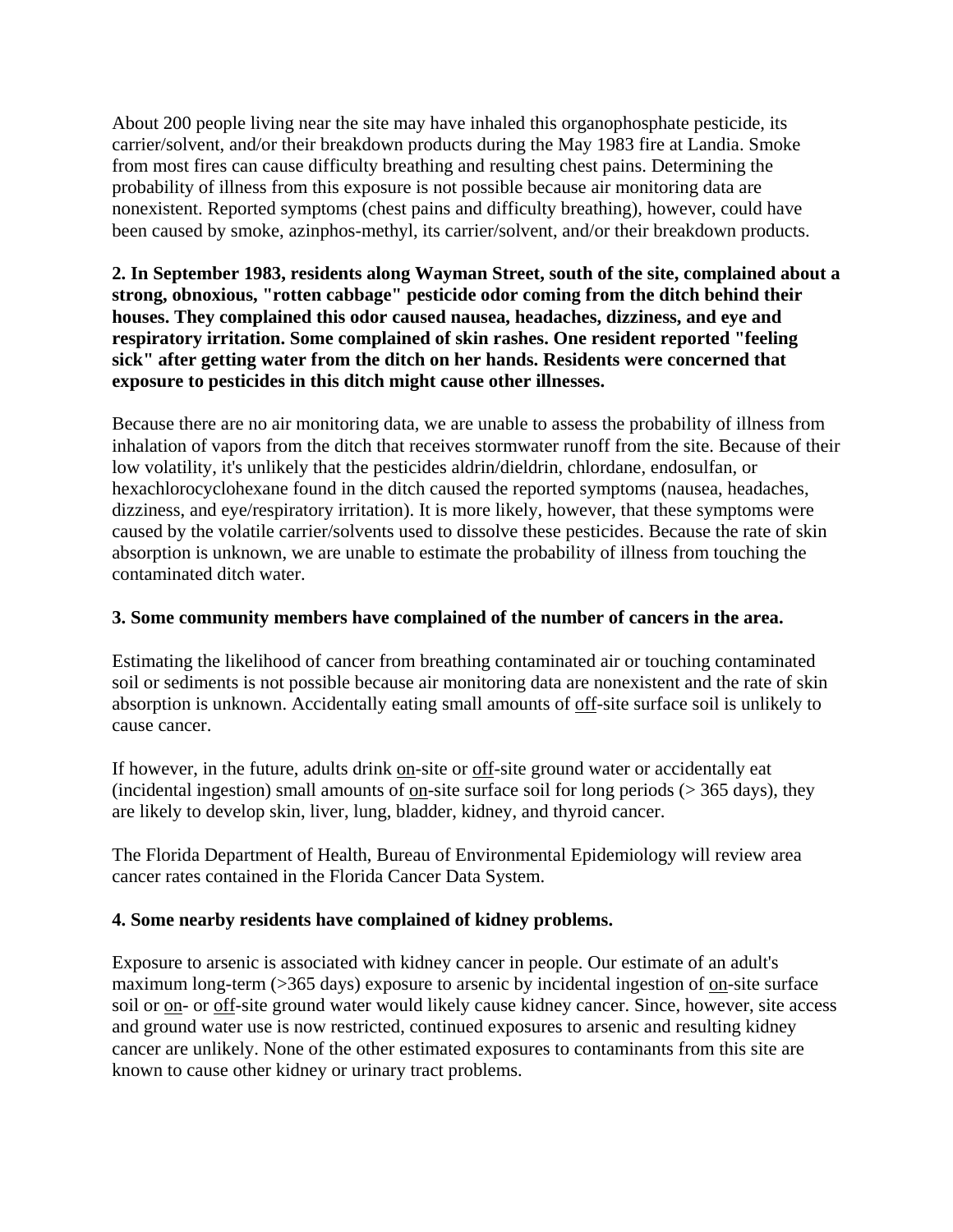About 200 people living near the site may have inhaled this organophosphate pesticide, its carrier/solvent, and/or their breakdown products during the May 1983 fire at Landia. Smoke from most fires can cause difficulty breathing and resulting chest pains. Determining the probability of illness from this exposure is not possible because air monitoring data are nonexistent. Reported symptoms (chest pains and difficulty breathing), however, could have been caused by smoke, azinphos-methyl, its carrier/solvent, and/or their breakdown products.

**2. In September 1983, residents along Wayman Street, south of the site, complained about a strong, obnoxious, "rotten cabbage" pesticide odor coming from the ditch behind their houses. They complained this odor caused nausea, headaches, dizziness, and eye and respiratory irritation. Some complained of skin rashes. One resident reported "feeling sick" after getting water from the ditch on her hands. Residents were concerned that exposure to pesticides in this ditch might cause other illnesses.**

Because there are no air monitoring data, we are unable to assess the probability of illness from inhalation of vapors from the ditch that receives stormwater runoff from the site. Because of their low volatility, it's unlikely that the pesticides aldrin/dieldrin, chlordane, endosulfan, or hexachlorocyclohexane found in the ditch caused the reported symptoms (nausea, headaches, dizziness, and eye/respiratory irritation). It is more likely, however, that these symptoms were caused by the volatile carrier/solvents used to dissolve these pesticides. Because the rate of skin absorption is unknown, we are unable to estimate the probability of illness from touching the contaminated ditch water.

**3. Some community members have complained of the number of cancers in the area.**

Estimating the likelihood of cancer from breathing contaminated air or touching contaminated soil or sediments is not possible because air monitoring data are nonexistent and the rate of skin absorption is unknown. Accidentally eating small amounts of off-site surface soil is unlikely to cause cancer.

If however, in the future, adults drink on-site or off-site ground water or accidentally eat (incidental ingestion) small amounts of on-site surface soil for long periods (> 365 days), they are likely to develop skin, liver, lung, bladder, kidney, and thyroid cancer.

The Florida Department of Health, Bureau of Environmental Epidemiology will review area cancer rates contained in the Florida Cancer Data System.

**4. Some nearby residents have complained of kidney problems.**

Exposure to arsenic is associated with kidney cancer in people. Our estimate of an adult's maximum long-term (>365 days) exposure to arsenic by incidental ingestion of on-site surface soil or on- or off-site ground water would likely cause kidney cancer. Since, however, site access and ground water use is now restricted, continued exposures to arsenic and resulting kidney cancer are unlikely. None of the other estimated exposures to contaminants from this site are known to cause other kidney or urinary tract problems.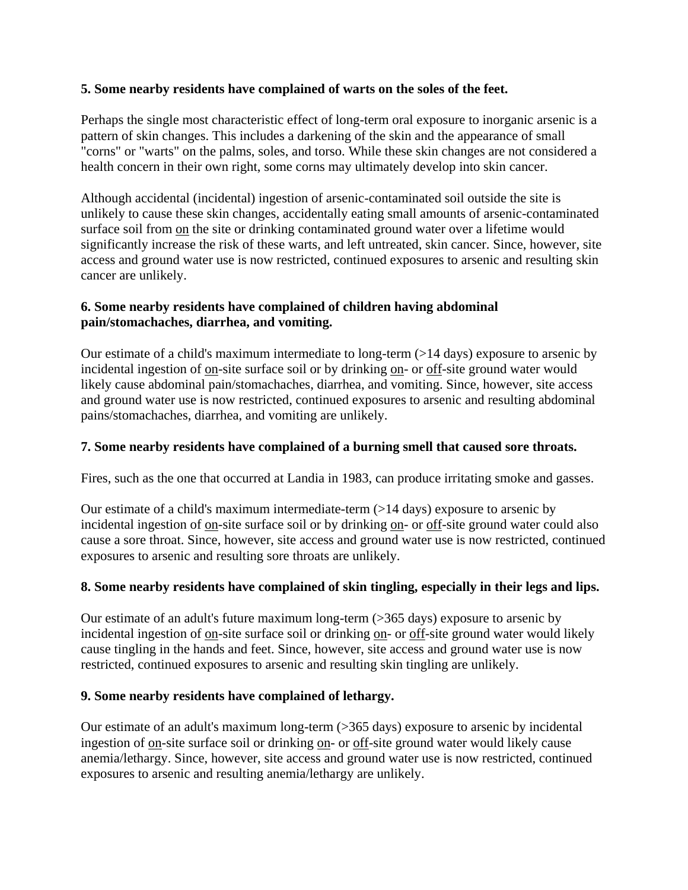**5. Some nearby residents have complained of warts on the soles of the feet.**

Perhaps the single most characteristic effect of long-term oral exposure to inorganic arsenic is a pattern of skin changes. This includes a darkening of the skin and the appearance of small "corns" or "warts" on the palms, soles, and torso. While these skin changes are not considered a health concern in their own right, some corns may ultimately develop into skin cancer.

Although accidental (incidental) ingestion of arsenic-contaminated soil outside the site is unlikely to cause these skin changes, accidentally eating small amounts of arsenic-contaminated surface soil from on the site or drinking contaminated ground water over a lifetime would significantly increase the risk of these warts, and left untreated, skin cancer. Since, however, site access and ground water use is now restricted, continued exposures to arsenic and resulting skin cancer are unlikely.

**6. Some nearby residents have complained of children having abdominal pain/stomachaches, diarrhea, and vomiting.**

Our estimate of a child's maximum intermediate to long-term (>14 days) exposure to arsenic by incidental ingestion of on-site surface soil or by drinking on- or off-site ground water would likely cause abdominal pain/stomachaches, diarrhea, and vomiting. Since, however, site access and ground water use is now restricted, continued exposures to arsenic and resulting abdominal pains/stomachaches, diarrhea, and vomiting are unlikely.

**7. Some nearby residents have complained of a burning smell that caused sore throats.**

Fires, such as the one that occurred at Landia in 1983, can produce irritating smoke and gasses.

Our estimate of a child's maximum intermediate-term (>14 days) exposure to arsenic by incidental ingestion of on-site surface soil or by drinking on- or off-site ground water could also cause a sore throat. Since, however, site access and ground water use is now restricted, continued exposures to arsenic and resulting sore throats are unlikely.

**8. Some nearby residents have complained of skin tingling, especially in their legs and lips.**

Our estimate of an adult's future maximum long-term (>365 days) exposure to arsenic by incidental ingestion of on-site surface soil or drinking on- or off-site ground water would likely cause tingling in the hands and feet. Since, however, site access and ground water use is now restricted, continued exposures to arsenic and resulting skin tingling are unlikely.

**9. Some nearby residents have complained of lethargy.**

Our estimate of an adult's maximum long-term (>365 days) exposure to arsenic by incidental ingestion of on-site surface soil or drinking on- or off-site ground water would likely cause anemia/lethargy. Since, however, site access and ground water use is now restricted, continued exposures to arsenic and resulting anemia/lethargy are unlikely.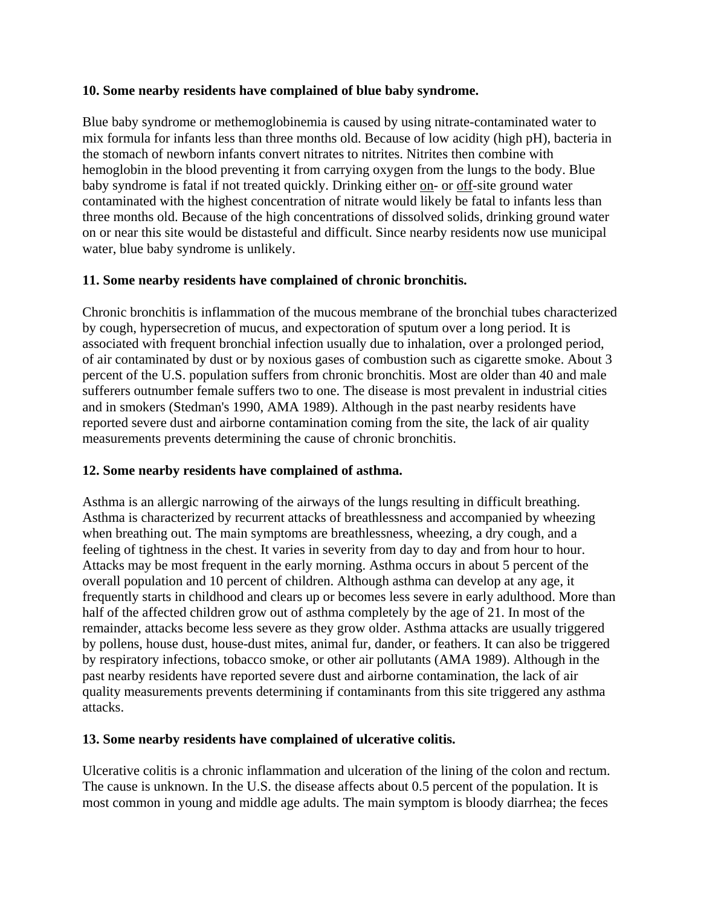**10. Some nearby residents have complained of blue baby syndrome.**

Blue baby syndrome or methemoglobinemia is caused by using nitrate-contaminated water to mix formula for infants less than three months old. Because of low acidity (high pH), bacteria in the stomach of newborn infants convert nitrates to nitrites. Nitrites then combine with hemoglobin in the blood preventing it from carrying oxygen from the lungs to the body. Blue baby syndrome is fatal if not treated quickly. Drinking either <u>on</u>- or <u>off</u>-site ground water contaminated with the highest concentration of nitrate would likely be fatal to infants less than three months old. Because of the high concentrations of dissolved solids, drinking ground water on or near this site would be distasteful and difficult. Since nearby residents now use municipal water, blue baby syndrome is unlikely.

**11. Some nearby residents have complained of chronic bronchitis.**

Chronic bronchitis is inflammation of the mucous membrane of the bronchial tubes characterized by cough, hypersecretion of mucus, and expectoration of sputum over a long period. It is associated with frequent bronchial infection usually due to inhalation, over a prolonged period, of air contaminated by dust or by noxious gases of combustion such as cigarette smoke. About 3 percent of the U.S. population suffers from chronic bronchitis. Most are older than 40 and male sufferers outnumber female suffers two to one. The disease is most prevalent in industrial cities and in smokers (Stedman's 1990, AMA 1989). Although in the past nearby residents have reported severe dust and airborne contamination coming from the site, the lack of air quality measurements prevents determining the cause of chronic bronchitis.

**12. Some nearby residents have complained of asthma.**

Asthma is an allergic narrowing of the airways of the lungs resulting in difficult breathing. Asthma is characterized by recurrent attacks of breathlessness and accompanied by wheezing when breathing out. The main symptoms are breathlessness, wheezing, a dry cough, and a feeling of tightness in the chest. It varies in severity from day to day and from hour to hour. Attacks may be most frequent in the early morning. Asthma occurs in about 5 percent of the overall population and 10 percent of children. Although asthma can develop at any age, it frequently starts in childhood and clears up or becomes less severe in early adulthood. More than half of the affected children grow out of asthma completely by the age of 21. In most of the remainder, attacks become less severe as they grow older. Asthma attacks are usually triggered by pollens, house dust, house-dust mites, animal fur, dander, or feathers. It can also be triggered by respiratory infections, tobacco smoke, or other air pollutants (AMA 1989). Although in the past nearby residents have reported severe dust and airborne contamination, the lack of air quality measurements prevents determining if contaminants from this site triggered any asthma attacks.

**13. Some nearby residents have complained of ulcerative colitis.**

Ulcerative colitis is a chronic inflammation and ulceration of the lining of the colon and rectum. The cause is unknown. In the U.S. the disease affects about 0.5 percent of the population. It is most common in young and middle age adults. The main symptom is bloody diarrhea; the feces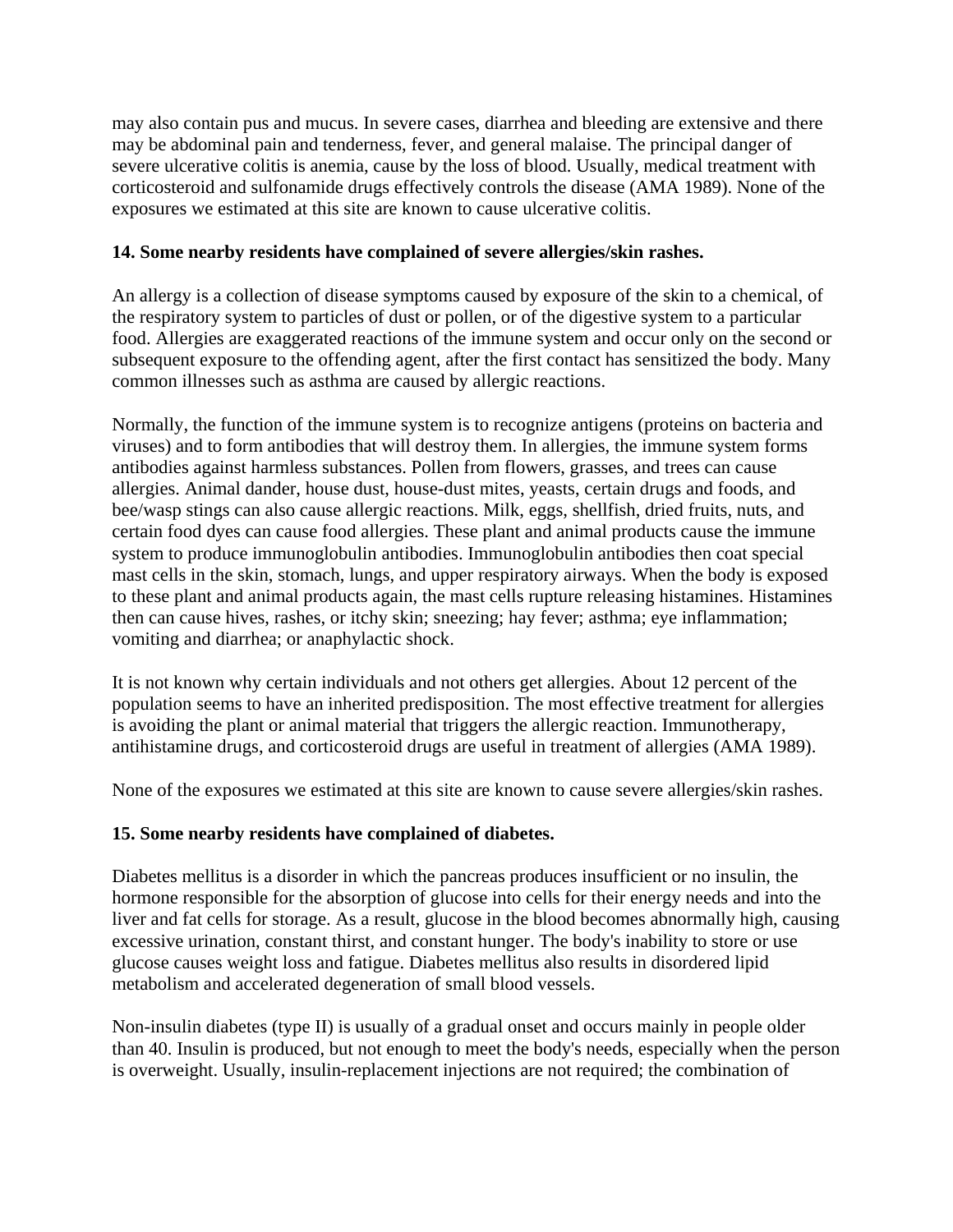may also contain pus and mucus. In severe cases, diarrhea and bleeding are extensive and there may be abdominal pain and tenderness, fever, and general malaise. The principal danger of severe ulcerative colitis is anemia, cause by the loss of blood. Usually, medical treatment with corticosteroid and sulfonamide drugs effectively controls the disease (AMA 1989). None of the exposures we estimated at this site are known to cause ulcerative colitis.

**14. Some nearby residents have complained of severe allergies/skin rashes.**

An allergy is a collection of disease symptoms caused by exposure of the skin to a chemical, of the respiratory system to particles of dust or pollen, or of the digestive system to a particular food. Allergies are exaggerated reactions of the immune system and occur only on the second or subsequent exposure to the offending agent, after the first contact has sensitized the body. Many common illnesses such as asthma are caused by allergic reactions.

Normally, the function of the immune system is to recognize antigens (proteins on bacteria and viruses) and to form antibodies that will destroy them. In allergies, the immune system forms antibodies against harmless substances. Pollen from flowers, grasses, and trees can cause allergies. Animal dander, house dust, house-dust mites, yeasts, certain drugs and foods, and bee/wasp stings can also cause allergic reactions. Milk, eggs, shellfish, dried fruits, nuts, and certain food dyes can cause food allergies. These plant and animal products cause the immune system to produce immunoglobulin antibodies. Immunoglobulin antibodies then coat special mast cells in the skin, stomach, lungs, and upper respiratory airways. When the body is exposed to these plant and animal products again, the mast cells rupture releasing histamines. Histamines then can cause hives, rashes, or itchy skin; sneezing; hay fever; asthma; eye inflammation; vomiting and diarrhea; or anaphylactic shock.

It is not known why certain individuals and not others get allergies. About 12 percent of the population seems to have an inherited predisposition. The most effective treatment for allergies is avoiding the plant or animal material that triggers the allergic reaction. Immunotherapy, antihistamine drugs, and corticosteroid drugs are useful in treatment of allergies (AMA 1989).

None of the exposures we estimated at this site are known to cause severe allergies/skin rashes.

**15. Some nearby residents have complained of diabetes.**

Diabetes mellitus is a disorder in which the pancreas produces insufficient or no insulin, the hormone responsible for the absorption of glucose into cells for their energy needs and into the liver and fat cells for storage. As a result, glucose in the blood becomes abnormally high, causing excessive urination, constant thirst, and constant hunger. The body's inability to store or use glucose causes weight loss and fatigue. Diabetes mellitus also results in disordered lipid metabolism and accelerated degeneration of small blood vessels.

Non-insulin diabetes (type II) is usually of a gradual onset and occurs mainly in people older than 40. Insulin is produced, but not enough to meet the body's needs, especially when the person is overweight. Usually, insulin-replacement injections are not required; the combination of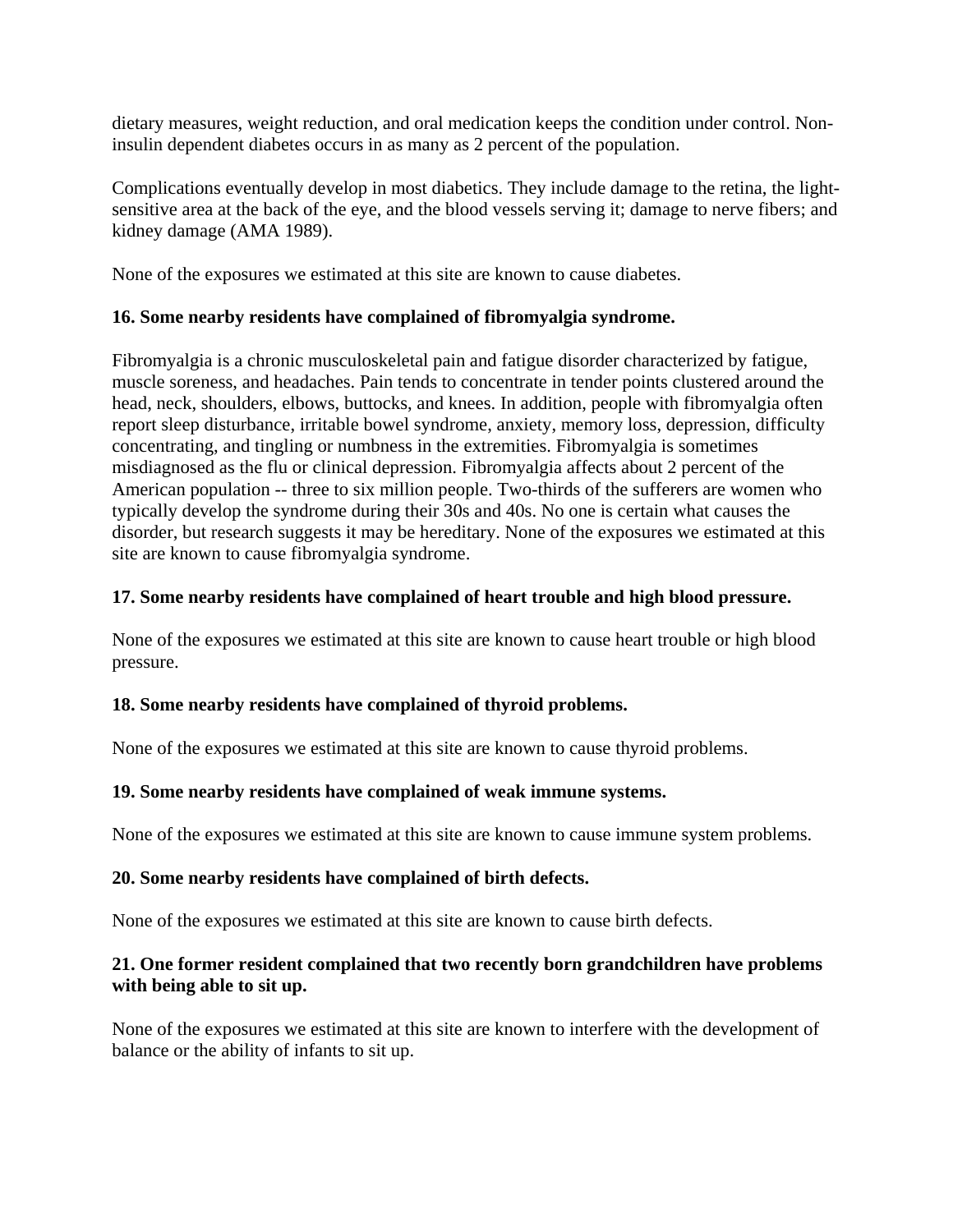dietary measures, weight reduction, and oral medication keeps the condition under control. Non-insulin dependent diabetes occurs in as many as 2 percent of the population.

Complications eventually develop in most diabetics. They include damage to the retina, the light-sensitive area at the back of the eye, and the blood vessels serving it; damage to nerve fibers; and kidney damage (AMA 1989).

None of the exposures we estimated at this site are known to cause diabetes.

**16. Some nearby residents have complained of fibromyalgia syndrome.**

Fibromyalgia is a chronic musculoskeletal pain and fatigue disorder characterized by fatigue, muscle soreness, and headaches. Pain tends to concentrate in tender points clustered around the head, neck, shoulders, elbows, buttocks, and knees. In addition, people with fibromyalgia often report sleep disturbance, irritable bowel syndrome, anxiety, memory loss, depression, difficulty concentrating, and tingling or numbness in the extremities. Fibromyalgia is sometimes misdiagnosed as the flu or clinical depression. Fibromyalgia affects about 2 percent of the American population -- three to six million people. Two-thirds of the sufferers are women who typically develop the syndrome during their 30s and 40s. No one is certain what causes the disorder, but research suggests it may be hereditary. None of the exposures we estimated at this site are known to cause fibromyalgia syndrome.

**17. Some nearby residents have complained of heart trouble and high blood pressure.**

None of the exposures we estimated at this site are known to cause heart trouble or high blood pressure.

**18. Some nearby residents have complained of thyroid problems.**

None of the exposures we estimated at this site are known to cause thyroid problems.

**19. Some nearby residents have complained of weak immune systems.**

None of the exposures we estimated at this site are known to cause immune system problems.

**20. Some nearby residents have complained of birth defects.**

None of the exposures we estimated at this site are known to cause birth defects.

**21. One former resident complained that two recently born grandchildren have problems with being able to sit up.**

None of the exposures we estimated at this site are known to interfere with the development of balance or the ability of infants to sit up.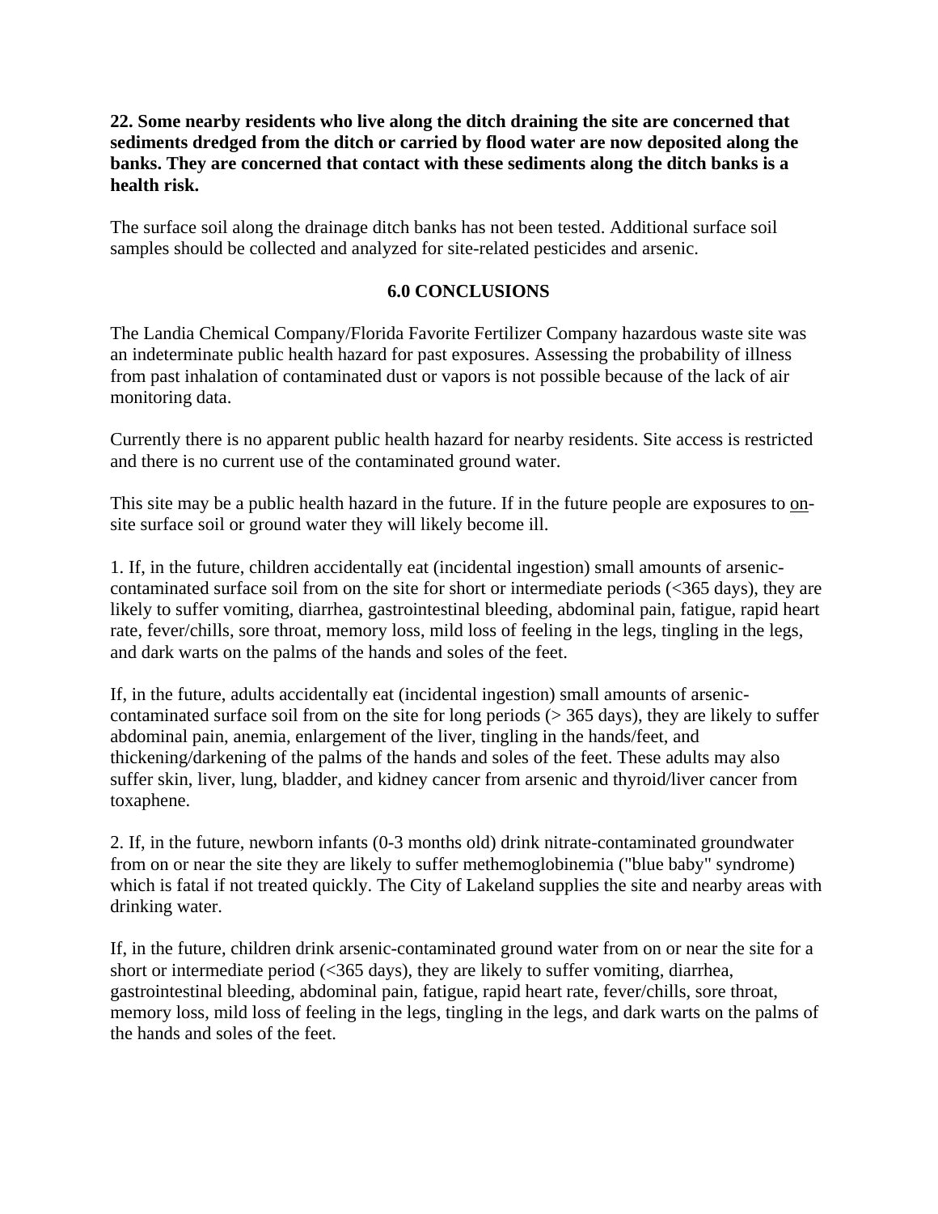**22. Some nearby residents who live along the ditch draining the site are concerned that sediments dredged from the ditch or carried by flood water are now deposited along the banks. They are concerned that contact with these sediments along the ditch banks is a health risk.**

The surface soil along the drainage ditch banks has not been tested. Additional surface soil samples should be collected and analyzed for site-related pesticides and arsenic.

## 6.0 CONCLUSIONS

The Landia Chemical Company/Florida Favorite Fertilizer Company hazardous waste site was an indeterminate public health hazard for past exposures. Assessing the probability of illness from past inhalation of contaminated dust or vapors is not possible because of the lack of air monitoring data.

Currently there is no apparent public health hazard for nearby residents. Site access is restricted and there is no current use of the contaminated ground water.

This site may be a public health hazard in the future. If in the future people are exposures to <u>on</u>-site surface soil or ground water they will likely become ill.

1. If, in the future, children accidentally eat (incidental ingestion) small amounts of arsenic-contaminated surface soil from on the site for short or intermediate periods (<365 days), they are likely to suffer vomiting, diarrhea, gastrointestinal bleeding, abdominal pain, fatigue, rapid heart rate, fever/chills, sore throat, memory loss, mild loss of feeling in the legs, tingling in the legs, and dark warts on the palms of the hands and soles of the feet.

If, in the future, adults accidentally eat (incidental ingestion) small amounts of arsenic-contaminated surface soil from on the site for long periods (> 365 days), they are likely to suffer abdominal pain, anemia, enlargement of the liver, tingling in the hands/feet, and thickening/darkening of the palms of the hands and soles of the feet. These adults may also suffer skin, liver, lung, bladder, and kidney cancer from arsenic and thyroid/liver cancer from toxaphene.

2. If, in the future, newborn infants (0-3 months old) drink nitrate-contaminated groundwater from on or near the site they are likely to suffer methemoglobinemia ("blue baby" syndrome) which is fatal if not treated quickly. The City of Lakeland supplies the site and nearby areas with drinking water.

If, in the future, children drink arsenic-contaminated ground water from on or near the site for a short or intermediate period (<365 days), they are likely to suffer vomiting, diarrhea, gastrointestinal bleeding, abdominal pain, fatigue, rapid heart rate, fever/chills, sore throat, memory loss, mild loss of feeling in the legs, tingling in the legs, and dark warts on the palms of the hands and soles of the feet.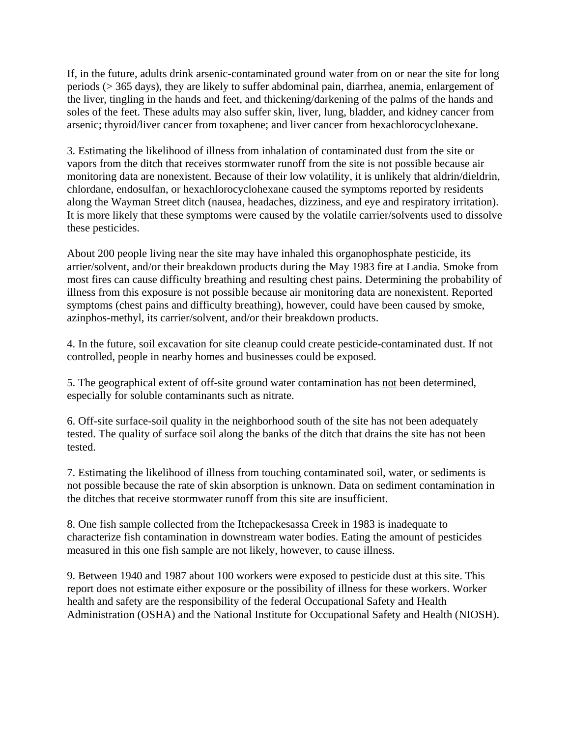If, in the future, adults drink arsenic-contaminated ground water from on or near the site for long periods (> 365 days), they are likely to suffer abdominal pain, diarrhea, anemia, enlargement of the liver, tingling in the hands and feet, and thickening/darkening of the palms of the hands and soles of the feet. These adults may also suffer skin, liver, lung, bladder, and kidney cancer from arsenic; thyroid/liver cancer from toxaphene; and liver cancer from hexachlorocyclohexane.

3. Estimating the likelihood of illness from inhalation of contaminated dust from the site or vapors from the ditch that receives stormwater runoff from the site is not possible because air monitoring data are nonexistent. Because of their low volatility, it is unlikely that aldrin/dieldrin, chlordane, endosulfan, or hexachlorocyclohexane caused the symptoms reported by residents along the Wayman Street ditch (nausea, headaches, dizziness, and eye and respiratory irritation). It is more likely that these symptoms were caused by the volatile carrier/solvents used to dissolve these pesticides.

About 200 people living near the site may have inhaled this organophosphate pesticide, its arrier/solvent, and/or their breakdown products during the May 1983 fire at Landia. Smoke from most fires can cause difficulty breathing and resulting chest pains. Determining the probability of illness from this exposure is not possible because air monitoring data are nonexistent. Reported symptoms (chest pains and difficulty breathing), however, could have been caused by smoke, azinphos-methyl, its carrier/solvent, and/or their breakdown products.

4. In the future, soil excavation for site cleanup could create pesticide-contaminated dust. If not controlled, people in nearby homes and businesses could be exposed.

5. The geographical extent of off-site ground water contamination has <u>not</u> been determined, especially for soluble contaminants such as nitrate.

6. Off-site surface-soil quality in the neighborhood south of the site has not been adequately tested. The quality of surface soil along the banks of the ditch that drains the site has not been tested.

7. Estimating the likelihood of illness from touching contaminated soil, water, or sediments is not possible because the rate of skin absorption is unknown. Data on sediment contamination in the ditches that receive stormwater runoff from this site are insufficient.

8. One fish sample collected from the Itchepackesassa Creek in 1983 is inadequate to characterize fish contamination in downstream water bodies. Eating the amount of pesticides measured in this one fish sample are not likely, however, to cause illness.

9. Between 1940 and 1987 about 100 workers were exposed to pesticide dust at this site. This report does not estimate either exposure or the possibility of illness for these workers. Worker health and safety are the responsibility of the federal Occupational Safety and Health Administration (OSHA) and the National Institute for Occupational Safety and Health (NIOSH).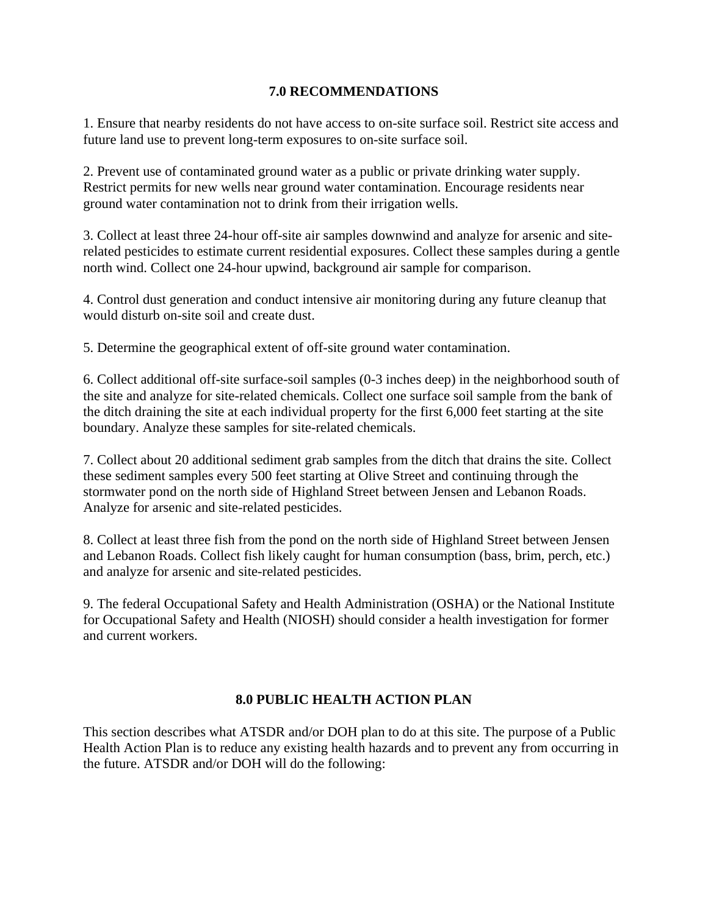## 7.0 RECOMMENDATIONS

1. Ensure that nearby residents do not have access to on-site surface soil. Restrict site access and future land use to prevent long-term exposures to on-site surface soil.

2. Prevent use of contaminated ground water as a public or private drinking water supply. Restrict permits for new wells near ground water contamination. Encourage residents near ground water contamination not to drink from their irrigation wells.

3. Collect at least three 24-hour off-site air samples downwind and analyze for arsenic and site-related pesticides to estimate current residential exposures. Collect these samples during a gentle north wind. Collect one 24-hour upwind, background air sample for comparison.

4. Control dust generation and conduct intensive air monitoring during any future cleanup that would disturb on-site soil and create dust.

5. Determine the geographical extent of off-site ground water contamination.

6. Collect additional off-site surface-soil samples (0-3 inches deep) in the neighborhood south of the site and analyze for site-related chemicals. Collect one surface soil sample from the bank of the ditch draining the site at each individual property for the first 6,000 feet starting at the site boundary. Analyze these samples for site-related chemicals.

7. Collect about 20 additional sediment grab samples from the ditch that drains the site. Collect these sediment samples every 500 feet starting at Olive Street and continuing through the stormwater pond on the north side of Highland Street between Jensen and Lebanon Roads. Analyze for arsenic and site-related pesticides.

8. Collect at least three fish from the pond on the north side of Highland Street between Jensen and Lebanon Roads. Collect fish likely caught for human consumption (bass, brim, perch, etc.) and analyze for arsenic and site-related pesticides.

9. The federal Occupational Safety and Health Administration (OSHA) or the National Institute for Occupational Safety and Health (NIOSH) should consider a health investigation for former and current workers.

## 8.0 PUBLIC HEALTH ACTION PLAN

This section describes what ATSDR and/or DOH plan to do at this site. The purpose of a Public Health Action Plan is to reduce any existing health hazards and to prevent any from occurring in the future. ATSDR and/or DOH will do the following: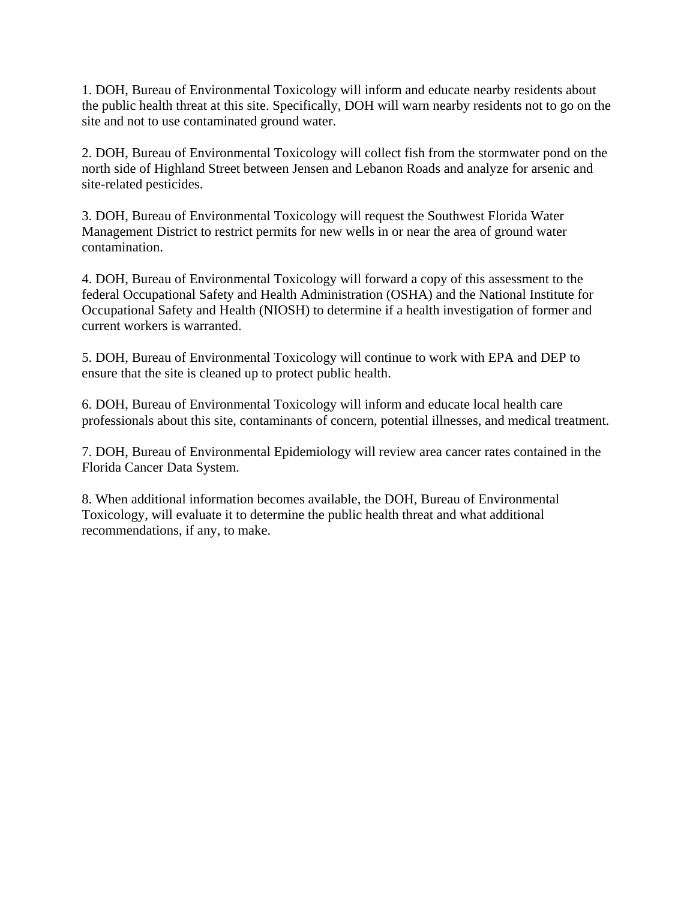1. DOH, Bureau of Environmental Toxicology will inform and educate nearby residents about the public health threat at this site. Specifically, DOH will warn nearby residents not to go on the site and not to use contaminated ground water.

2. DOH, Bureau of Environmental Toxicology will collect fish from the stormwater pond on the north side of Highland Street between Jensen and Lebanon Roads and analyze for arsenic and site-related pesticides.

3. DOH, Bureau of Environmental Toxicology will request the Southwest Florida Water Management District to restrict permits for new wells in or near the area of ground water contamination.

4. DOH, Bureau of Environmental Toxicology will forward a copy of this assessment to the federal Occupational Safety and Health Administration (OSHA) and the National Institute for Occupational Safety and Health (NIOSH) to determine if a health investigation of former and current workers is warranted.

5. DOH, Bureau of Environmental Toxicology will continue to work with EPA and DEP to ensure that the site is cleaned up to protect public health.

6. DOH, Bureau of Environmental Toxicology will inform and educate local health care professionals about this site, contaminants of concern, potential illnesses, and medical treatment.

7. DOH, Bureau of Environmental Epidemiology will review area cancer rates contained in the Florida Cancer Data System.

8. When additional information becomes available, the DOH, Bureau of Environmental Toxicology, will evaluate it to determine the public health threat and what additional recommendations, if any, to make.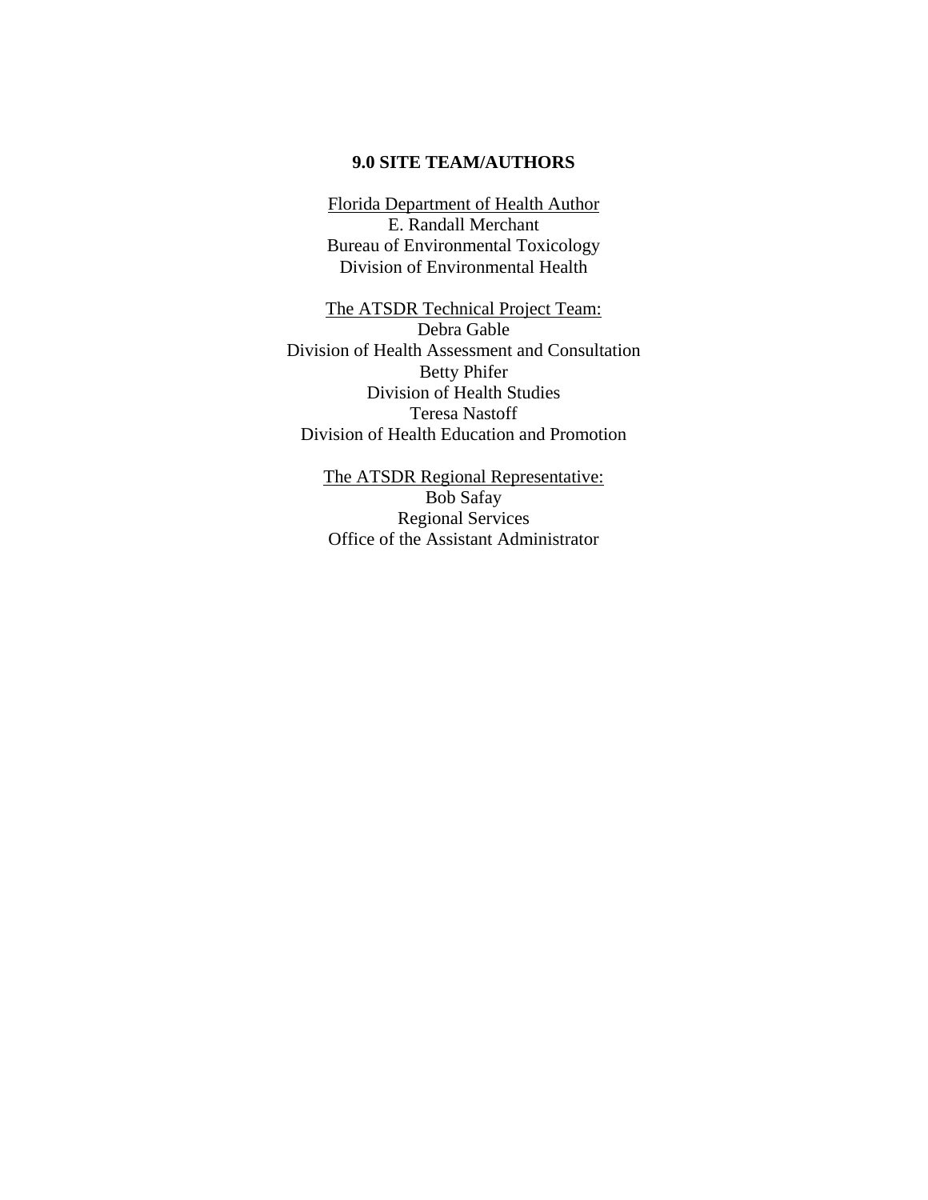## 9.0 SITE TEAM/AUTHORS

Florida Department of Health Author
E. Randall Merchant
Bureau of Environmental Toxicology
Division of Environmental Health

The ATSDR Technical Project Team:
Debra Gable
Division of Health Assessment and Consultation
Betty Phifer
Division of Health Studies
Teresa Nastoff
Division of Health Education and Promotion

The ATSDR Regional Representative:
Bob Safay
Regional Services
Office of the Assistant Administrator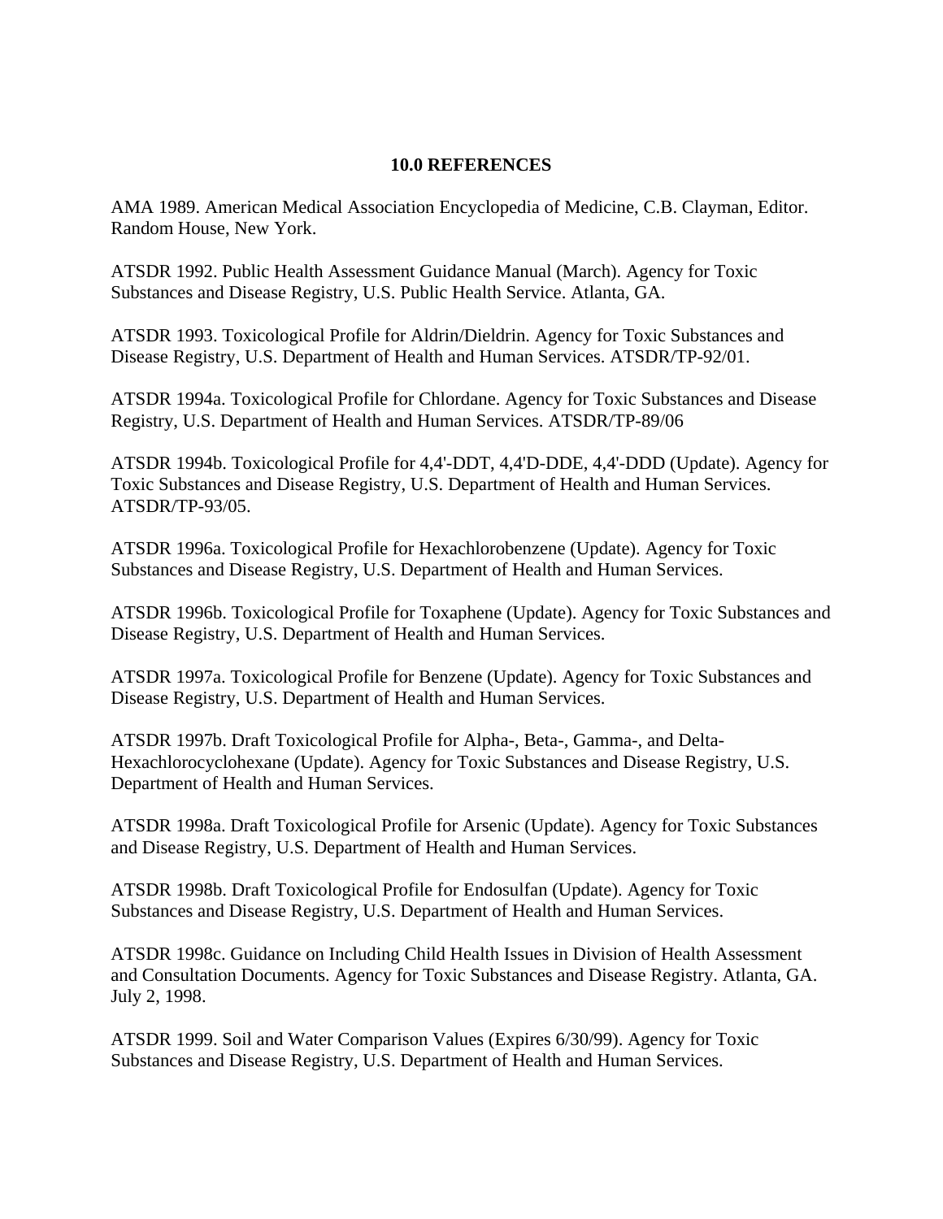## 10.0 REFERENCES

AMA 1989. American Medical Association Encyclopedia of Medicine, C.B. Clayman, Editor. Random House, New York.

ATSDR 1992. Public Health Assessment Guidance Manual (March). Agency for Toxic Substances and Disease Registry, U.S. Public Health Service. Atlanta, GA.

ATSDR 1993. Toxicological Profile for Aldrin/Dieldrin. Agency for Toxic Substances and Disease Registry, U.S. Department of Health and Human Services. ATSDR/TP-92/01.

ATSDR 1994a. Toxicological Profile for Chlordane. Agency for Toxic Substances and Disease Registry, U.S. Department of Health and Human Services. ATSDR/TP-89/06

ATSDR 1994b. Toxicological Profile for 4,4'-DDT, 4,4'D-DDE, 4,4'-DDD (Update). Agency for Toxic Substances and Disease Registry, U.S. Department of Health and Human Services. ATSDR/TP-93/05.

ATSDR 1996a. Toxicological Profile for Hexachlorobenzene (Update). Agency for Toxic Substances and Disease Registry, U.S. Department of Health and Human Services.

ATSDR 1996b. Toxicological Profile for Toxaphene (Update). Agency for Toxic Substances and Disease Registry, U.S. Department of Health and Human Services.

ATSDR 1997a. Toxicological Profile for Benzene (Update). Agency for Toxic Substances and Disease Registry, U.S. Department of Health and Human Services.

ATSDR 1997b. Draft Toxicological Profile for Alpha-, Beta-, Gamma-, and Delta-Hexachlorocyclohexane (Update). Agency for Toxic Substances and Disease Registry, U.S. Department of Health and Human Services.

ATSDR 1998a. Draft Toxicological Profile for Arsenic (Update). Agency for Toxic Substances and Disease Registry, U.S. Department of Health and Human Services.

ATSDR 1998b. Draft Toxicological Profile for Endosulfan (Update). Agency for Toxic Substances and Disease Registry, U.S. Department of Health and Human Services.

ATSDR 1998c. Guidance on Including Child Health Issues in Division of Health Assessment and Consultation Documents. Agency for Toxic Substances and Disease Registry. Atlanta, GA. July 2, 1998.

ATSDR 1999. Soil and Water Comparison Values (Expires 6/30/99). Agency for Toxic Substances and Disease Registry, U.S. Department of Health and Human Services.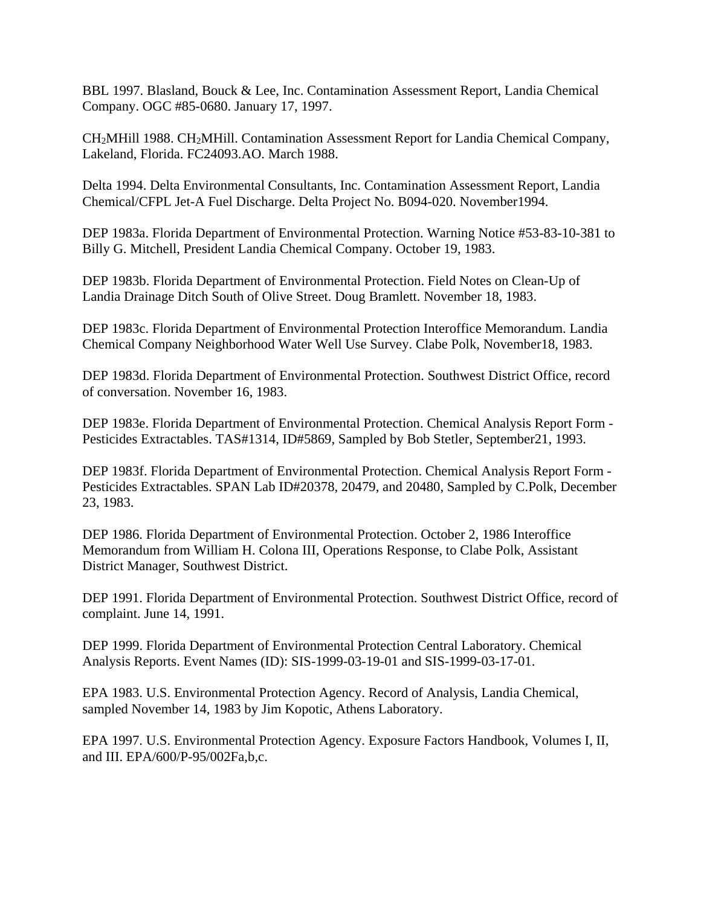BBL 1997. Blasland, Bouck & Lee, Inc. Contamination Assessment Report, Landia Chemical Company. OGC #85-0680. January 17, 1997.

$CH_2$MHill 1988. $CH_2$MHill. Contamination Assessment Report for Landia Chemical Company, Lakeland, Florida. FC24093.AO. March 1988.

Delta 1994. Delta Environmental Consultants, Inc. Contamination Assessment Report, Landia Chemical/CFPL Jet-A Fuel Discharge. Delta Project No. B094-020. November1994.

DEP 1983a. Florida Department of Environmental Protection. Warning Notice #53-83-10-381 to Billy G. Mitchell, President Landia Chemical Company. October 19, 1983.

DEP 1983b. Florida Department of Environmental Protection. Field Notes on Clean-Up of Landia Drainage Ditch South of Olive Street. Doug Bramlett. November 18, 1983.

DEP 1983c. Florida Department of Environmental Protection Interoffice Memorandum. Landia Chemical Company Neighborhood Water Well Use Survey. Clabe Polk, November18, 1983.

DEP 1983d. Florida Department of Environmental Protection. Southwest District Office, record of conversation. November 16, 1983.

DEP 1983e. Florida Department of Environmental Protection. Chemical Analysis Report Form - Pesticides Extractables. TAS#1314, ID#5869, Sampled by Bob Stetler, September21, 1993.

DEP 1983f. Florida Department of Environmental Protection. Chemical Analysis Report Form - Pesticides Extractables. SPAN Lab ID#20378, 20479, and 20480, Sampled by C.Polk, December 23, 1983.

DEP 1986. Florida Department of Environmental Protection. October 2, 1986 Interoffice Memorandum from William H. Colona III, Operations Response, to Clabe Polk, Assistant District Manager, Southwest District.

DEP 1991. Florida Department of Environmental Protection. Southwest District Office, record of complaint. June 14, 1991.

DEP 1999. Florida Department of Environmental Protection Central Laboratory. Chemical Analysis Reports. Event Names (ID): SIS-1999-03-19-01 and SIS-1999-03-17-01.

EPA 1983. U.S. Environmental Protection Agency. Record of Analysis, Landia Chemical, sampled November 14, 1983 by Jim Kopotic, Athens Laboratory.

EPA 1997. U.S. Environmental Protection Agency. Exposure Factors Handbook, Volumes I, II, and III. EPA/600/P-95/002Fa,b,c.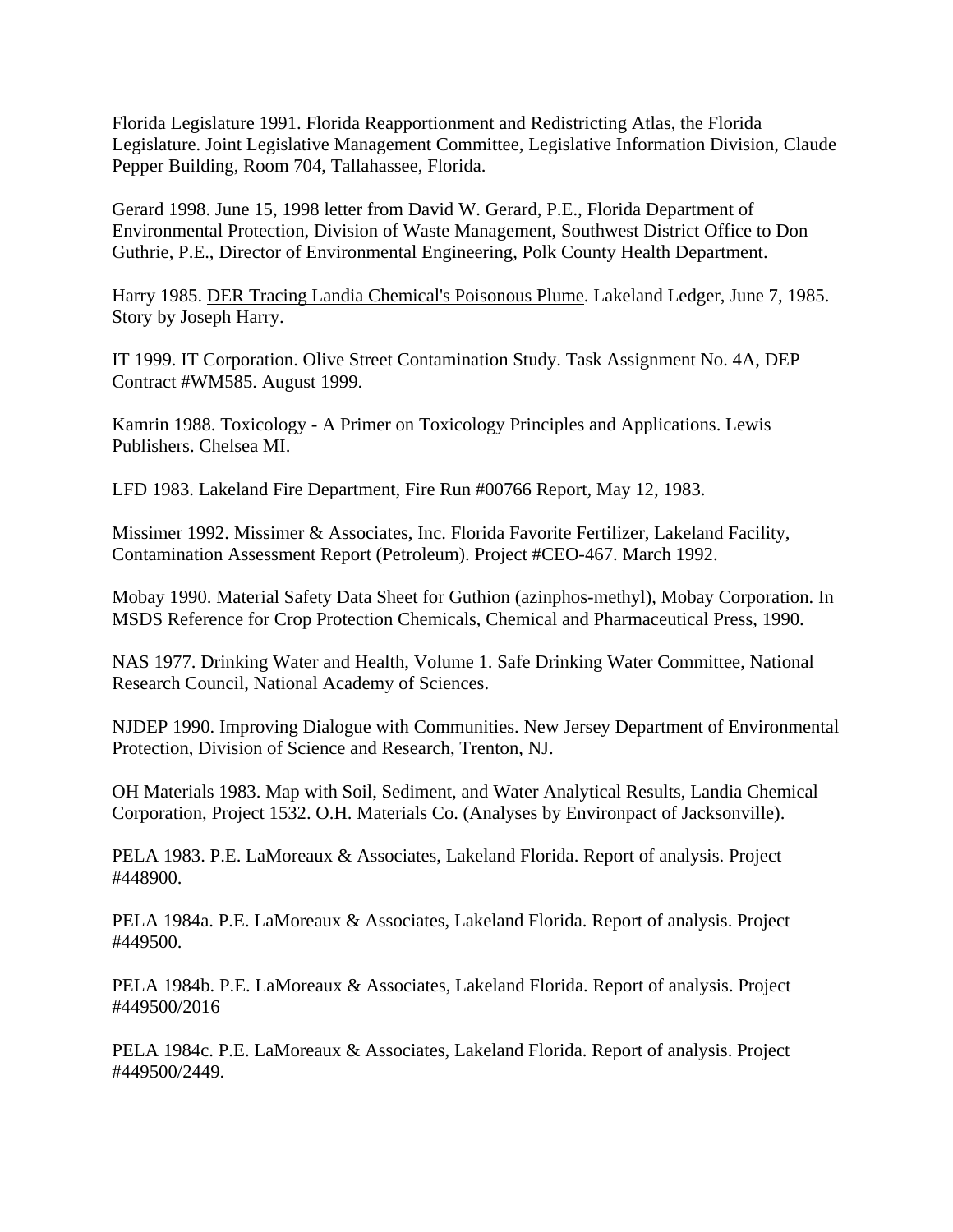Florida Legislature 1991. Florida Reapportionment and Redistricting Atlas, the Florida Legislature. Joint Legislative Management Committee, Legislative Information Division, Claude Pepper Building, Room 704, Tallahassee, Florida.

Gerard 1998. June 15, 1998 letter from David W. Gerard, P.E., Florida Department of Environmental Protection, Division of Waste Management, Southwest District Office to Don Guthrie, P.E., Director of Environmental Engineering, Polk County Health Department.

Harry 1985. DER Tracing Landia Chemical's Poisonous Plume. Lakeland Ledger, June 7, 1985. Story by Joseph Harry.

IT 1999. IT Corporation. Olive Street Contamination Study. Task Assignment No. 4A, DEP Contract #WM585. August 1999.

Kamrin 1988. Toxicology - A Primer on Toxicology Principles and Applications. Lewis Publishers. Chelsea MI.

LFD 1983. Lakeland Fire Department, Fire Run #00766 Report, May 12, 1983.

Missimer 1992. Missimer & Associates, Inc. Florida Favorite Fertilizer, Lakeland Facility, Contamination Assessment Report (Petroleum). Project #CEO-467. March 1992.

Mobay 1990. Material Safety Data Sheet for Guthion (azinphos-methyl), Mobay Corporation. In MSDS Reference for Crop Protection Chemicals, Chemical and Pharmaceutical Press, 1990.

NAS 1977. Drinking Water and Health, Volume 1. Safe Drinking Water Committee, National Research Council, National Academy of Sciences.

NJDEP 1990. Improving Dialogue with Communities. New Jersey Department of Environmental Protection, Division of Science and Research, Trenton, NJ.

OH Materials 1983. Map with Soil, Sediment, and Water Analytical Results, Landia Chemical Corporation, Project 1532. O.H. Materials Co. (Analyses by Environpact of Jacksonville).

PELA 1983. P.E. LaMoreaux & Associates, Lakeland Florida. Report of analysis. Project #448900.

PELA 1984a. P.E. LaMoreaux & Associates, Lakeland Florida. Report of analysis. Project #449500.

PELA 1984b. P.E. LaMoreaux & Associates, Lakeland Florida. Report of analysis. Project #449500/2016

PELA 1984c. P.E. LaMoreaux & Associates, Lakeland Florida. Report of analysis. Project #449500/2449.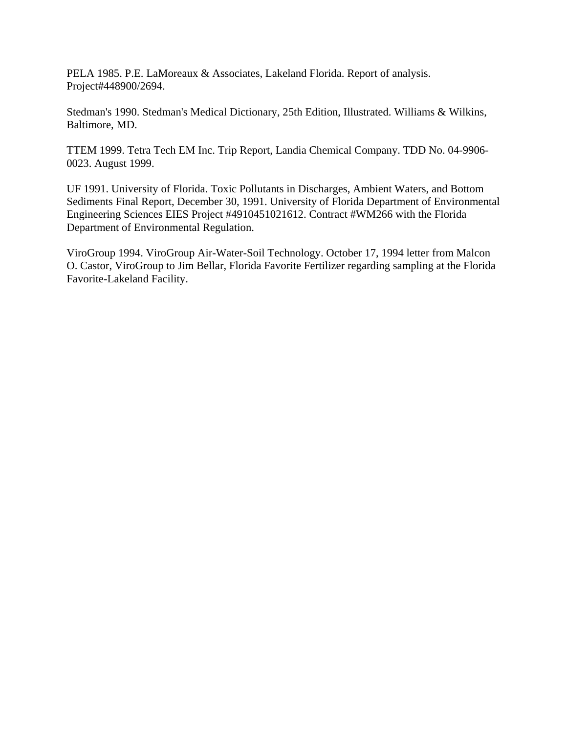PELA 1985. P.E. LaMoreaux & Associates, Lakeland Florida. Report of analysis. Project#448900/2694.

Stedman's 1990. Stedman's Medical Dictionary, 25th Edition, Illustrated. Williams & Wilkins, Baltimore, MD.

TTEM 1999. Tetra Tech EM Inc. Trip Report, Landia Chemical Company. TDD No. 04-9906-0023. August 1999.

UF 1991. University of Florida. Toxic Pollutants in Discharges, Ambient Waters, and Bottom Sediments Final Report, December 30, 1991. University of Florida Department of Environmental Engineering Sciences EIES Project #4910451021612. Contract #WM266 with the Florida Department of Environmental Regulation.

ViroGroup 1994. ViroGroup Air-Water-Soil Technology. October 17, 1994 letter from Malcon O. Castor, ViroGroup to Jim Bellar, Florida Favorite Fertilizer regarding sampling at the Florida Favorite-Lakeland Facility.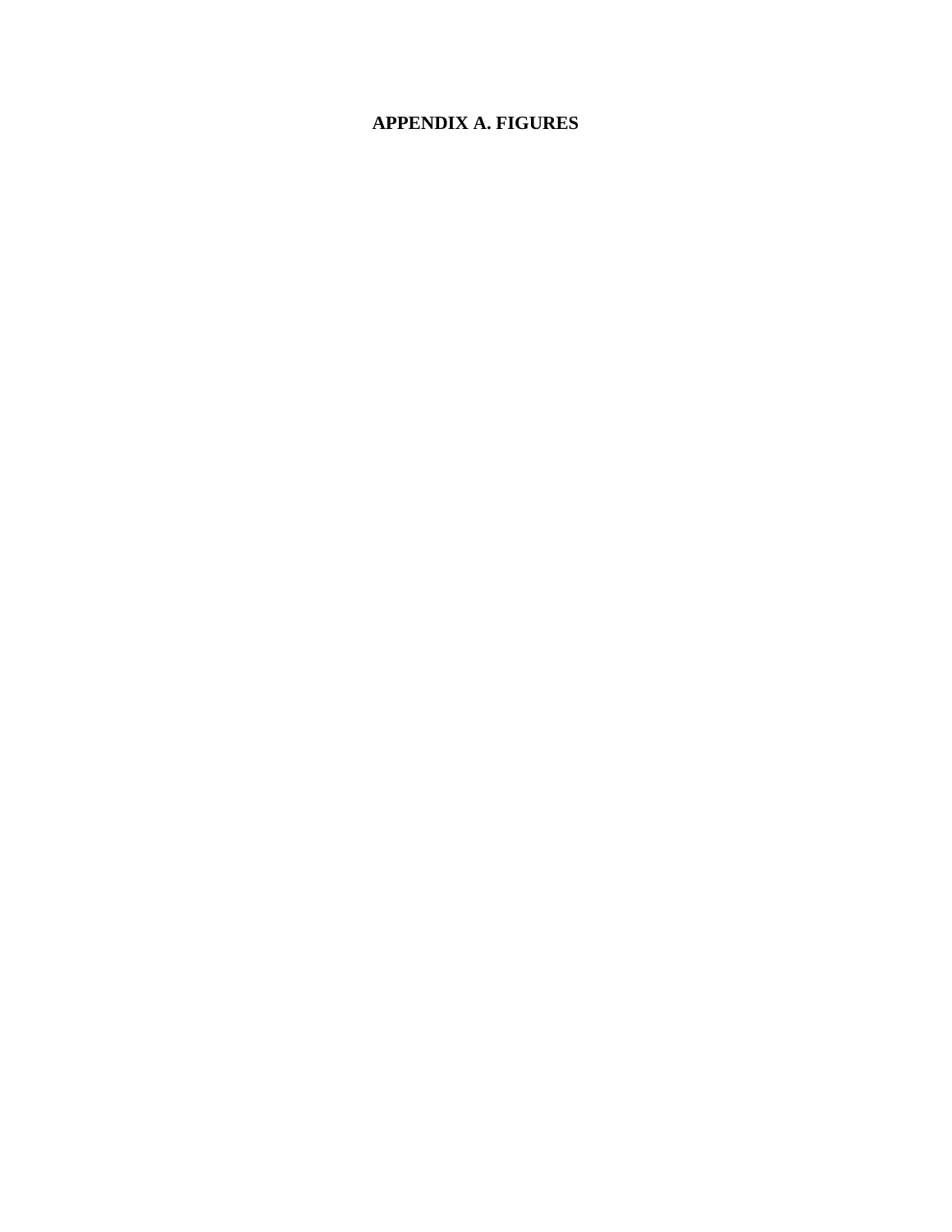# APPENDIX A. FIGURES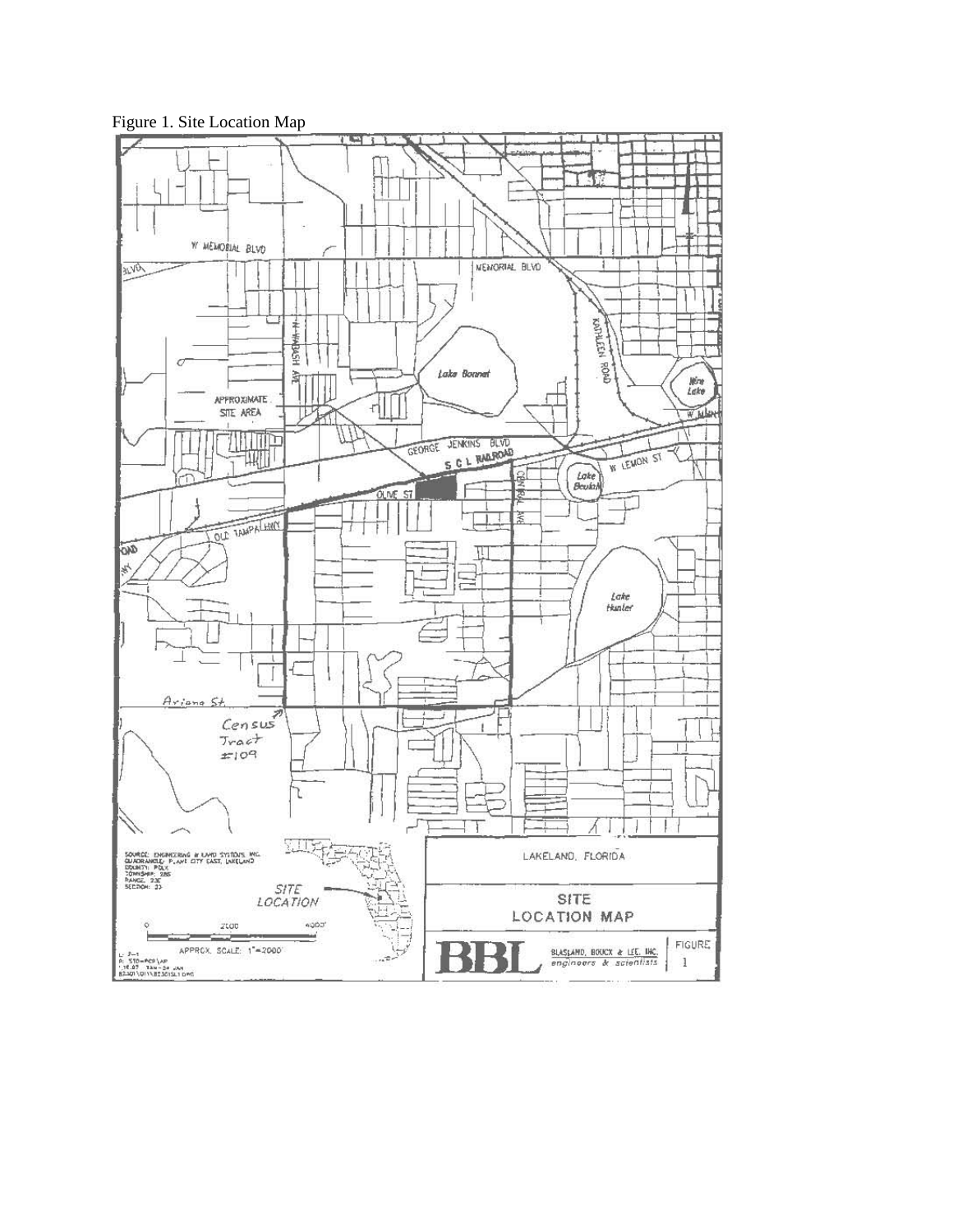Figure 1. Site Location Map

W MEMORIAL BLVD

BLVD

MEMORIAL BLVD

N WABASH AVE

KATHLEEN ROAD

Lake Bonnet

Mirror Lake

APPROXIMATE SITE AREA

W MAIN

GEORGE JENKINS BLVD

S C L RAILROAD

W LEMON ST

Lake Beulah

OLIVE ST

CENTRAL AVE

OLD TAMPA HWY

Lake Hunter

Ariana St.

Census Tract #109

SOURCE: ENGINEERING & LAND SYSTEMS, INC.
QUADRANGLE: PLANT CITY EAST, LAKELAND
COUNTY: POLK
TOWNSHIP: 28S
RANGE: 23E
SECTION: 23

SITE LOCATION

0 2000 4000'

APPROX. SCALE: 1"=2000'

LAKELAND, FLORIDA

SITE LOCATION MAP

BBL BLASLAND, BOUCK & LEE, INC. engineers & scientists

FIGURE 1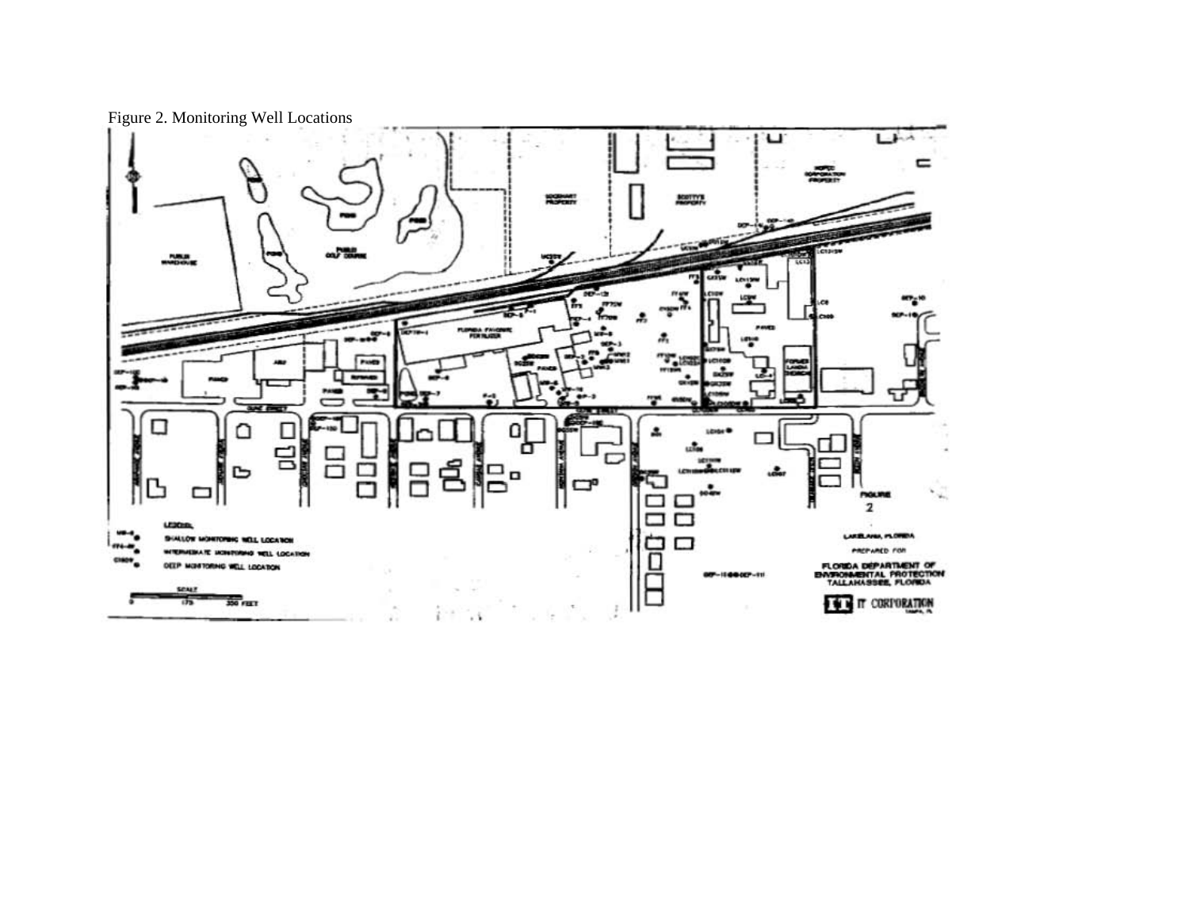Figure 2. Monitoring Well Locations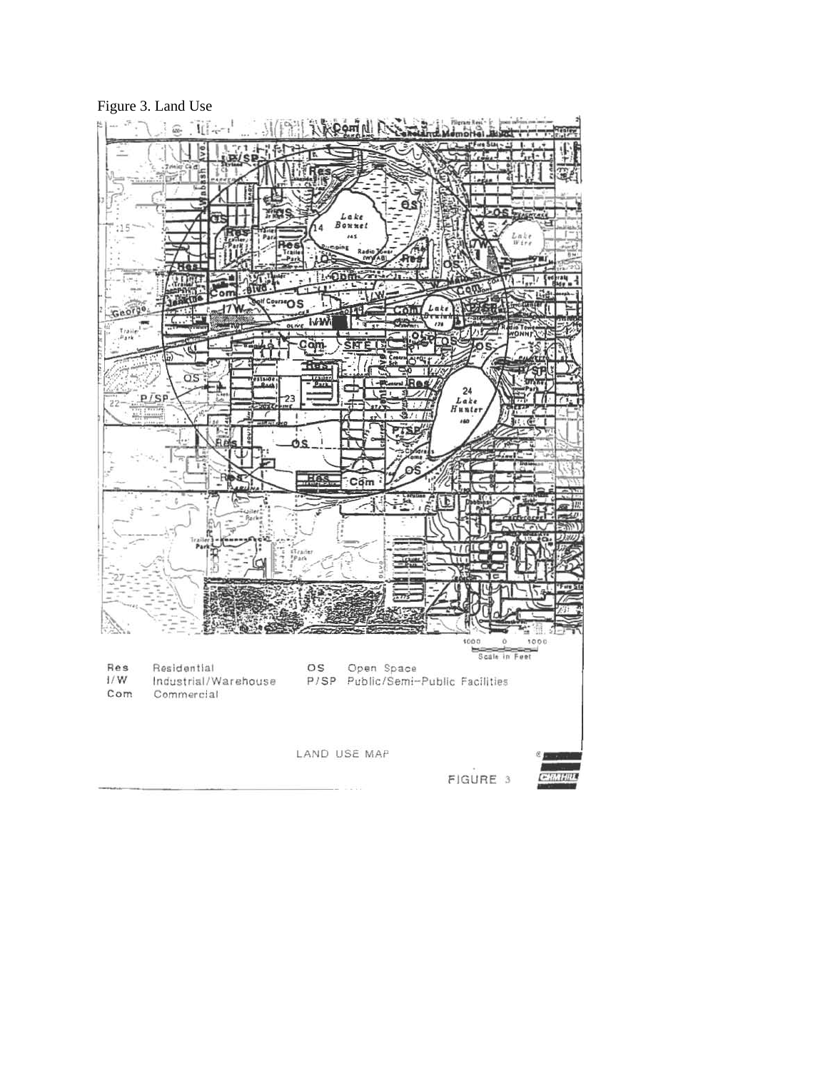Figure 3. Land Use

Res Residential
I/W Industrial/Warehouse
Com Commercial

OS Open Space
P/SP Public/Semi-Public Facilities

LAND USE MAP

FIGURE 3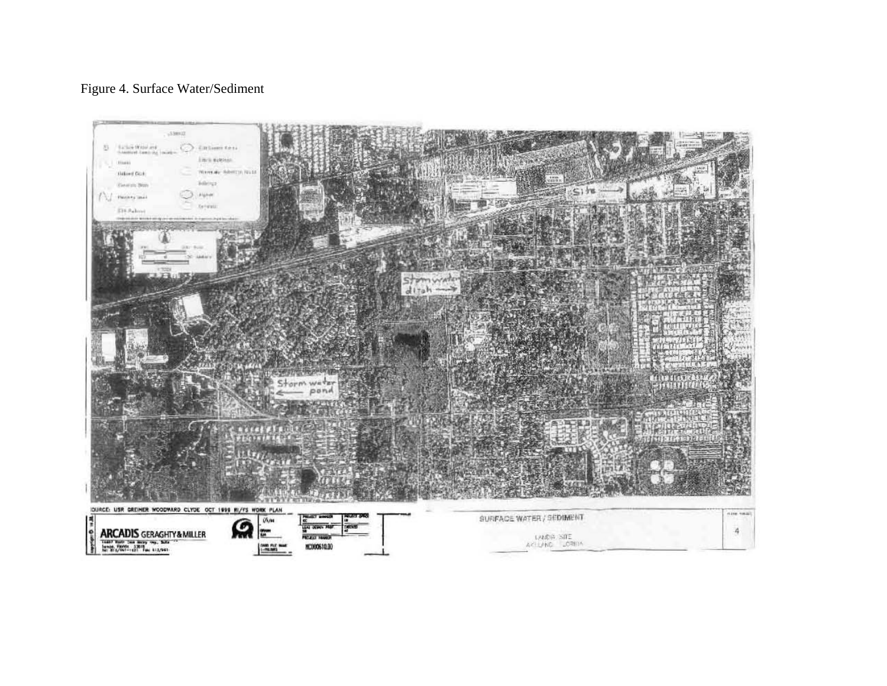Figure 4. Surface Water/Sediment

SOURCE: USR GREINER WOODWARD CLYDE OCT 1998 RI/FS WORK PLAN

ARCADIS GERAGHTY & MILLER

SURFACE WATER / SEDIMENT

LANDIA SITE
LAKELAND, FLORIDA

4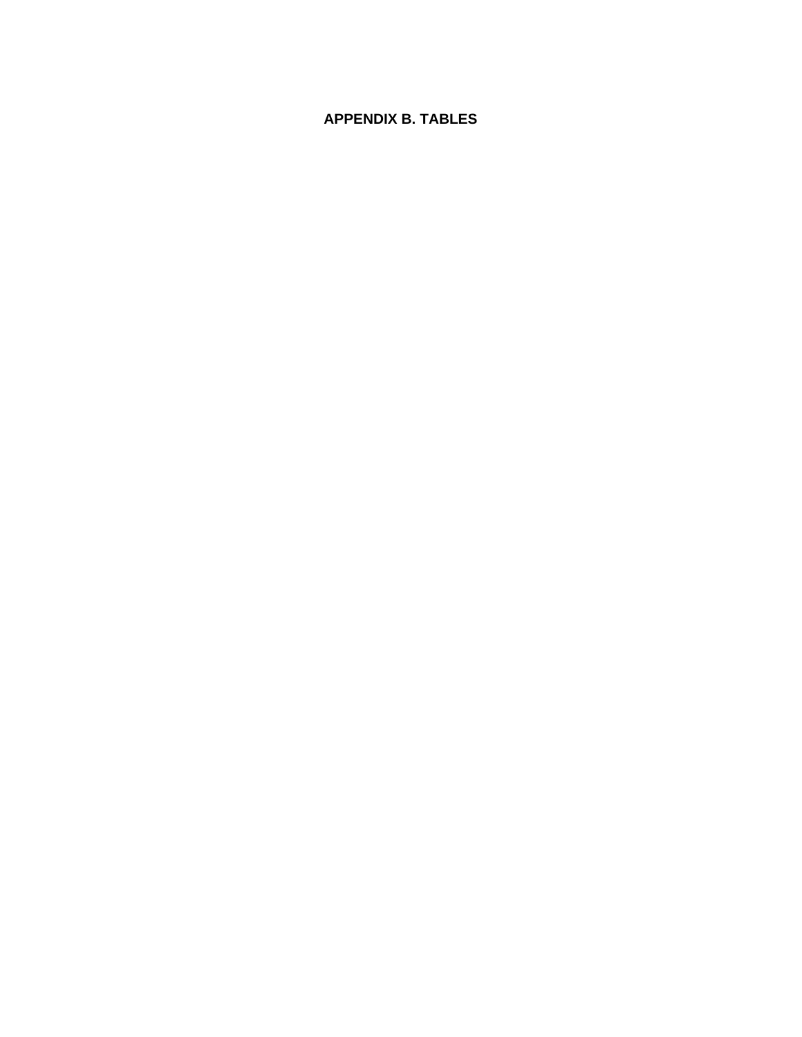# APPENDIX B. TABLES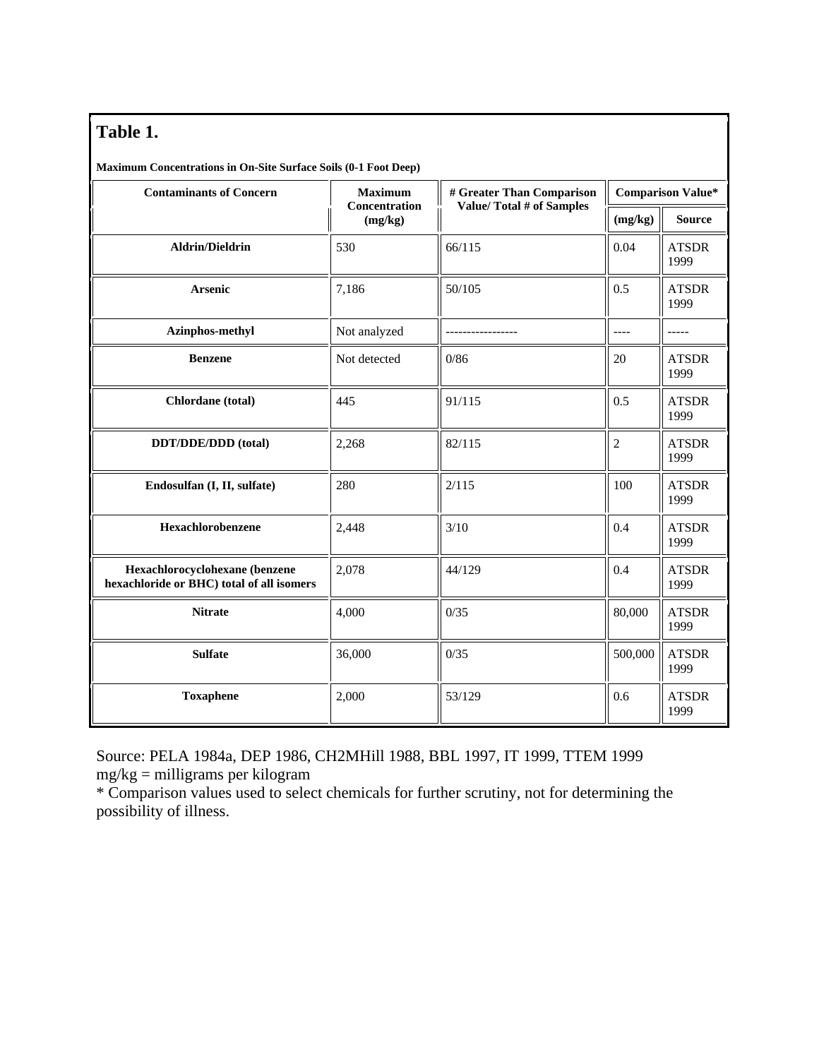## Table 1.

**Maximum Concentrations in On-Site Surface Soils (0-1 Foot Deep)**

| Contaminants of Concern | Maximum Concentration (mg/kg) | # Greater Than Comparison Value/ Total # of Samples | Comparison Value* | |
|---|---|---|---|---|
| | | | (mg/kg) | Source |
| Aldrin/Dieldrin | 530 | 66/115 | 0.04 | ATSDR 1999 |
| Arsenic | 7,186 | 50/105 | 0.5 | ATSDR 1999 |
| Azinphos-methyl | Not analyzed | ----------------- | ---- | ----- |
| Benzene | Not detected | 0/86 | 20 | ATSDR 1999 |
| Chlordane (total) | 445 | 91/115 | 0.5 | ATSDR 1999 |
| DDT/DDE/DDD (total) | 2,268 | 82/115 | 2 | ATSDR 1999 |
| Endosulfan (I, II, sulfate) | 280 | 2/115 | 100 | ATSDR 1999 |
| Hexachlorobenzene | 2,448 | 3/10 | 0.4 | ATSDR 1999 |
| Hexachlorocyclohexane (benzene hexachloride or BHC) total of all isomers | 2,078 | 44/129 | 0.4 | ATSDR 1999 |
| Nitrate | 4,000 | 0/35 | 80,000 | ATSDR 1999 |
| Sulfate | 36,000 | 0/35 | 500,000 | ATSDR 1999 |
| Toxaphene | 2,000 | 53/129 | 0.6 | ATSDR 1999 |

Source: PELA 1984a, DEP 1986, CH2MHill 1988, BBL 1997, IT 1999, TTEM 1999
mg/kg = milligrams per kilogram
* Comparison values used to select chemicals for further scrutiny, not for determining the possibility of illness.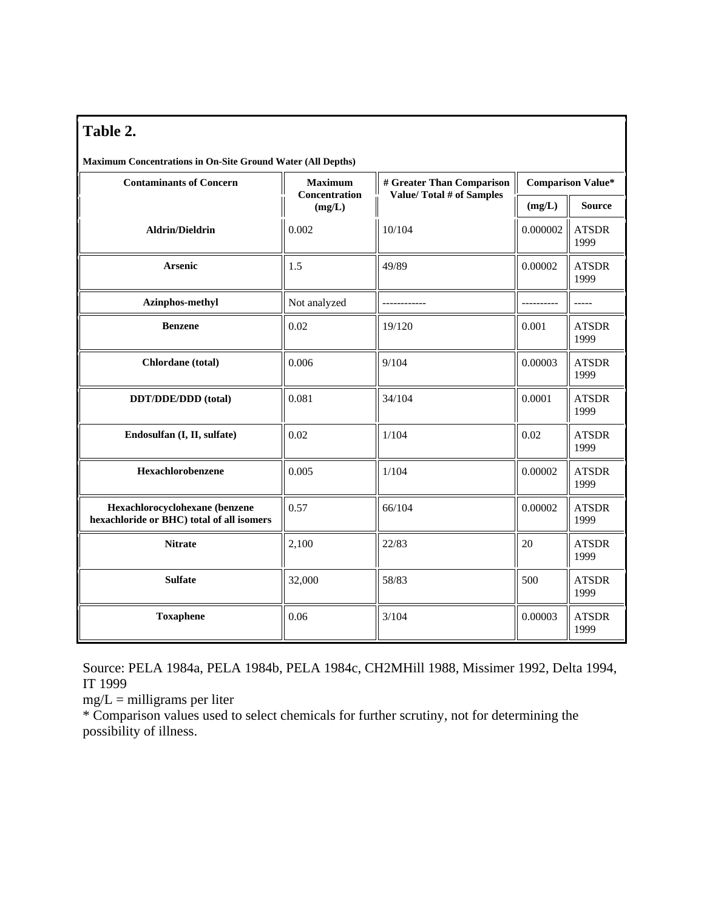## Table 2.

**Maximum Concentrations in On-Site Ground Water (All Depths)**

| Contaminants of Concern | Maximum Concentration (mg/L) | # Greater Than Comparison Value/ Total # of Samples | Comparison Value* | |
|---|---|---|---|---|
| | | | (mg/L) | Source |
| **Aldrin/Dieldrin** | 0.002 | 10/104 | 0.000002 | ATSDR 1999 |
| **Arsenic** | 1.5 | 49/89 | 0.00002 | ATSDR 1999 |
| **Azinphos-methyl** | Not analyzed | ------------ | ---------- | ----- |
| **Benzene** | 0.02 | 19/120 | 0.001 | ATSDR 1999 |
| **Chlordane (total)** | 0.006 | 9/104 | 0.00003 | ATSDR 1999 |
| **DDT/DDE/DDD (total)** | 0.081 | 34/104 | 0.0001 | ATSDR 1999 |
| **Endosulfan (I, II, sulfate)** | 0.02 | 1/104 | 0.02 | ATSDR 1999 |
| **Hexachlorobenzene** | 0.005 | 1/104 | 0.00002 | ATSDR 1999 |
| **Hexachlorocyclohexane (benzene hexachloride or BHC) total of all isomers** | 0.57 | 66/104 | 0.00002 | ATSDR 1999 |
| **Nitrate** | 2,100 | 22/83 | 20 | ATSDR 1999 |
| **Sulfate** | 32,000 | 58/83 | 500 | ATSDR 1999 |
| **Toxaphene** | 0.06 | 3/104 | 0.00003 | ATSDR 1999 |

Source: PELA 1984a, PELA 1984b, PELA 1984c, CH2MHill 1988, Missimer 1992, Delta 1994, IT 1999

mg/L = milligrams per liter

* Comparison values used to select chemicals for further scrutiny, not for determining the possibility of illness.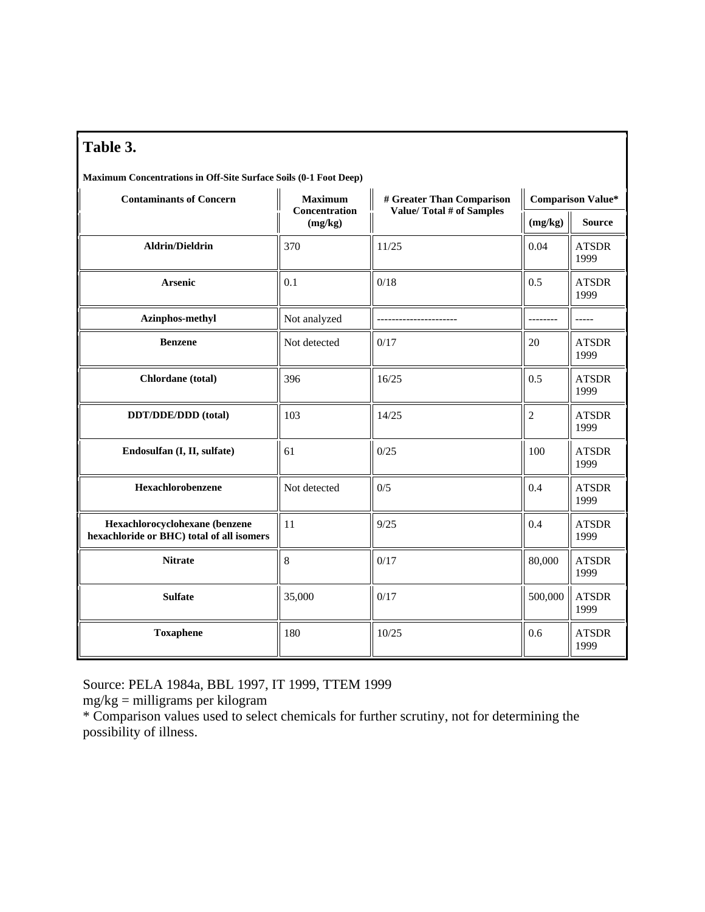## Table 3.

**Maximum Concentrations in Off-Site Surface Soils (0-1 Foot Deep)**

| Contaminants of Concern | Maximum Concentration (mg/kg) | # Greater Than Comparison Value/ Total # of Samples | Comparison Value* | |
|---|---|---|---|---|
| | | | (mg/kg) | Source |
| Aldrin/Dieldrin | 370 | 11/25 | 0.04 | ATSDR 1999 |
| Arsenic | 0.1 | 0/18 | 0.5 | ATSDR 1999 |
| Azinphos-methyl | Not analyzed | ---------------------- | -------- | ----- |
| Benzene | Not detected | 0/17 | 20 | ATSDR 1999 |
| Chlordane (total) | 396 | 16/25 | 0.5 | ATSDR 1999 |
| DDT/DDE/DDD (total) | 103 | 14/25 | 2 | ATSDR 1999 |
| Endosulfan (I, II, sulfate) | 61 | 0/25 | 100 | ATSDR 1999 |
| Hexachlorobenzene | Not detected | 0/5 | 0.4 | ATSDR 1999 |
| Hexachlorocyclohexane (benzene hexachloride or BHC) total of all isomers | 11 | 9/25 | 0.4 | ATSDR 1999 |
| Nitrate | 8 | 0/17 | 80,000 | ATSDR 1999 |
| Sulfate | 35,000 | 0/17 | 500,000 | ATSDR 1999 |
| Toxaphene | 180 | 10/25 | 0.6 | ATSDR 1999 |

Source: PELA 1984a, BBL 1997, IT 1999, TTEM 1999
mg/kg = milligrams per kilogram
* Comparison values used to select chemicals for further scrutiny, not for determining the possibility of illness.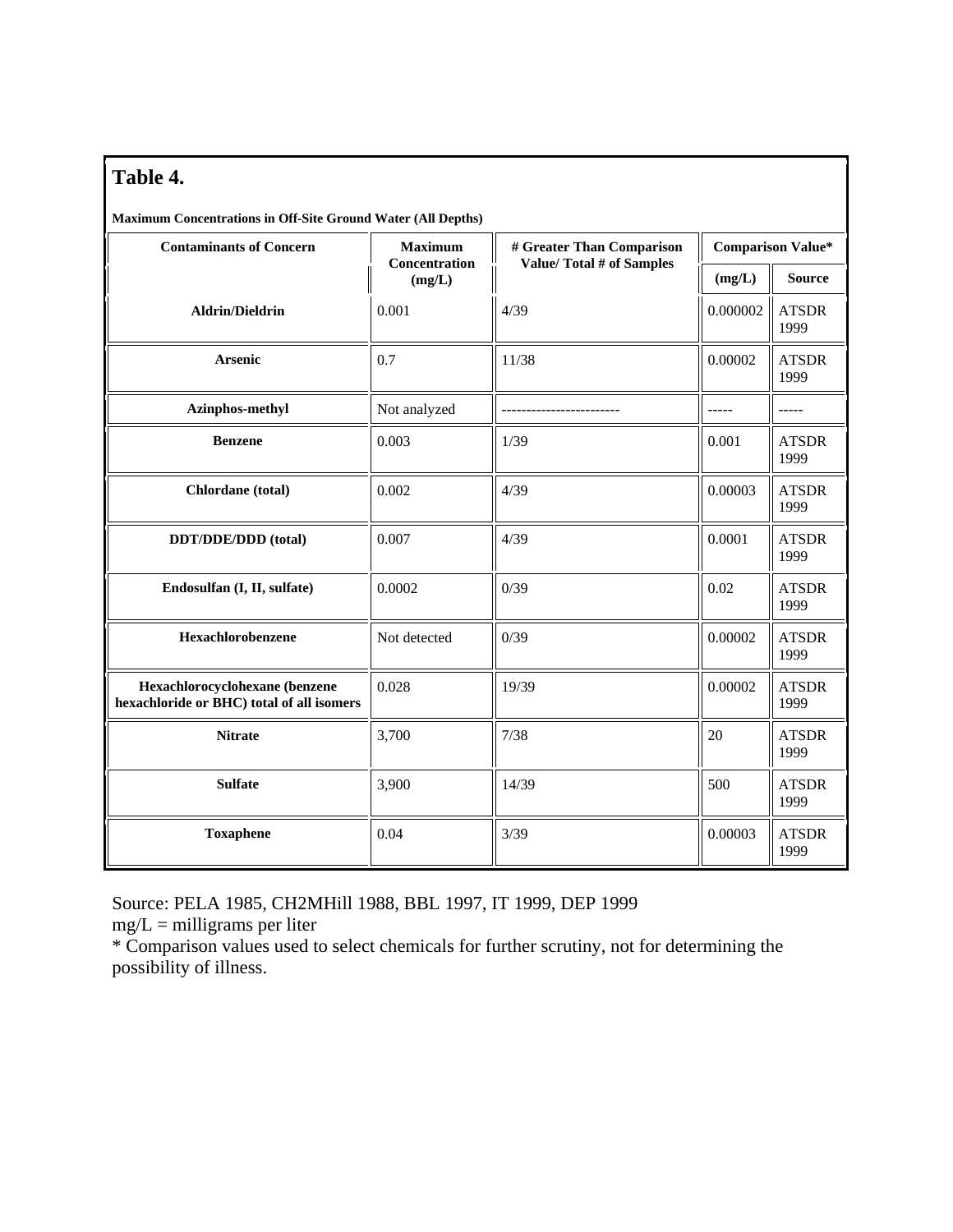# Table 4.

**Maximum Concentrations in Off-Site Ground Water (All Depths)**

| Contaminants of Concern | Maximum Concentration (mg/L) | # Greater Than Comparison Value/ Total # of Samples | Comparison Value* | |
|---|---|---|---|---|
| | | | (mg/L) | Source |
| Aldrin/Dieldrin | 0.001 | 4/39 | 0.000002 | ATSDR 1999 |
| Arsenic | 0.7 | 11/38 | 0.00002 | ATSDR 1999 |
| Azinphos-methyl | Not analyzed | ------------------------ | ----- | ----- |
| Benzene | 0.003 | 1/39 | 0.001 | ATSDR 1999 |
| Chlordane (total) | 0.002 | 4/39 | 0.00003 | ATSDR 1999 |
| DDT/DDE/DDD (total) | 0.007 | 4/39 | 0.0001 | ATSDR 1999 |
| Endosulfan (I, II, sulfate) | 0.0002 | 0/39 | 0.02 | ATSDR 1999 |
| Hexachlorobenzene | Not detected | 0/39 | 0.00002 | ATSDR 1999 |
| Hexachlorocyclohexane (benzene hexachloride or BHC) total of all isomers | 0.028 | 19/39 | 0.00002 | ATSDR 1999 |
| Nitrate | 3,700 | 7/38 | 20 | ATSDR 1999 |
| Sulfate | 3,900 | 14/39 | 500 | ATSDR 1999 |
| Toxaphene | 0.04 | 3/39 | 0.00003 | ATSDR 1999 |

Source: PELA 1985, CH2MHill 1988, BBL 1997, IT 1999, DEP 1999

mg/L = milligrams per liter

* Comparison values used to select chemicals for further scrutiny, not for determining the possibility of illness.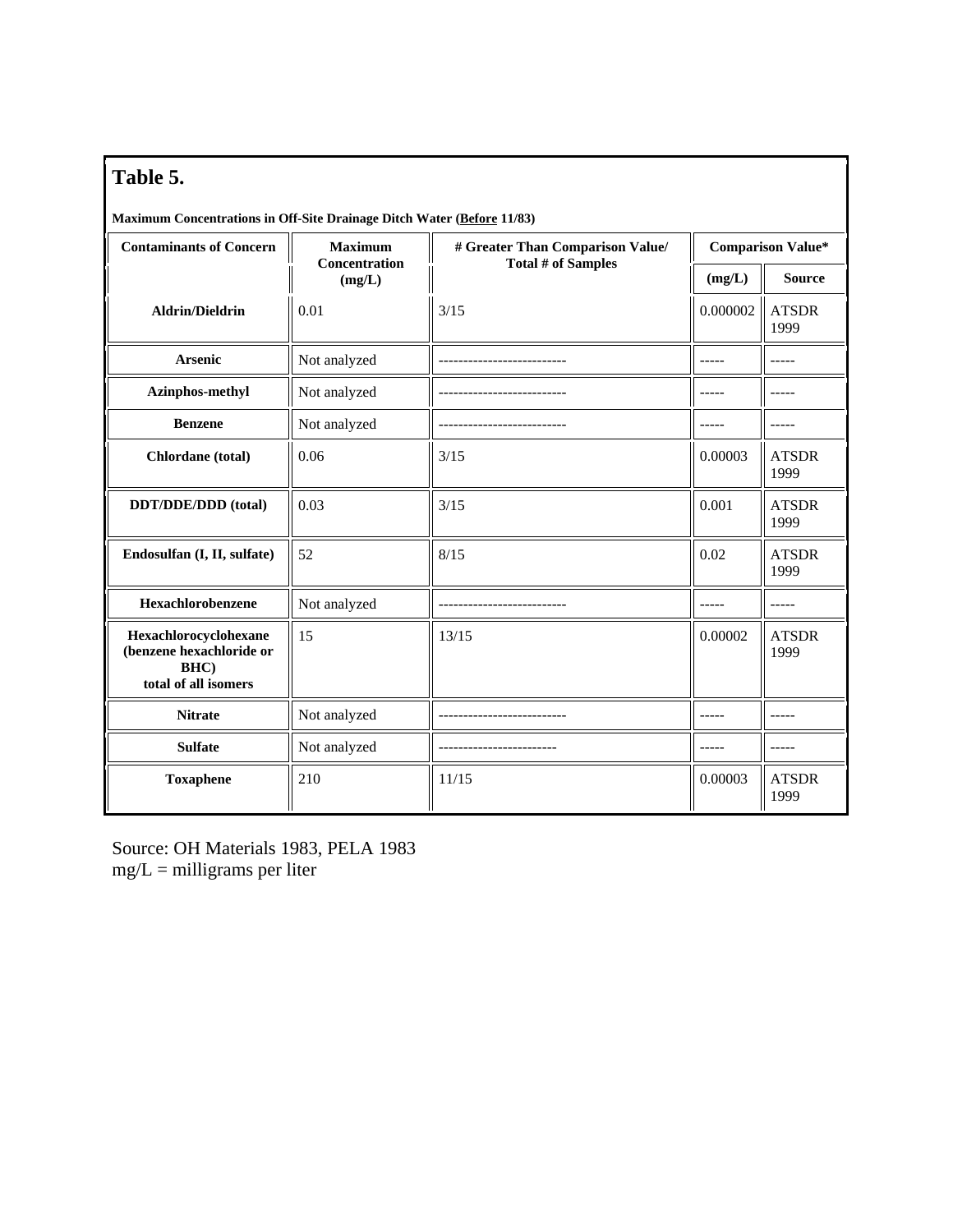## Table 5.

**Maximum Concentrations in Off-Site Drainage Ditch Water (Before 11/83)**

| Contaminants of Concern | Maximum Concentration (mg/L) | # Greater Than Comparison Value/ Total # of Samples | Comparison Value* | |
|---|---|---|---|---|
| | | | (mg/L) | Source |
| **Aldrin/Dieldrin** | 0.01 | 3/15 | 0.000002 | ATSDR 1999 |
| **Arsenic** | Not analyzed | -------------------------- | ----- | ----- |
| **Azinphos-methyl** | Not analyzed | -------------------------- | ----- | ----- |
| **Benzene** | Not analyzed | -------------------------- | ----- | ----- |
| **Chlordane (total)** | 0.06 | 3/15 | 0.00003 | ATSDR 1999 |
| **DDT/DDE/DDD (total)** | 0.03 | 3/15 | 0.001 | ATSDR 1999 |
| **Endosulfan (I, II, sulfate)** | 52 | 8/15 | 0.02 | ATSDR 1999 |
| **Hexachlorobenzene** | Not analyzed | -------------------------- | ----- | ----- |
| **Hexachlorocyclohexane (benzene hexachloride or BHC) total of all isomers** | 15 | 13/15 | 0.00002 | ATSDR 1999 |
| **Nitrate** | Not analyzed | -------------------------- | ----- | ----- |
| **Sulfate** | Not analyzed | ------------------------ | ----- | ----- |
| **Toxaphene** | 210 | 11/15 | 0.00003 | ATSDR 1999 |

Source: OH Materials 1983, PELA 1983
mg/L = milligrams per liter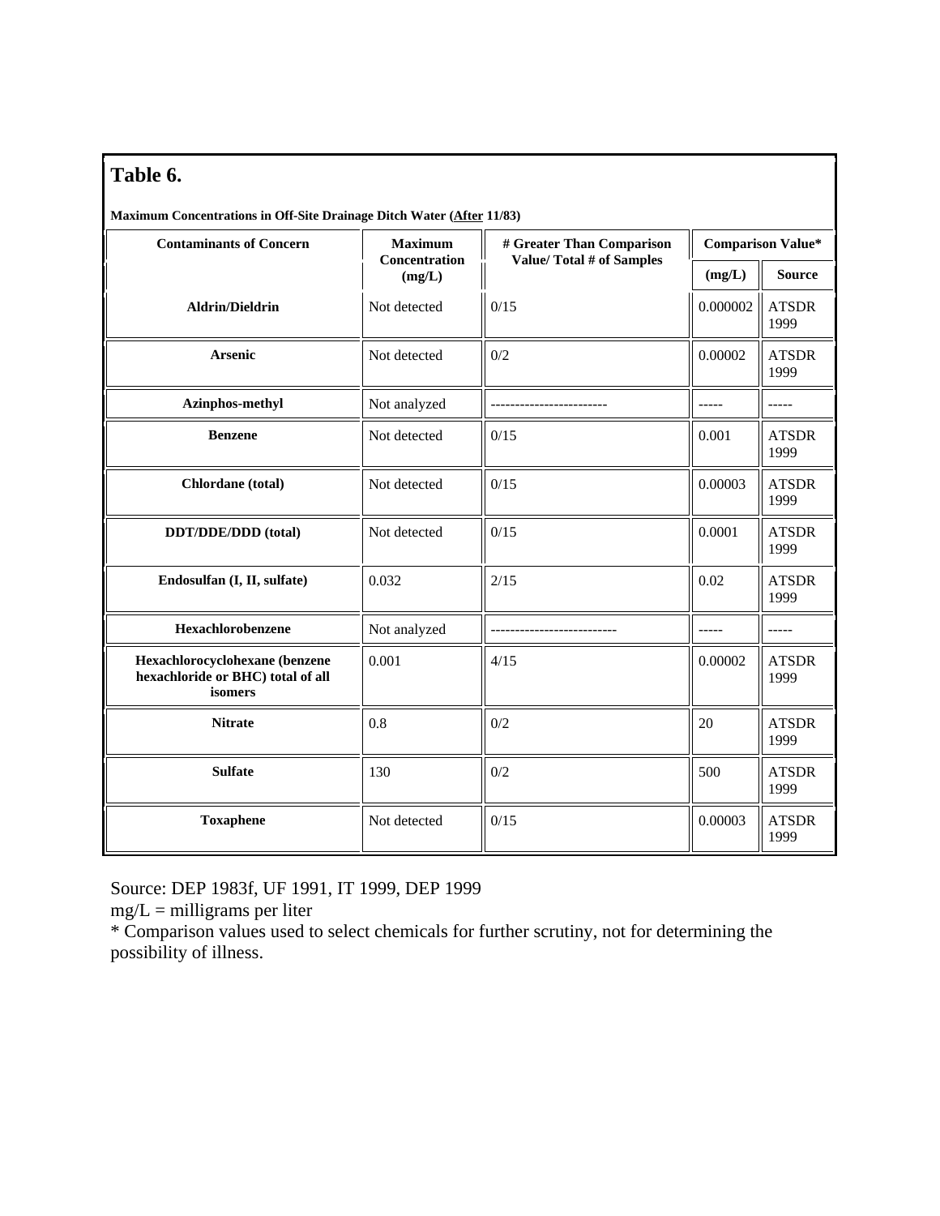## Table 6.

**Maximum Concentrations in Off-Site Drainage Ditch Water (After 11/83)**

| Contaminants of Concern | Maximum Concentration (mg/L) | # Greater Than Comparison Value/ Total # of Samples | Comparison Value* | |
|---|---|---|---|---|
| | | | (mg/L) | Source |
| **Aldrin/Dieldrin** | Not detected | 0/15 | 0.000002 | ATSDR 1999 |
| **Arsenic** | Not detected | 0/2 | 0.00002 | ATSDR 1999 |
| **Azinphos-methyl** | Not analyzed | ------------------------ | ----- | ----- |
| **Benzene** | Not detected | 0/15 | 0.001 | ATSDR 1999 |
| **Chlordane (total)** | Not detected | 0/15 | 0.00003 | ATSDR 1999 |
| **DDT/DDE/DDD (total)** | Not detected | 0/15 | 0.0001 | ATSDR 1999 |
| **Endosulfan (I, II, sulfate)** | 0.032 | 2/15 | 0.02 | ATSDR 1999 |
| **Hexachlorobenzene** | Not analyzed | -------------------------- | ----- | ----- |
| **Hexachlorocyclohexane (benzene hexachloride or BHC) total of all isomers** | 0.001 | 4/15 | 0.00002 | ATSDR 1999 |
| **Nitrate** | 0.8 | 0/2 | 20 | ATSDR 1999 |
| **Sulfate** | 130 | 0/2 | 500 | ATSDR 1999 |
| **Toxaphene** | Not detected | 0/15 | 0.00003 | ATSDR 1999 |

Source: DEP 1983f, UF 1991, IT 1999, DEP 1999

mg/L = milligrams per liter

* Comparison values used to select chemicals for further scrutiny, not for determining the possibility of illness.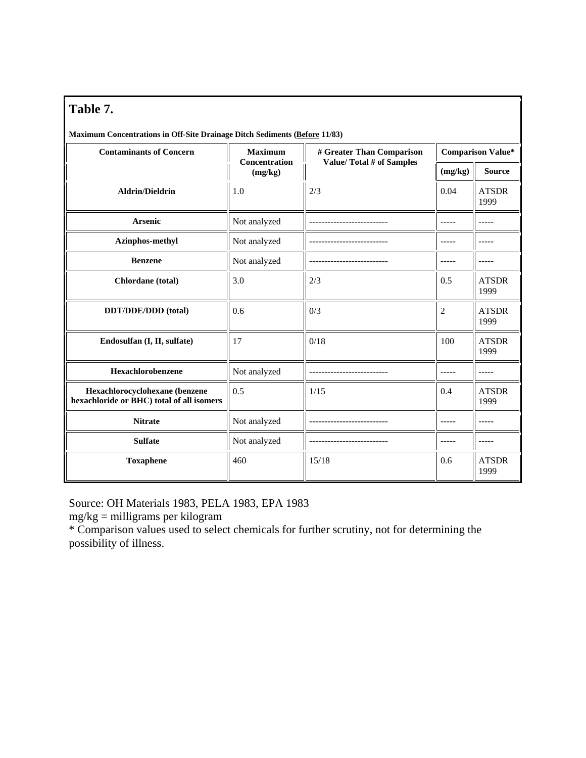## Table 7.

**Maximum Concentrations in Off-Site Drainage Ditch Sediments (Before 11/83)**

| Contaminants of Concern | Maximum Concentration (mg/kg) | # Greater Than Comparison Value/ Total # of Samples | Comparison Value* | |
|---|---|---|---|---|
| | | | (mg/kg) | Source |
| **Aldrin/Dieldrin** | 1.0 | 2/3 | 0.04 | ATSDR 1999 |
| **Arsenic** | Not analyzed | -------------------------- | ----- | ----- |
| **Azinphos-methyl** | Not analyzed | -------------------------- | ----- | ----- |
| **Benzene** | Not analyzed | -------------------------- | ----- | ----- |
| **Chlordane (total)** | 3.0 | 2/3 | 0.5 | ATSDR 1999 |
| **DDT/DDE/DDD (total)** | 0.6 | 0/3 | 2 | ATSDR 1999 |
| **Endosulfan (I, II, sulfate)** | 17 | 0/18 | 100 | ATSDR 1999 |
| **Hexachlorobenzene** | Not analyzed | -------------------------- | ----- | ----- |
| **Hexachlorocyclohexane (benzene hexachloride or BHC) total of all isomers** | 0.5 | 1/15 | 0.4 | ATSDR 1999 |
| **Nitrate** | Not analyzed | -------------------------- | ----- | ----- |
| **Sulfate** | Not analyzed | -------------------------- | ----- | ----- |
| **Toxaphene** | 460 | 15/18 | 0.6 | ATSDR 1999 |

Source: OH Materials 1983, PELA 1983, EPA 1983

mg/kg = milligrams per kilogram

* Comparison values used to select chemicals for further scrutiny, not for determining the possibility of illness.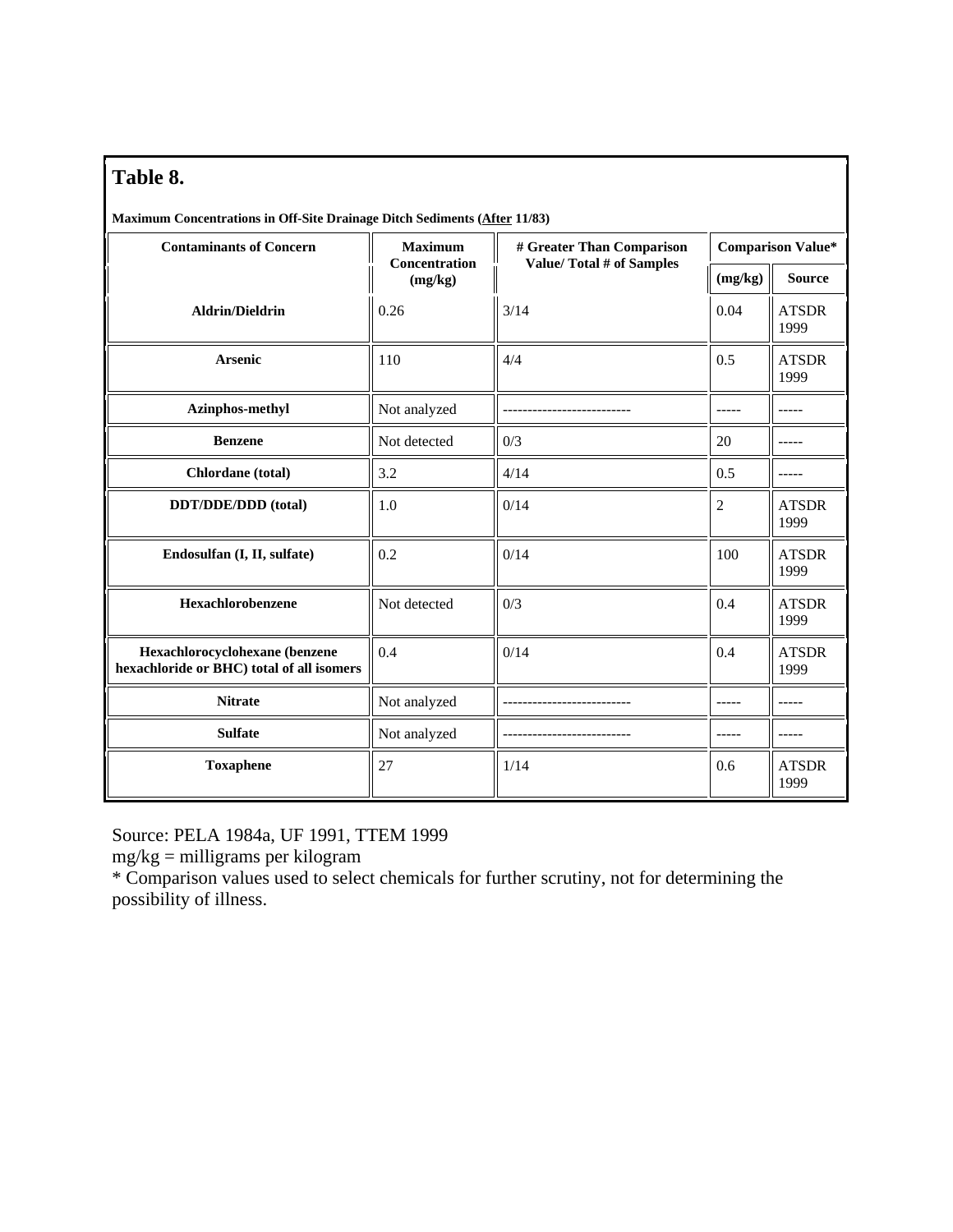## Table 8.

**Maximum Concentrations in Off-Site Drainage Ditch Sediments (After 11/83)**

| Contaminants of Concern | Maximum Concentration (mg/kg) | # Greater Than Comparison Value/ Total # of Samples | Comparison Value* | |
|---|---|---|---|---|
| | | | (mg/kg) | Source |
| **Aldrin/Dieldrin** | 0.26 | 3/14 | 0.04 | ATSDR 1999 |
| **Arsenic** | 110 | 4/4 | 0.5 | ATSDR 1999 |
| **Azinphos-methyl** | Not analyzed | -------------------------- | ----- | ----- |
| **Benzene** | Not detected | 0/3 | 20 | ----- |
| **Chlordane (total)** | 3.2 | 4/14 | 0.5 | ----- |
| **DDT/DDE/DDD (total)** | 1.0 | 0/14 | 2 | ATSDR 1999 |
| **Endosulfan (I, II, sulfate)** | 0.2 | 0/14 | 100 | ATSDR 1999 |
| **Hexachlorobenzene** | Not detected | 0/3 | 0.4 | ATSDR 1999 |
| **Hexachlorocyclohexane (benzene hexachloride or BHC) total of all isomers** | 0.4 | 0/14 | 0.4 | ATSDR 1999 |
| **Nitrate** | Not analyzed | -------------------------- | ----- | ----- |
| **Sulfate** | Not analyzed | -------------------------- | ----- | ----- |
| **Toxaphene** | 27 | 1/14 | 0.6 | ATSDR 1999 |

Source: PELA 1984a, UF 1991, TTEM 1999

mg/kg = milligrams per kilogram

* Comparison values used to select chemicals for further scrutiny, not for determining the possibility of illness.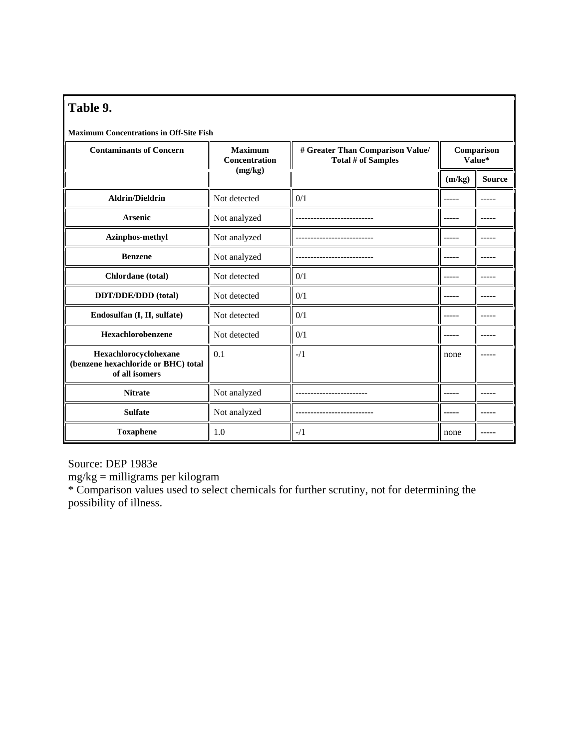## Table 9.

**Maximum Concentrations in Off-Site Fish**

| Contaminants of Concern | Maximum Concentration (mg/kg) | # Greater Than Comparison Value/ Total # of Samples | Comparison Value* | |
|---|---|---|---|---|
| | | | (m/kg) | Source |
| **Aldrin/Dieldrin** | Not detected | 0/1 | ----- | ----- |
| **Arsenic** | Not analyzed | -------------------------- | ----- | ----- |
| **Azinphos-methyl** | Not analyzed | -------------------------- | ----- | ----- |
| **Benzene** | Not analyzed | -------------------------- | ----- | ----- |
| **Chlordane (total)** | Not detected | 0/1 | ----- | ----- |
| **DDT/DDE/DDD (total)** | Not detected | 0/1 | ----- | ----- |
| **Endosulfan (I, II, sulfate)** | Not detected | 0/1 | ----- | ----- |
| **Hexachlorobenzene** | Not detected | 0/1 | ----- | ----- |
| **Hexachlorocyclohexane (benzene hexachloride or BHC) total of all isomers** | 0.1 | -/1 | none | ----- |
| **Nitrate** | Not analyzed | ------------------------ | ----- | ----- |
| **Sulfate** | Not analyzed | -------------------------- | ----- | ----- |
| **Toxaphene** | 1.0 | -/1 | none | ----- |

Source: DEP 1983e

mg/kg = milligrams per kilogram

* Comparison values used to select chemicals for further scrutiny, not for determining the possibility of illness.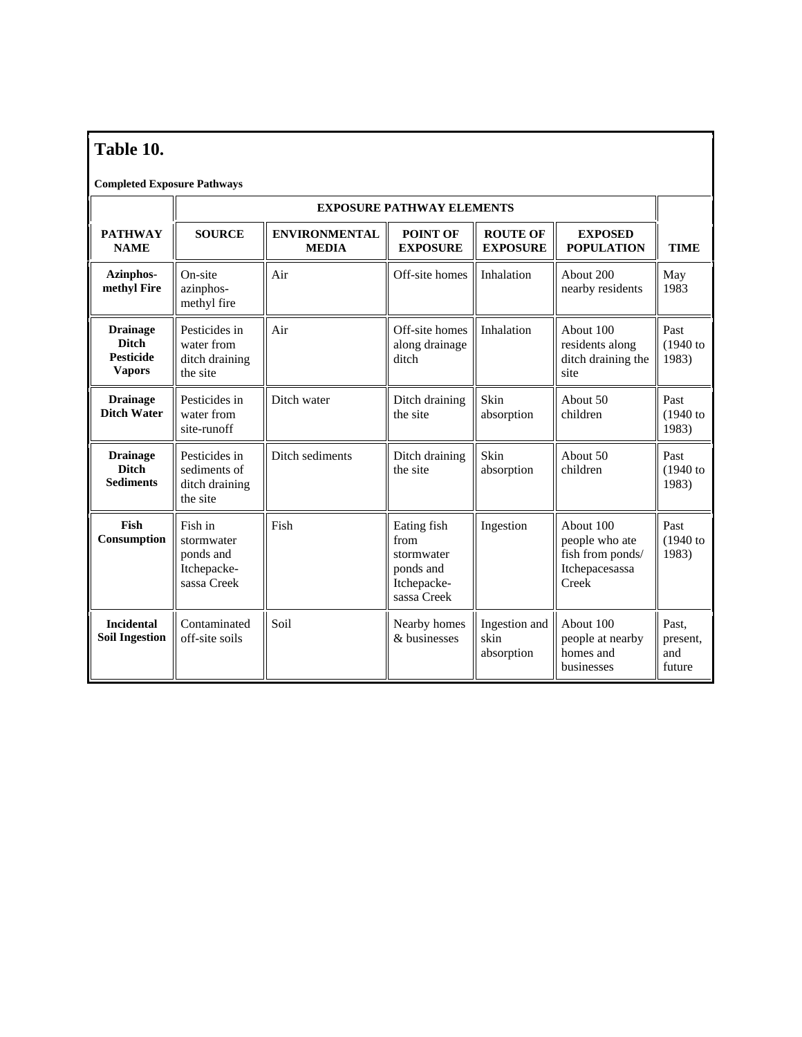# Table 10.

**Completed Exposure Pathways**

| | EXPOSURE PATHWAY ELEMENTS | | | | | |
|---|---|---|---|---|---|---|
| **PATHWAY NAME** | **SOURCE** | **ENVIRONMENTAL MEDIA** | **POINT OF EXPOSURE** | **ROUTE OF EXPOSURE** | **EXPOSED POPULATION** | **TIME** |
| **Azinphos-methyl Fire** | On-site azinphos-methyl fire | Air | Off-site homes | Inhalation | About 200 nearby residents | May 1983 |
| **Drainage Ditch Pesticide Vapors** | Pesticides in water from ditch draining the site | Air | Off-site homes along drainage ditch | Inhalation | About 100 residents along ditch draining the site | Past (1940 to 1983) |
| **Drainage Ditch Water** | Pesticides in water from site-runoff | Ditch water | Ditch draining the site | Skin absorption | About 50 children | Past (1940 to 1983) |
| **Drainage Ditch Sediments** | Pesticides in sediments of ditch draining the site | Ditch sediments | Ditch draining the site | Skin absorption | About 50 children | Past (1940 to 1983) |
| **Fish Consumption** | Fish in stormwater ponds and Itchepacke-sassa Creek | Fish | Eating fish from stormwater ponds and Itchepacke-sassa Creek | Ingestion | About 100 people who ate fish from ponds/ Itchepacesassa Creek | Past (1940 to 1983) |
| **Incidental Soil Ingestion** | Contaminated off-site soils | Soil | Nearby homes & businesses | Ingestion and skin absorption | About 100 people at nearby homes and businesses | Past, present, and future |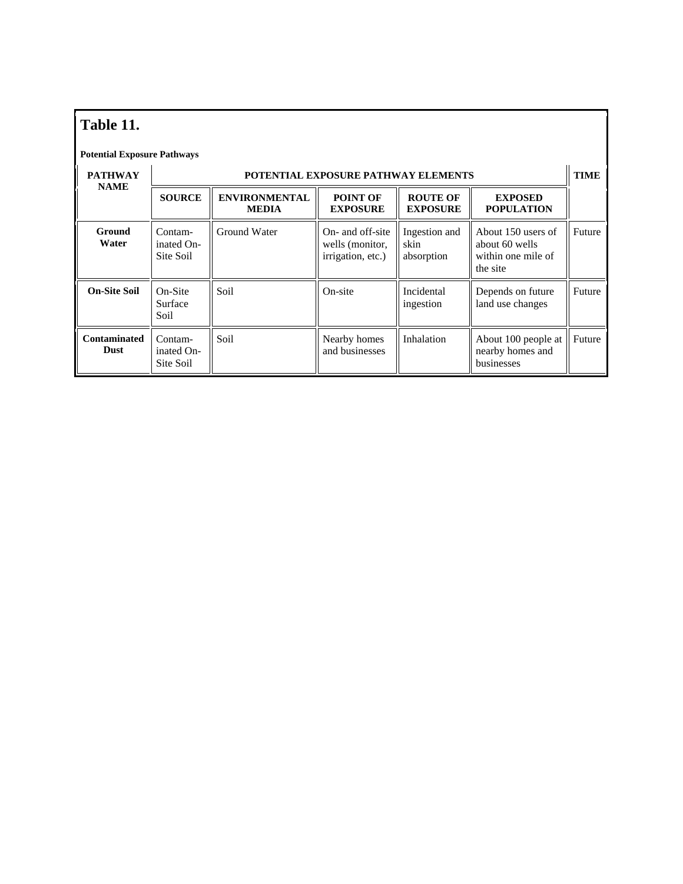## Table 11.

**Potential Exposure Pathways**

| PATHWAY NAME | POTENTIAL EXPOSURE PATHWAY ELEMENTS | | | | | TIME |
|---|---|---|---|---|---|---|
| | SOURCE | ENVIRONMENTAL MEDIA | POINT OF EXPOSURE | ROUTE OF EXPOSURE | EXPOSED POPULATION | |
| **Ground Water** | Contam-inated On-Site Soil | Ground Water | On- and off-site wells (monitor, irrigation, etc.) | Ingestion and skin absorption | About 150 users of about 60 wells within one mile of the site | Future |
| **On-Site Soil** | On-Site Surface Soil | Soil | On-site | Incidental ingestion | Depends on future land use changes | Future |
| **Contaminated Dust** | Contam-inated On-Site Soil | Soil | Nearby homes and businesses | Inhalation | About 100 people at nearby homes and businesses | Future |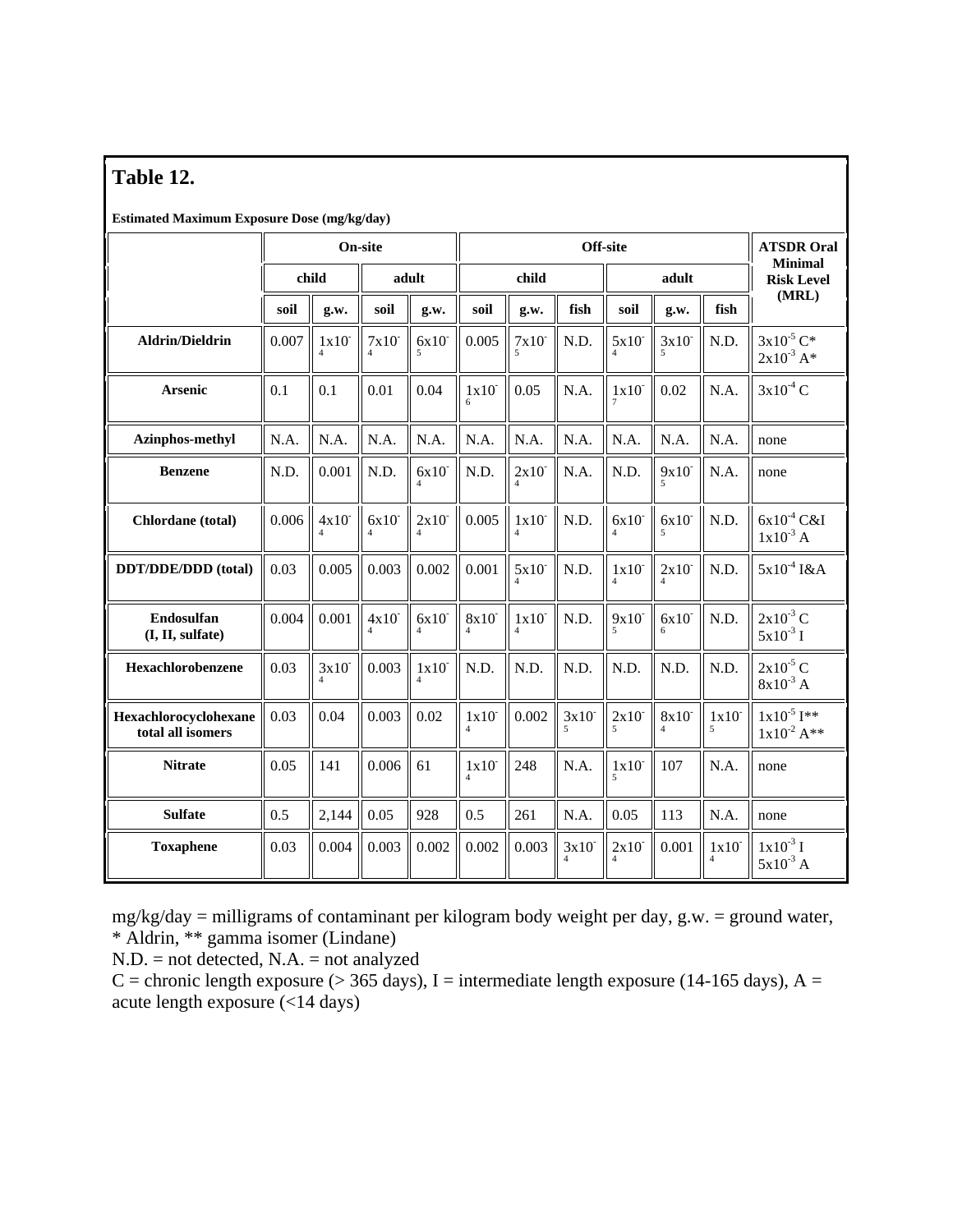## Table 12.

**Estimated Maximum Exposure Dose (mg/kg/day)**

| | On-site | | | | Off-site | | | | | | ATSDR Oral Minimal Risk Level (MRL) |
|---|---|---|---|---|---|---|---|---|---|---|---|
| | child | | adult | | child | | | adult | | | |
| | soil | g.w. | soil | g.w. | soil | g.w. | fish | soil | g.w. | fish | |
| **Aldrin/Dieldrin** | 0.007 | $1x10^{-4}$ | $7x10^{-4}$ | $6x10^{-5}$ | 0.005 | $7x10^{-5}$ | N.D. | $5x10^{-4}$ | $3x10^{-5}$ | N.D. | $3x10^{-5}$ C* $2x10^{-3}$ A* |
| **Arsenic** | 0.1 | 0.1 | 0.01 | 0.04 | $1x10^{-6}$ | 0.05 | N.A. | $1x10^{-7}$ | 0.02 | N.A. | $3x10^{-4}$ C |
| **Azinphos-methyl** | N.A. | N.A. | N.A. | N.A. | N.A. | N.A. | N.A. | N.A. | N.A. | N.A. | none |
| **Benzene** | N.D. | 0.001 | N.D. | $6x10^{-4}$ | N.D. | $2x10^{-4}$ | N.A. | N.D. | $9x10^{-5}$ | N.A. | none |
| **Chlordane (total)** | 0.006 | $4x10^{-4}$ | $6x10^{-4}$ | $2x10^{-4}$ | 0.005 | $1x10^{-4}$ | N.D. | $6x10^{-4}$ | $6x10^{-5}$ | N.D. | $6x10^{-4}$ C&I $1x10^{-3}$ A |
| **DDT/DDE/DDD (total)** | 0.03 | 0.005 | 0.003 | 0.002 | 0.001 | $5x10^{-4}$ | N.D. | $1x10^{-4}$ | $2x10^{-4}$ | N.D. | $5x10^{-4}$ I&A |
| **Endosulfan (I, II, sulfate)** | 0.004 | 0.001 | $4x10^{-4}$ | $6x10^{-4}$ | $8x10^{-4}$ | $1x10^{-4}$ | N.D. | $9x10^{-5}$ | $6x10^{-6}$ | N.D. | $2x10^{-3}$ C $5x10^{-3}$ I |
| **Hexachlorobenzene** | 0.03 | $3x10^{-4}$ | 0.003 | $1x10^{-4}$ | N.D. | N.D. | N.D. | N.D. | N.D. | N.D. | $2x10^{-5}$ C $8x10^{-3}$ A |
| **Hexachlorocyclohexane total all isomers** | 0.03 | 0.04 | 0.003 | 0.02 | $1x10^{-4}$ | 0.002 | $3x10^{-5}$ | $2x10^{-5}$ | $8x10^{-4}$ | $1x10^{-5}$ | $1x10^{-5}$ I** $1x10^{-2}$ A** |
| **Nitrate** | 0.05 | 141 | 0.006 | 61 | $1x10^{-4}$ | 248 | N.A. | $1x10^{-5}$ | 107 | N.A. | none |
| **Sulfate** | 0.5 | 2,144 | 0.05 | 928 | 0.5 | 261 | N.A. | 0.05 | 113 | N.A. | none |
| **Toxaphene** | 0.03 | 0.004 | 0.003 | 0.002 | 0.002 | 0.003 | $3x10^{-4}$ | $2x10^{-4}$ | 0.001 | $1x10^{-4}$ | $1x10^{-3}$ I $5x10^{-3}$ A |

mg/kg/day = milligrams of contaminant per kilogram body weight per day, g.w. = ground water,
* Aldrin, ** gamma isomer (Lindane)
N.D. = not detected, N.A. = not analyzed
C = chronic length exposure (> 365 days), I = intermediate length exposure (14-165 days), A = acute length exposure (<14 days)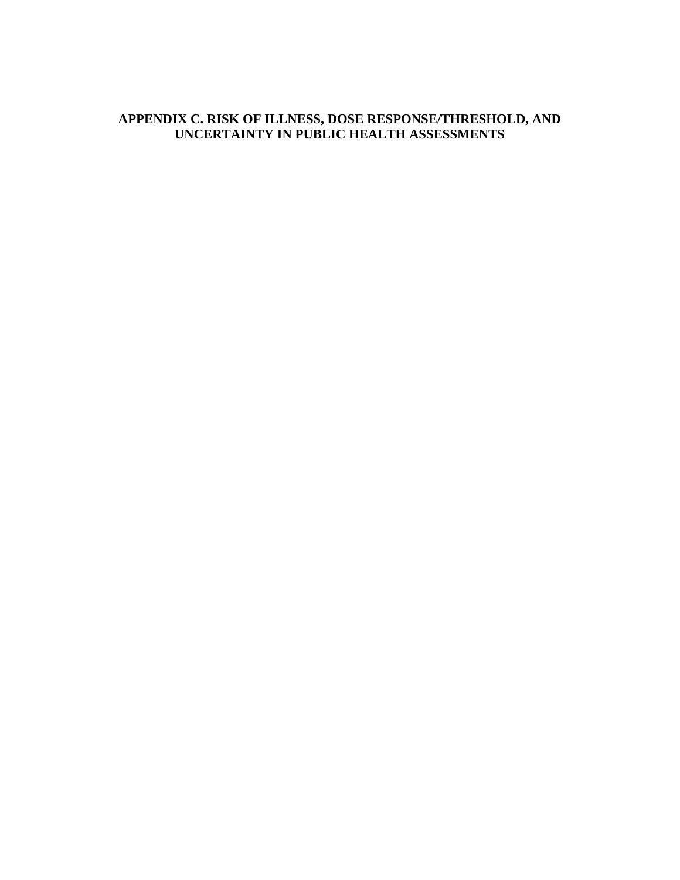# APPENDIX C. RISK OF ILLNESS, DOSE RESPONSE/THRESHOLD, AND UNCERTAINTY IN PUBLIC HEALTH ASSESSMENTS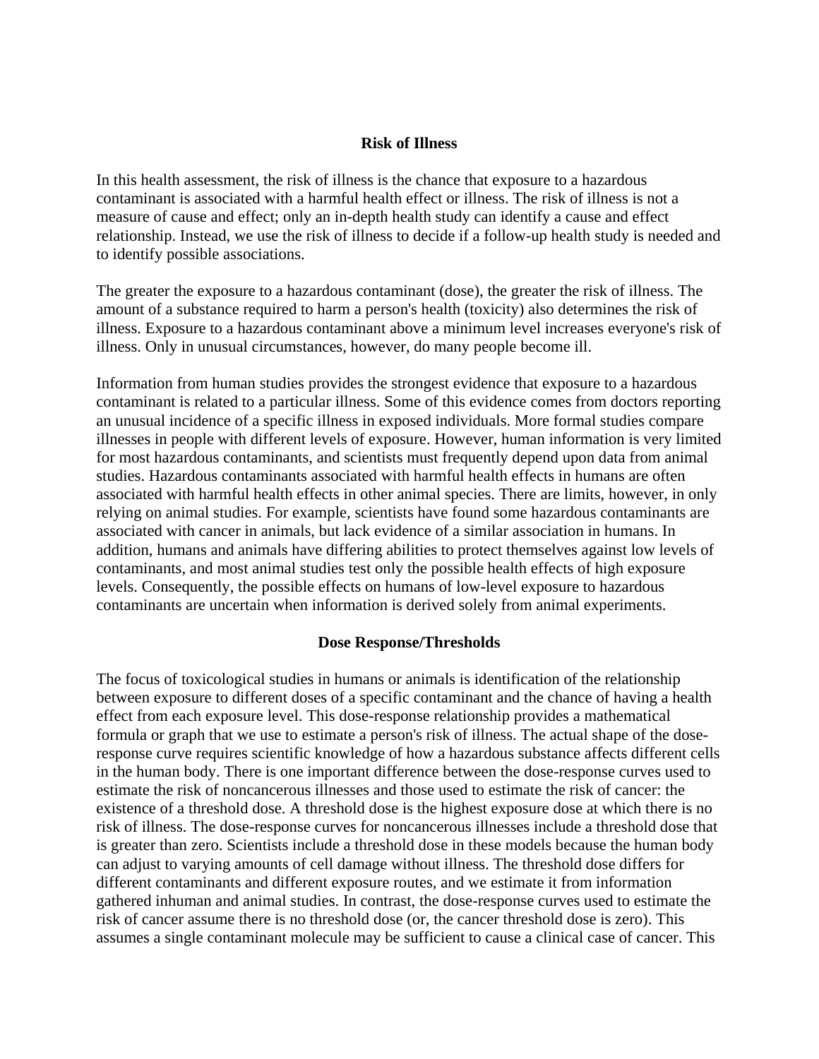## Risk of Illness

In this health assessment, the risk of illness is the chance that exposure to a hazardous contaminant is associated with a harmful health effect or illness. The risk of illness is not a measure of cause and effect; only an in-depth health study can identify a cause and effect relationship. Instead, we use the risk of illness to decide if a follow-up health study is needed and to identify possible associations.

The greater the exposure to a hazardous contaminant (dose), the greater the risk of illness. The amount of a substance required to harm a person's health (toxicity) also determines the risk of illness. Exposure to a hazardous contaminant above a minimum level increases everyone's risk of illness. Only in unusual circumstances, however, do many people become ill.

Information from human studies provides the strongest evidence that exposure to a hazardous contaminant is related to a particular illness. Some of this evidence comes from doctors reporting an unusual incidence of a specific illness in exposed individuals. More formal studies compare illnesses in people with different levels of exposure. However, human information is very limited for most hazardous contaminants, and scientists must frequently depend upon data from animal studies. Hazardous contaminants associated with harmful health effects in humans are often associated with harmful health effects in other animal species. There are limits, however, in only relying on animal studies. For example, scientists have found some hazardous contaminants are associated with cancer in animals, but lack evidence of a similar association in humans. In addition, humans and animals have differing abilities to protect themselves against low levels of contaminants, and most animal studies test only the possible health effects of high exposure levels. Consequently, the possible effects on humans of low-level exposure to hazardous contaminants are uncertain when information is derived solely from animal experiments.

## Dose Response/Thresholds

The focus of toxicological studies in humans or animals is identification of the relationship between exposure to different doses of a specific contaminant and the chance of having a health effect from each exposure level. This dose-response relationship provides a mathematical formula or graph that we use to estimate a person's risk of illness. The actual shape of the dose-response curve requires scientific knowledge of how a hazardous substance affects different cells in the human body. There is one important difference between the dose-response curves used to estimate the risk of noncancerous illnesses and those used to estimate the risk of cancer: the existence of a threshold dose. A threshold dose is the highest exposure dose at which there is no risk of illness. The dose-response curves for noncancerous illnesses include a threshold dose that is greater than zero. Scientists include a threshold dose in these models because the human body can adjust to varying amounts of cell damage without illness. The threshold dose differs for different contaminants and different exposure routes, and we estimate it from information gathered inhuman and animal studies. In contrast, the dose-response curves used to estimate the risk of cancer assume there is no threshold dose (or, the cancer threshold dose is zero). This assumes a single contaminant molecule may be sufficient to cause a clinical case of cancer. This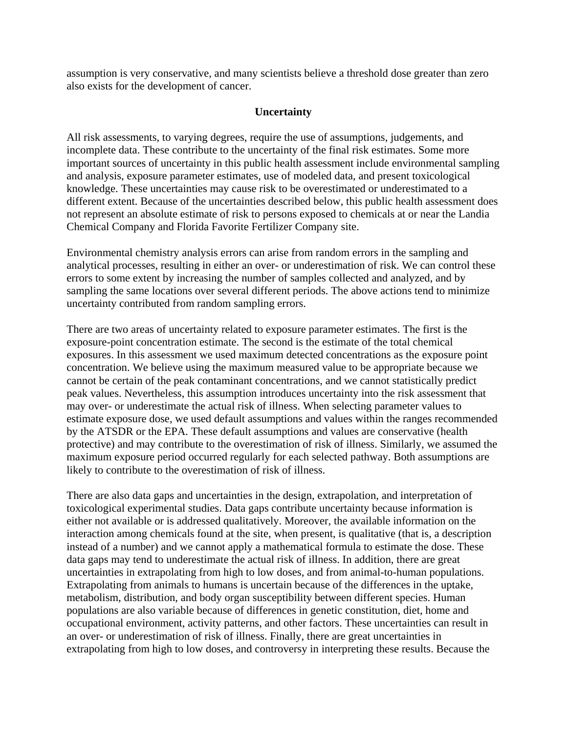assumption is very conservative, and many scientists believe a threshold dose greater than zero also exists for the development of cancer.

## Uncertainty

All risk assessments, to varying degrees, require the use of assumptions, judgements, and incomplete data. These contribute to the uncertainty of the final risk estimates. Some more important sources of uncertainty in this public health assessment include environmental sampling and analysis, exposure parameter estimates, use of modeled data, and present toxicological knowledge. These uncertainties may cause risk to be overestimated or underestimated to a different extent. Because of the uncertainties described below, this public health assessment does not represent an absolute estimate of risk to persons exposed to chemicals at or near the Landia Chemical Company and Florida Favorite Fertilizer Company site.

Environmental chemistry analysis errors can arise from random errors in the sampling and analytical processes, resulting in either an over- or underestimation of risk. We can control these errors to some extent by increasing the number of samples collected and analyzed, and by sampling the same locations over several different periods. The above actions tend to minimize uncertainty contributed from random sampling errors.

There are two areas of uncertainty related to exposure parameter estimates. The first is the exposure-point concentration estimate. The second is the estimate of the total chemical exposures. In this assessment we used maximum detected concentrations as the exposure point concentration. We believe using the maximum measured value to be appropriate because we cannot be certain of the peak contaminant concentrations, and we cannot statistically predict peak values. Nevertheless, this assumption introduces uncertainty into the risk assessment that may over- or underestimate the actual risk of illness. When selecting parameter values to estimate exposure dose, we used default assumptions and values within the ranges recommended by the ATSDR or the EPA. These default assumptions and values are conservative (health protective) and may contribute to the overestimation of risk of illness. Similarly, we assumed the maximum exposure period occurred regularly for each selected pathway. Both assumptions are likely to contribute to the overestimation of risk of illness.

There are also data gaps and uncertainties in the design, extrapolation, and interpretation of toxicological experimental studies. Data gaps contribute uncertainty because information is either not available or is addressed qualitatively. Moreover, the available information on the interaction among chemicals found at the site, when present, is qualitative (that is, a description instead of a number) and we cannot apply a mathematical formula to estimate the dose. These data gaps may tend to underestimate the actual risk of illness. In addition, there are great uncertainties in extrapolating from high to low doses, and from animal-to-human populations. Extrapolating from animals to humans is uncertain because of the differences in the uptake, metabolism, distribution, and body organ susceptibility between different species. Human populations are also variable because of differences in genetic constitution, diet, home and occupational environment, activity patterns, and other factors. These uncertainties can result in an over- or underestimation of risk of illness. Finally, there are great uncertainties in extrapolating from high to low doses, and controversy in interpreting these results. Because the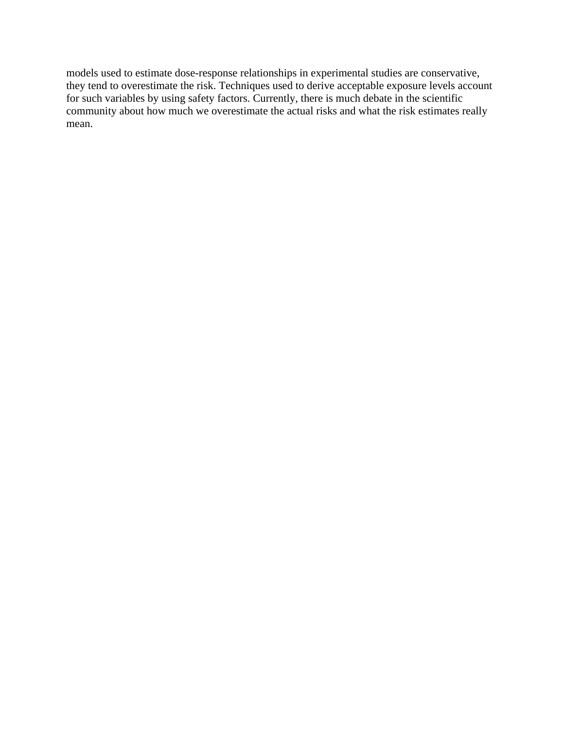models used to estimate dose-response relationships in experimental studies are conservative, they tend to overestimate the risk. Techniques used to derive acceptable exposure levels account for such variables by using safety factors. Currently, there is much debate in the scientific community about how much we overestimate the actual risks and what the risk estimates really mean.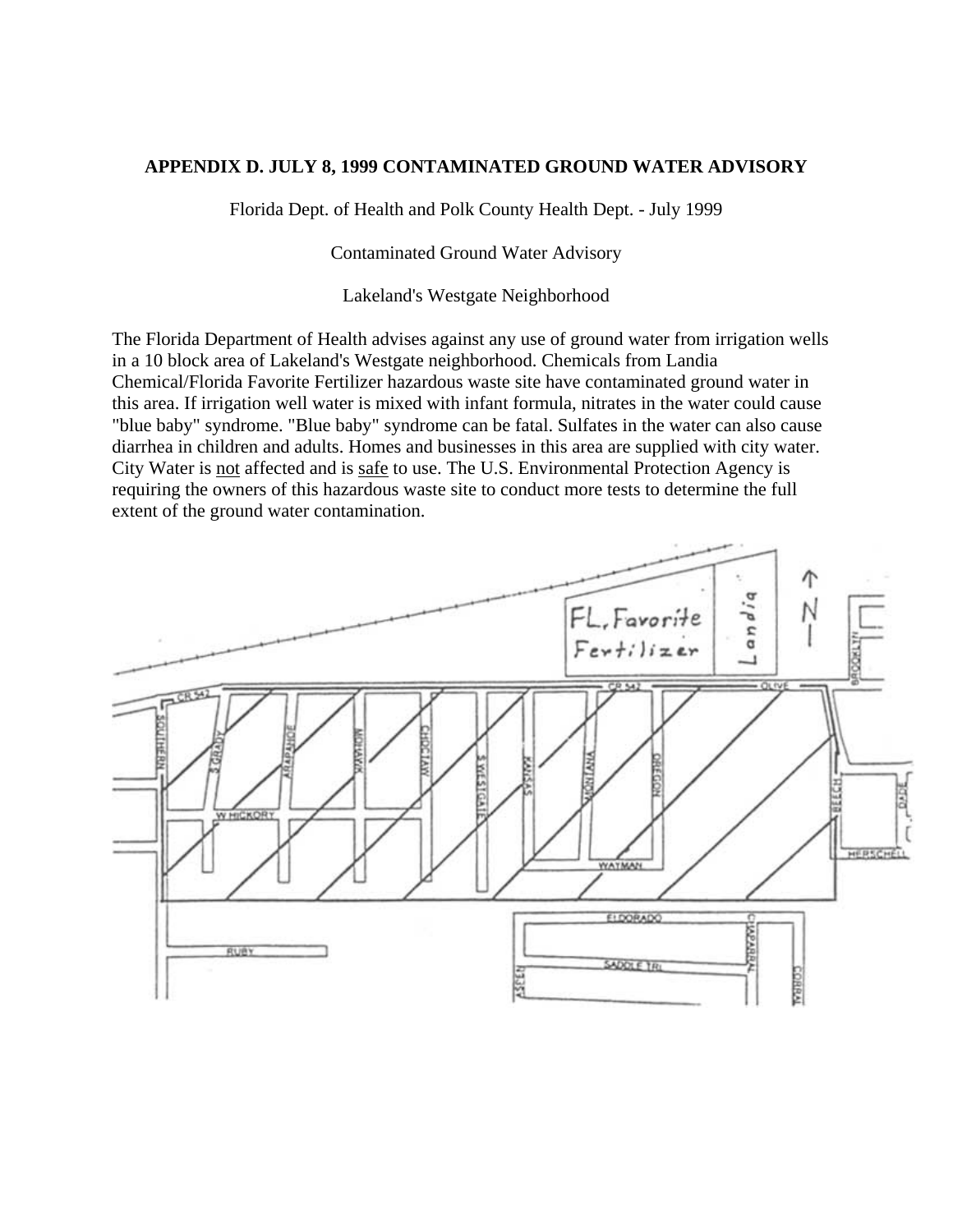**APPENDIX D. JULY 8, 1999 CONTAMINATED GROUND WATER ADVISORY**

Florida Dept. of Health and Polk County Health Dept. - July 1999

Contaminated Ground Water Advisory

Lakeland's Westgate Neighborhood

The Florida Department of Health advises against any use of ground water from irrigation wells in a 10 block area of Lakeland's Westgate neighborhood. Chemicals from Landia Chemical/Florida Favorite Fertilizer hazardous waste site have contaminated ground water in this area. If irrigation well water is mixed with infant formula, nitrates in the water could cause "blue baby" syndrome. "Blue baby" syndrome can be fatal. Sulfates in the water can also cause diarrhea in children and adults. Homes and businesses in this area are supplied with city water. City Water is not affected and is safe to use. The U.S. Environmental Protection Agency is requiring the owners of this hazardous waste site to conduct more tests to determine the full extent of the ground water contamination.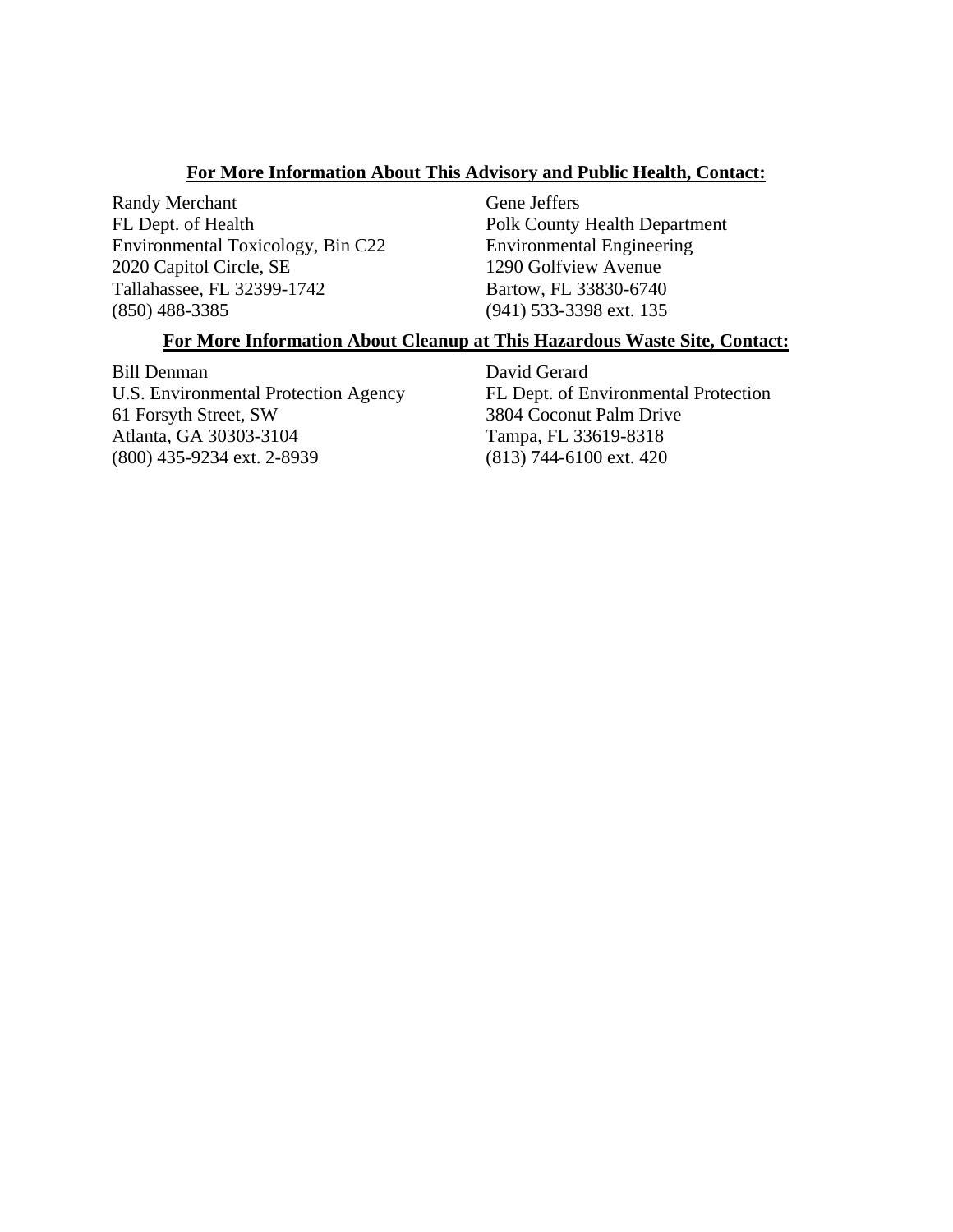**For More Information About This Advisory and Public Health, Contact:**

Randy Merchant
FL Dept. of Health
Environmental Toxicology, Bin C22
2020 Capitol Circle, SE
Tallahassee, FL 32399-1742
(850) 488-3385

Gene Jeffers
Polk County Health Department
Environmental Engineering
1290 Golfview Avenue
Bartow, FL 33830-6740
(941) 533-3398 ext. 135

**For More Information About Cleanup at This Hazardous Waste Site, Contact:**

Bill Denman
U.S. Environmental Protection Agency
61 Forsyth Street, SW
Atlanta, GA 30303-3104
(800) 435-9234 ext. 2-8939

David Gerard
FL Dept. of Environmental Protection
3804 Coconut Palm Drive
Tampa, FL 33619-8318
(813) 744-6100 ext. 420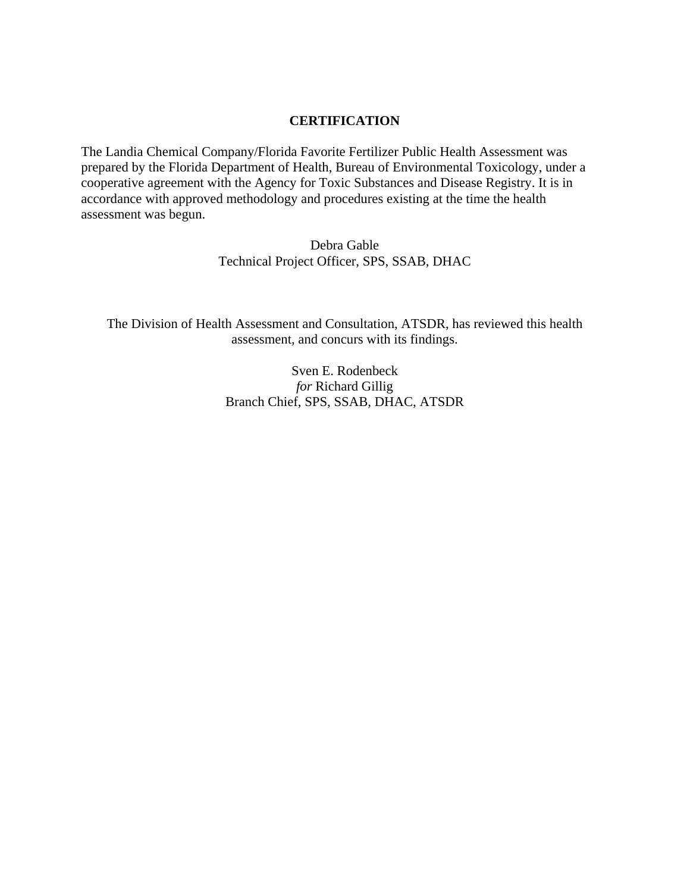# CERTIFICATION

The Landia Chemical Company/Florida Favorite Fertilizer Public Health Assessment was prepared by the Florida Department of Health, Bureau of Environmental Toxicology, under a cooperative agreement with the Agency for Toxic Substances and Disease Registry. It is in accordance with approved methodology and procedures existing at the time the health assessment was begun.

Debra Gable
Technical Project Officer, SPS, SSAB, DHAC

The Division of Health Assessment and Consultation, ATSDR, has reviewed this health assessment, and concurs with its findings.

Sven E. Rodenbeck
*for* Richard Gillig
Branch Chief, SPS, SSAB, DHAC, ATSDR